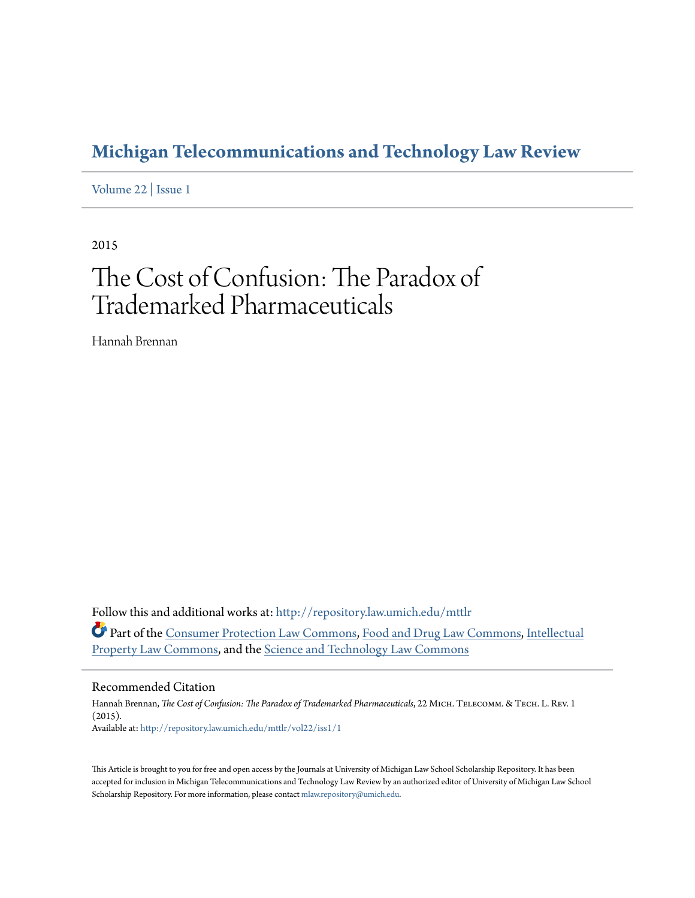# Michigan Telecommunications and Technology Law Review

Volume 22 | Issue 1

2015

# The Cost of Confusion: The Paradox of Trademarked Pharmaceuticals

Hannah Brennan

Follow this and additional works at: http://repository.law.umich.edu/mttlr

Part of the Consumer Protection Law Commons, Food and Drug Law Commons, Intellectual Property Law Commons, and the Science and Technology Law Commons

## Recommended Citation

Hannah Brennan, *The Cost of Confusion: The Paradox of Trademarked Pharmaceuticals*, 22 Mich. Telecomm. & Tech. L. Rev. 1 (2015).
Available at: http://repository.law.umich.edu/mttlr/vol22/iss1/1

This Article is brought to you for free and open access by the Journals at University of Michigan Law School Scholarship Repository. It has been accepted for inclusion in Michigan Telecommunications and Technology Law Review by an authorized editor of University of Michigan Law School Scholarship Repository. For more information, please contact mlaw.repository@umich.edu.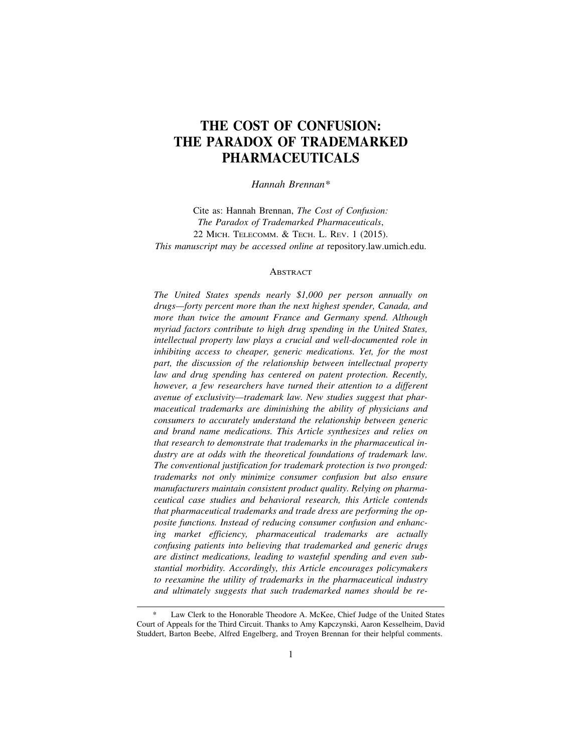# THE COST OF CONFUSION: THE PARADOX OF TRADEMARKED PHARMACEUTICALS

*Hannah Brennan**

Cite as: Hannah Brennan, *The Cost of Confusion: The Paradox of Trademarked Pharmaceuticals*, 22 MICH. TELECOMM. & TECH. L. REV. 1 (2015).
*This manuscript may be accessed online at* repository.law.umich.edu.

## ABSTRACT

*The United States spends nearly $1,000 per person annually on drugs—forty percent more than the next highest spender, Canada, and more than twice the amount France and Germany spend. Although myriad factors contribute to high drug spending in the United States, intellectual property law plays a crucial and well-documented role in inhibiting access to cheaper, generic medications. Yet, for the most part, the discussion of the relationship between intellectual property law and drug spending has centered on patent protection. Recently, however, a few researchers have turned their attention to a different avenue of exclusivity—trademark law. New studies suggest that pharmaceutical trademarks are diminishing the ability of physicians and consumers to accurately understand the relationship between generic and brand name medications. This Article synthesizes and relies on that research to demonstrate that trademarks in the pharmaceutical industry are at odds with the theoretical foundations of trademark law. The conventional justification for trademark protection is two pronged: trademarks not only minimize consumer confusion but also ensure manufacturers maintain consistent product quality. Relying on pharmaceutical case studies and behavioral research, this Article contends that pharmaceutical trademarks and trade dress are performing the opposite functions. Instead of reducing consumer confusion and enhancing market efficiency, pharmaceutical trademarks are actually confusing patients into believing that trademarked and generic drugs are distinct medications, leading to wasteful spending and even substantial morbidity. Accordingly, this Article encourages policymakers to reexamine the utility of trademarks in the pharmaceutical industry and ultimately suggests that such trademarked names should be re-*

---

\* Law Clerk to the Honorable Theodore A. McKee, Chief Judge of the United States Court of Appeals for the Third Circuit. Thanks to Amy Kapczynski, Aaron Kesselheim, David Studdert, Barton Beebe, Alfred Engelberg, and Troyen Brennan for their helpful comments.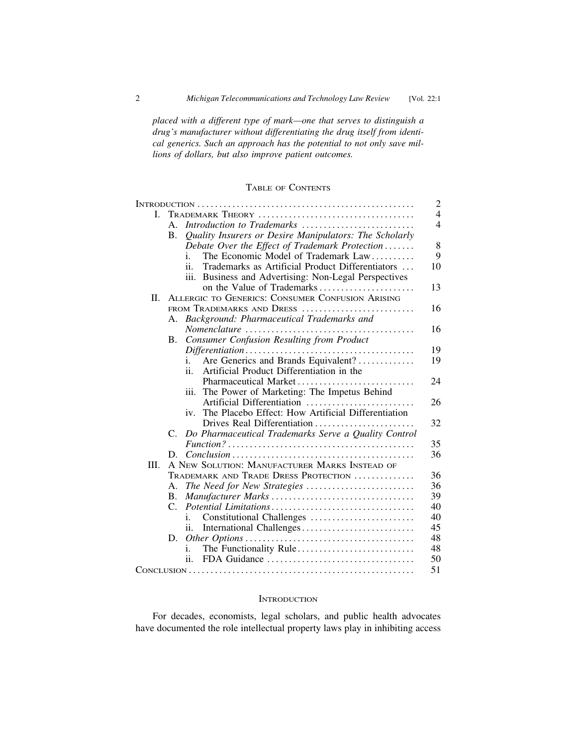*placed with a different type of mark—one that serves to distinguish a drug's manufacturer without differentiating the drug itself from identical generics. Such an approach has the potential to not only save millions of dollars, but also improve patient outcomes.*

## Table of Contents

| | Page |
|---|---|
| Introduction | 2 |
| I. Trademark Theory | 4 |
| A. *Introduction to Trademarks* | 4 |
| B. *Quality Insurers or Desire Manipulators: The Scholarly Debate Over the Effect of Trademark Protection* | 8 |
| i. The Economic Model of Trademark Law | 9 |
| ii. Trademarks as Artificial Product Differentiators | 10 |
| iii. Business and Advertising: Non-Legal Perspectives on the Value of Trademarks | 13 |
| II. Allergic to Generics: Consumer Confusion Arising from Trademarks and Dress | 16 |
| A. *Background: Pharmaceutical Trademarks and Nomenclature* | 16 |
| B. *Consumer Confusion Resulting from Product Differentiation* | 19 |
| i. Are Generics and Brands Equivalent? | 19 |
| ii. Artificial Product Differentiation in the Pharmaceutical Market | 24 |
| iii. The Power of Marketing: The Impetus Behind Artificial Differentiation | 26 |
| iv. The Placebo Effect: How Artificial Differentiation Drives Real Differentiation | 32 |
| C. *Do Pharmaceutical Trademarks Serve a Quality Control Function?* | 35 |
| D. *Conclusion* | 36 |
| III. A New Solution: Manufacturer Marks Instead of Trademark and Trade Dress Protection | 36 |
| A. *The Need for New Strategies* | 36 |
| B. *Manufacturer Marks* | 39 |
| C. *Potential Limitations* | 40 |
| i. Constitutional Challenges | 40 |
| ii. International Challenges | 45 |
| D. *Other Options* | 48 |
| i. The Functionality Rule | 48 |
| ii. FDA Guidance | 50 |
| Conclusion | 51 |

## Introduction

For decades, economists, legal scholars, and public health advocates have documented the role intellectual property laws play in inhibiting access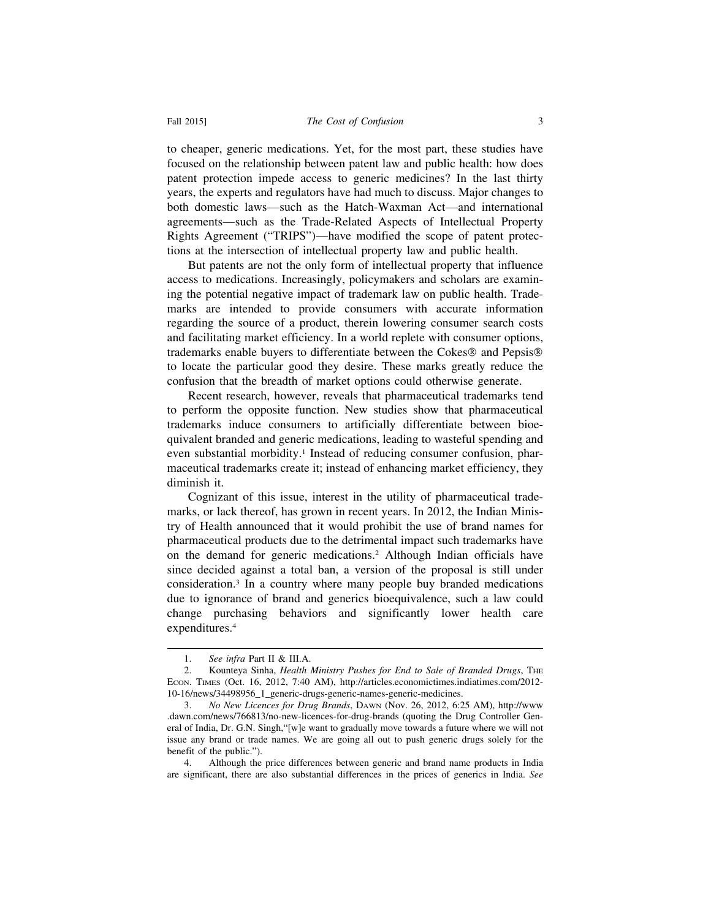to cheaper, generic medications. Yet, for the most part, these studies have focused on the relationship between patent law and public health: how does patent protection impede access to generic medicines? In the last thirty years, the experts and regulators have had much to discuss. Major changes to both domestic laws—such as the Hatch-Waxman Act—and international agreements—such as the Trade-Related Aspects of Intellectual Property Rights Agreement ("TRIPS")—have modified the scope of patent protections at the intersection of intellectual property law and public health.

But patents are not the only form of intellectual property that influence access to medications. Increasingly, policymakers and scholars are examining the potential negative impact of trademark law on public health. Trademarks are intended to provide consumers with accurate information regarding the source of a product, therein lowering consumer search costs and facilitating market efficiency. In a world replete with consumer options, trademarks enable buyers to differentiate between the Cokes® and Pepsis® to locate the particular good they desire. These marks greatly reduce the confusion that the breadth of market options could otherwise generate.

Recent research, however, reveals that pharmaceutical trademarks tend to perform the opposite function. New studies show that pharmaceutical trademarks induce consumers to artificially differentiate between bioequivalent branded and generic medications, leading to wasteful spending and even substantial morbidity.[1] Instead of reducing consumer confusion, pharmaceutical trademarks create it; instead of enhancing market efficiency, they diminish it.

Cognizant of this issue, interest in the utility of pharmaceutical trademarks, or lack thereof, has grown in recent years. In 2012, the Indian Ministry of Health announced that it would prohibit the use of brand names for pharmaceutical products due to the detrimental impact such trademarks have on the demand for generic medications.[2] Although Indian officials have since decided against a total ban, a version of the proposal is still under consideration.[3] In a country where many people buy branded medications due to ignorance of brand and generics bioequivalence, such a law could change purchasing behaviors and significantly lower health care expenditures.[4]

---

1. *See infra* Part II & III.A.

2. Kounteya Sinha, *Health Ministry Pushes for End to Sale of Branded Drugs*, The Econ. Times (Oct. 16, 2012, 7:40 AM), http://articles.economictimes.indiatimes.com/2012-10-16/news/34498956_1_generic-drugs-generic-names-generic-medicines.

3. *No New Licences for Drug Brands*, Dawn (Nov. 26, 2012, 6:25 AM), http://www.dawn.com/news/766813/no-new-licences-for-drug-brands (quoting the Drug Controller General of India, Dr. G.N. Singh,"[w]e want to gradually move towards a future where we will not issue any brand or trade names. We are going all out to push generic drugs solely for the benefit of the public.").

4. Although the price differences between generic and brand name products in India are significant, there are also substantial differences in the prices of generics in India. *See*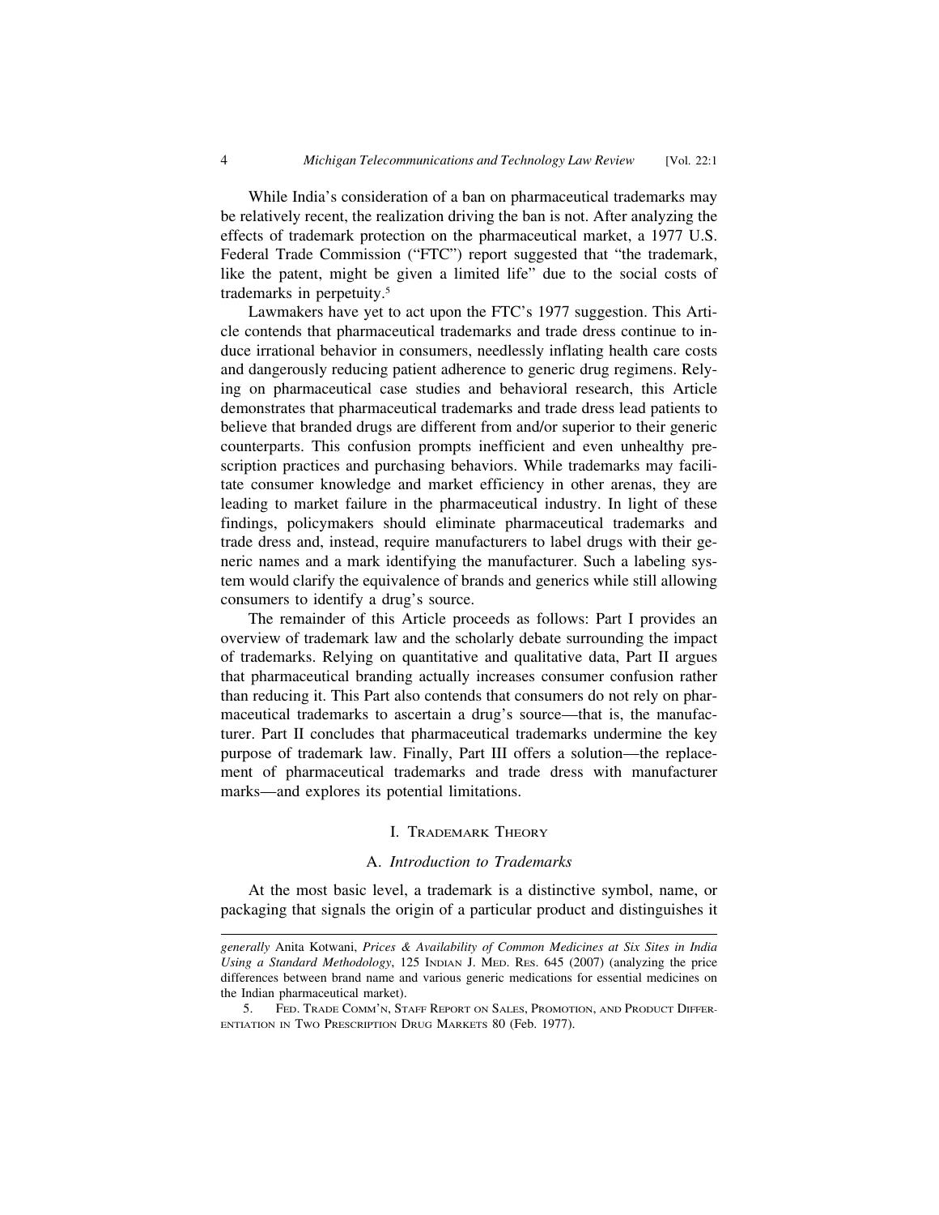While India's consideration of a ban on pharmaceutical trademarks may be relatively recent, the realization driving the ban is not. After analyzing the effects of trademark protection on the pharmaceutical market, a 1977 U.S. Federal Trade Commission ("FTC") report suggested that "the trademark, like the patent, might be given a limited life" due to the social costs of trademarks in perpetuity.[5]

Lawmakers have yet to act upon the FTC's 1977 suggestion. This Article contends that pharmaceutical trademarks and trade dress continue to induce irrational behavior in consumers, needlessly inflating health care costs and dangerously reducing patient adherence to generic drug regimens. Relying on pharmaceutical case studies and behavioral research, this Article demonstrates that pharmaceutical trademarks and trade dress lead patients to believe that branded drugs are different from and/or superior to their generic counterparts. This confusion prompts inefficient and even unhealthy prescription practices and purchasing behaviors. While trademarks may facilitate consumer knowledge and market efficiency in other arenas, they are leading to market failure in the pharmaceutical industry. In light of these findings, policymakers should eliminate pharmaceutical trademarks and trade dress and, instead, require manufacturers to label drugs with their generic names and a mark identifying the manufacturer. Such a labeling system would clarify the equivalence of brands and generics while still allowing consumers to identify a drug's source.

The remainder of this Article proceeds as follows: Part I provides an overview of trademark law and the scholarly debate surrounding the impact of trademarks. Relying on quantitative and qualitative data, Part II argues that pharmaceutical branding actually increases consumer confusion rather than reducing it. This Part also contends that consumers do not rely on pharmaceutical trademarks to ascertain a drug's source—that is, the manufacturer. Part II concludes that pharmaceutical trademarks undermine the key purpose of trademark law. Finally, Part III offers a solution—the replacement of pharmaceutical trademarks and trade dress with manufacturer marks—and explores its potential limitations.

## I. Trademark Theory

### A. *Introduction to Trademarks*

At the most basic level, a trademark is a distinctive symbol, name, or packaging that signals the origin of a particular product and distinguishes it

---

*generally* Anita Kotwani, *Prices & Availability of Common Medicines at Six Sites in India Using a Standard Methodology*, 125 Indian J. Med. Res. 645 (2007) (analyzing the price differences between brand name and various generic medications for essential medicines on the Indian pharmaceutical market).

5. Fed. Trade Comm'n, Staff Report on Sales, Promotion, and Product Differentiation in Two Prescription Drug Markets 80 (Feb. 1977).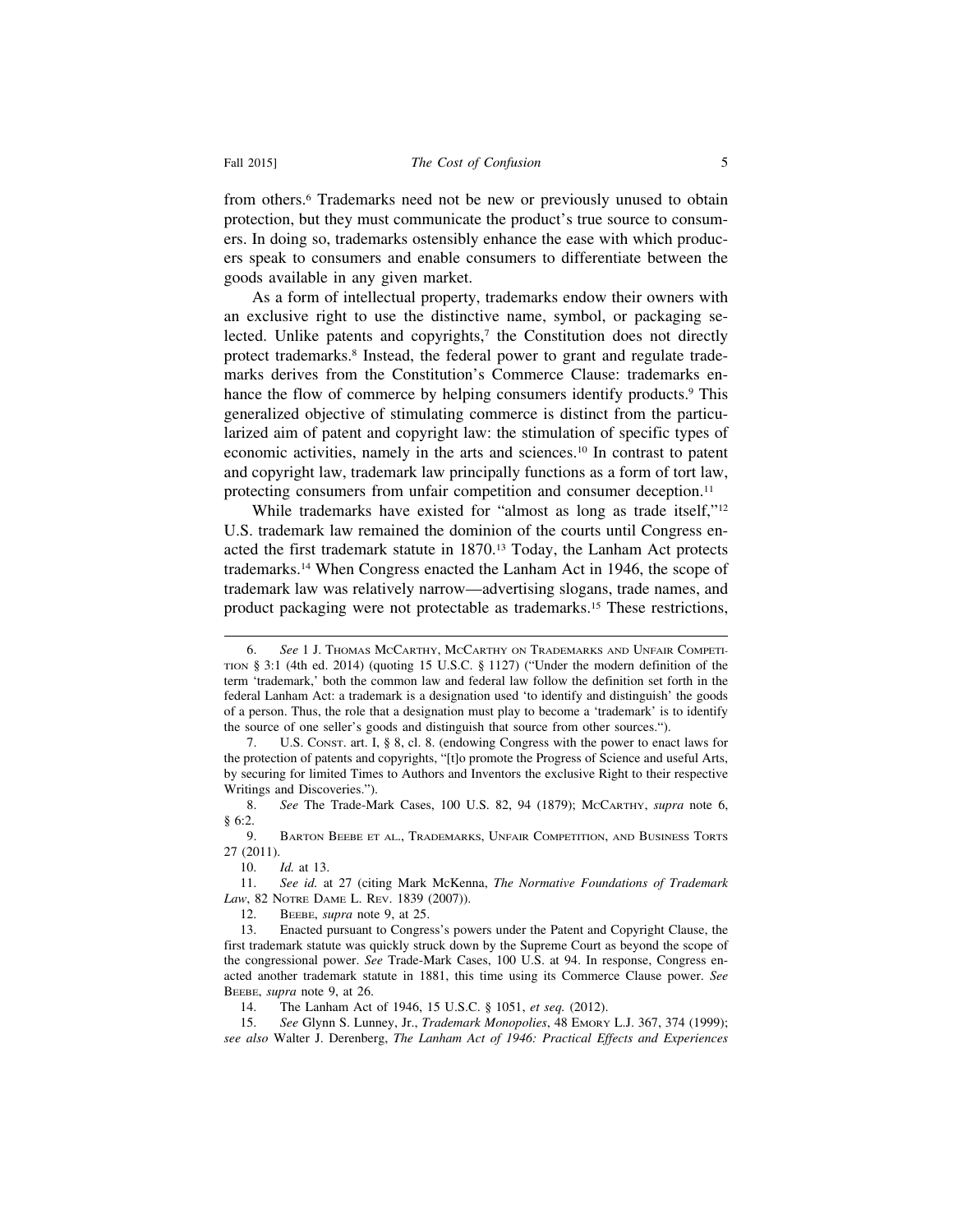from others.[6] Trademarks need not be new or previously unused to obtain protection, but they must communicate the product's true source to consumers. In doing so, trademarks ostensibly enhance the ease with which producers speak to consumers and enable consumers to differentiate between the goods available in any given market.

As a form of intellectual property, trademarks endow their owners with an exclusive right to use the distinctive name, symbol, or packaging selected. Unlike patents and copyrights,[7] the Constitution does not directly protect trademarks.[8] Instead, the federal power to grant and regulate trademarks derives from the Constitution's Commerce Clause: trademarks enhance the flow of commerce by helping consumers identify products.[9] This generalized objective of stimulating commerce is distinct from the particularized aim of patent and copyright law: the stimulation of specific types of economic activities, namely in the arts and sciences.[10] In contrast to patent and copyright law, trademark law principally functions as a form of tort law, protecting consumers from unfair competition and consumer deception.[11]

While trademarks have existed for "almost as long as trade itself,"[12] U.S. trademark law remained the dominion of the courts until Congress enacted the first trademark statute in 1870.[13] Today, the Lanham Act protects trademarks.[14] When Congress enacted the Lanham Act in 1946, the scope of trademark law was relatively narrow—advertising slogans, trade names, and product packaging were not protectable as trademarks.[15] These restrictions,

---

6. *See* 1 J. Thomas McCarthy, McCarthy on Trademarks and Unfair Competition § 3:1 (4th ed. 2014) (quoting 15 U.S.C. § 1127) ("Under the modern definition of the term 'trademark,' both the common law and federal law follow the definition set forth in the federal Lanham Act: a trademark is a designation used 'to identify and distinguish' the goods of a person. Thus, the role that a designation must play to become a 'trademark' is to identify the source of one seller's goods and distinguish that source from other sources.").

7. U.S. Const. art. I, § 8, cl. 8. (endowing Congress with the power to enact laws for the protection of patents and copyrights, "[t]o promote the Progress of Science and useful Arts, by securing for limited Times to Authors and Inventors the exclusive Right to their respective Writings and Discoveries.").

8. *See* The Trade-Mark Cases, 100 U.S. 82, 94 (1879); McCarthy, *supra* note 6, § 6:2.

9. Barton Beebe et al., Trademarks, Unfair Competition, and Business Torts 27 (2011).

10. *Id.* at 13.

11. *See id.* at 27 (citing Mark McKenna, *The Normative Foundations of Trademark Law*, 82 Notre Dame L. Rev. 1839 (2007)).

12. Beebe, *supra* note 9, at 25.

13. Enacted pursuant to Congress's powers under the Patent and Copyright Clause, the first trademark statute was quickly struck down by the Supreme Court as beyond the scope of the congressional power. *See* Trade-Mark Cases, 100 U.S. at 94. In response, Congress enacted another trademark statute in 1881, this time using its Commerce Clause power. *See* Beebe, *supra* note 9, at 26.

14. The Lanham Act of 1946, 15 U.S.C. § 1051, *et seq.* (2012).

15. *See* Glynn S. Lunney, Jr., *Trademark Monopolies*, 48 Emory L.J. 367, 374 (1999); *see also* Walter J. Derenberg, *The Lanham Act of 1946: Practical Effects and Experiences*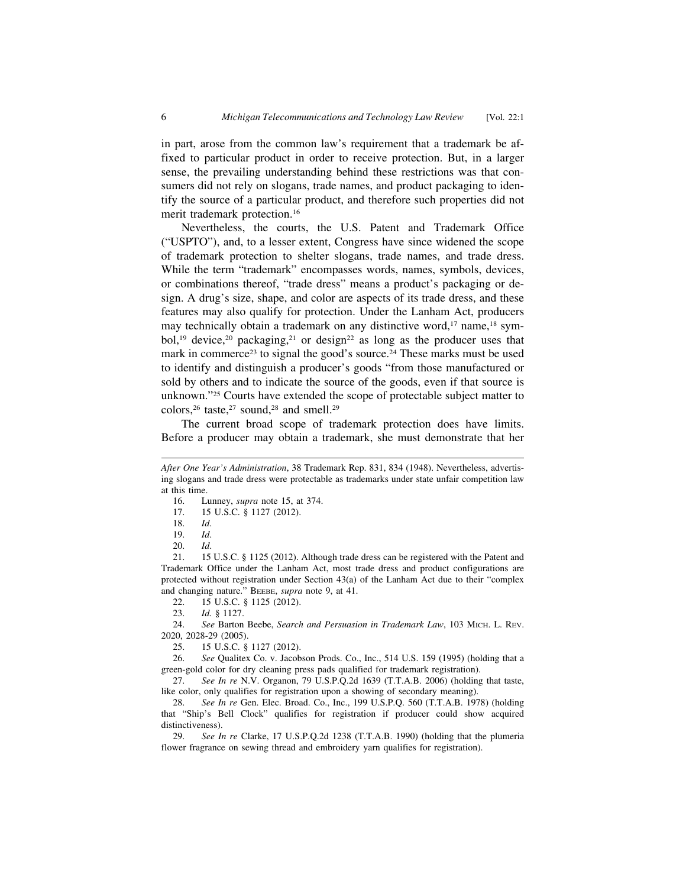in part, arose from the common law's requirement that a trademark be affixed to particular product in order to receive protection. But, in a larger sense, the prevailing understanding behind these restrictions was that consumers did not rely on slogans, trade names, and product packaging to identify the source of a particular product, and therefore such properties did not merit trademark protection.[16]

Nevertheless, the courts, the U.S. Patent and Trademark Office ("USPTO"), and, to a lesser extent, Congress have since widened the scope of trademark protection to shelter slogans, trade names, and trade dress. While the term "trademark" encompasses words, names, symbols, devices, or combinations thereof, "trade dress" means a product's packaging or design. A drug's size, shape, and color are aspects of its trade dress, and these features may also qualify for protection. Under the Lanham Act, producers may technically obtain a trademark on any distinctive word,[17] name,[18] symbol,[19] device,[20] packaging,[21] or design[22] as long as the producer uses that mark in commerce[23] to signal the good's source.[24] These marks must be used to identify and distinguish a producer's goods "from those manufactured or sold by others and to indicate the source of the goods, even if that source is unknown."[25] Courts have extended the scope of protectable subject matter to colors,[26] taste,[27] sound,[28] and smell.[29]

The current broad scope of trademark protection does have limits. Before a producer may obtain a trademark, she must demonstrate that her

---

*After One Year's Administration*, 38 Trademark Rep. 831, 834 (1948). Nevertheless, advertising slogans and trade dress were protectable as trademarks under state unfair competition law at this time.

16. Lunney, *supra* note 15, at 374.

17. 15 U.S.C. § 1127 (2012).

18. *Id*.

19. *Id*.

20. *Id*.

21. 15 U.S.C. § 1125 (2012). Although trade dress can be registered with the Patent and Trademark Office under the Lanham Act, most trade dress and product configurations are protected without registration under Section 43(a) of the Lanham Act due to their "complex and changing nature." Beebe, *supra* note 9, at 41.

22. 15 U.S.C. § 1125 (2012).

23. *Id.* § 1127.

24. *See* Barton Beebe, *Search and Persuasion in Trademark Law*, 103 Mich. L. Rev. 2020, 2028-29 (2005).

25. 15 U.S.C. § 1127 (2012).

26. *See* Qualitex Co. v. Jacobson Prods. Co., Inc., 514 U.S. 159 (1995) (holding that a green-gold color for dry cleaning press pads qualified for trademark registration).

27. *See In re* N.V. Organon, 79 U.S.P.Q.2d 1639 (T.T.A.B. 2006) (holding that taste, like color, only qualifies for registration upon a showing of secondary meaning).

28. *See In re* Gen. Elec. Broad. Co., Inc., 199 U.S.P.Q. 560 (T.T.A.B. 1978) (holding that "Ship's Bell Clock" qualifies for registration if producer could show acquired distinctiveness).

29. *See In re* Clarke, 17 U.S.P.Q.2d 1238 (T.T.A.B. 1990) (holding that the plumeria flower fragrance on sewing thread and embroidery yarn qualifies for registration).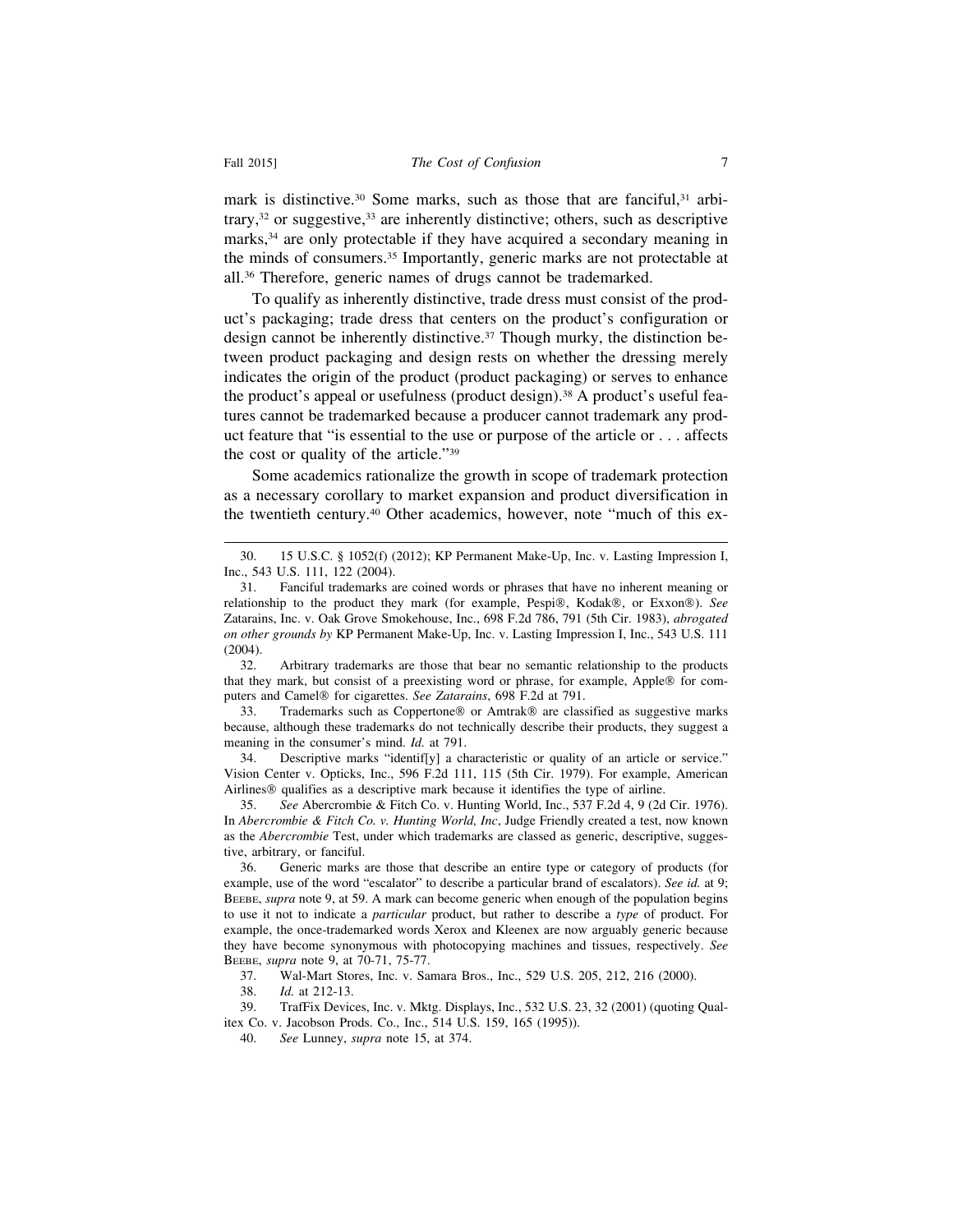mark is distinctive.[30] Some marks, such as those that are fanciful,[31] arbitrary,[32] or suggestive,[33] are inherently distinctive; others, such as descriptive marks,[34] are only protectable if they have acquired a secondary meaning in the minds of consumers.[35] Importantly, generic marks are not protectable at all.[36] Therefore, generic names of drugs cannot be trademarked.

To qualify as inherently distinctive, trade dress must consist of the product's packaging; trade dress that centers on the product's configuration or design cannot be inherently distinctive.[37] Though murky, the distinction between product packaging and design rests on whether the dressing merely indicates the origin of the product (product packaging) or serves to enhance the product's appeal or usefulness (product design).[38] A product's useful features cannot be trademarked because a producer cannot trademark any product feature that "is essential to the use or purpose of the article or . . . affects the cost or quality of the article."[39]

Some academics rationalize the growth in scope of trademark protection as a necessary corollary to market expansion and product diversification in the twentieth century.[40] Other academics, however, note "much of this ex-

---

30. 15 U.S.C. § 1052(f) (2012); KP Permanent Make-Up, Inc. v. Lasting Impression I, Inc., 543 U.S. 111, 122 (2004).

31. Fanciful trademarks are coined words or phrases that have no inherent meaning or relationship to the product they mark (for example, Pespi®, Kodak®, or Exxon®). *See* Zatarains, Inc. v. Oak Grove Smokehouse, Inc., 698 F.2d 786, 791 (5th Cir. 1983), *abrogated on other grounds by* KP Permanent Make-Up, Inc. v. Lasting Impression I, Inc., 543 U.S. 111 (2004).

32. Arbitrary trademarks are those that bear no semantic relationship to the products that they mark, but consist of a preexisting word or phrase, for example, Apple® for computers and Camel® for cigarettes. *See Zatarains*, 698 F.2d at 791.

33. Trademarks such as Coppertone® or Amtrak® are classified as suggestive marks because, although these trademarks do not technically describe their products, they suggest a meaning in the consumer's mind. *Id.* at 791.

34. Descriptive marks "identif[y] a characteristic or quality of an article or service." Vision Center v. Opticks, Inc., 596 F.2d 111, 115 (5th Cir. 1979). For example, American Airlines® qualifies as a descriptive mark because it identifies the type of airline.

35. *See* Abercrombie & Fitch Co. v. Hunting World, Inc., 537 F.2d 4, 9 (2d Cir. 1976). In *Abercrombie & Fitch Co. v. Hunting World, Inc*, Judge Friendly created a test, now known as the *Abercrombie* Test, under which trademarks are classed as generic, descriptive, suggestive, arbitrary, or fanciful.

36. Generic marks are those that describe an entire type or category of products (for example, use of the word "escalator" to describe a particular brand of escalators). *See id.* at 9; BEEBE, *supra* note 9, at 59. A mark can become generic when enough of the population begins to use it not to indicate a *particular* product, but rather to describe a *type* of product. For example, the once-trademarked words Xerox and Kleenex are now arguably generic because they have become synonymous with photocopying machines and tissues, respectively. *See* BEEBE, *supra* note 9, at 70-71, 75-77.

37. Wal-Mart Stores, Inc. v. Samara Bros., Inc., 529 U.S. 205, 212, 216 (2000).

38. *Id.* at 212-13.

39. TrafFix Devices, Inc. v. Mktg. Displays, Inc., 532 U.S. 23, 32 (2001) (quoting Qualitex Co. v. Jacobson Prods. Co., Inc., 514 U.S. 159, 165 (1995)).

40. *See* Lunney, *supra* note 15, at 374.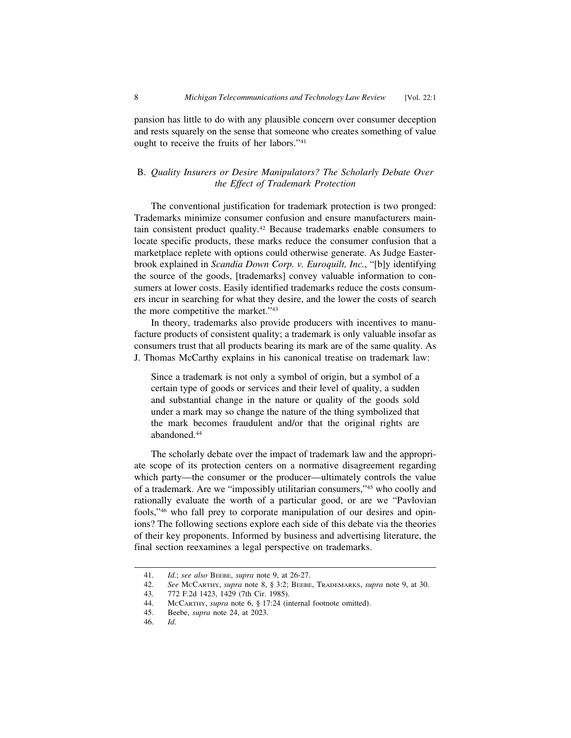pansion has little to do with any plausible concern over consumer deception and rests squarely on the sense that someone who creates something of value ought to receive the fruits of her labors."[41]

### B. *Quality Insurers or Desire Manipulators? The Scholarly Debate Over the Effect of Trademark Protection*

The conventional justification for trademark protection is two pronged: Trademarks minimize consumer confusion and ensure manufacturers maintain consistent product quality.[42] Because trademarks enable consumers to locate specific products, these marks reduce the consumer confusion that a marketplace replete with options could otherwise generate. As Judge Easterbrook explained in *Scandia Down Corp. v. Euroquilt, Inc.*, "[b]y identifying the source of the goods, [trademarks] convey valuable information to consumers at lower costs. Easily identified trademarks reduce the costs consumers incur in searching for what they desire, and the lower the costs of search the more competitive the market."[43]

In theory, trademarks also provide producers with incentives to manufacture products of consistent quality; a trademark is only valuable insofar as consumers trust that all products bearing its mark are of the same quality. As J. Thomas McCarthy explains in his canonical treatise on trademark law:

> Since a trademark is not only a symbol of origin, but a symbol of a certain type of goods or services and their level of quality, a sudden and substantial change in the nature or quality of the goods sold under a mark may so change the nature of the thing symbolized that the mark becomes fraudulent and/or that the original rights are abandoned.[44]

The scholarly debate over the impact of trademark law and the appropriate scope of its protection centers on a normative disagreement regarding which party—the consumer or the producer—ultimately controls the value of a trademark. Are we "impossibly utilitarian consumers,"[45] who coolly and rationally evaluate the worth of a particular good, or are we "Pavlovian fools,"[46] who fall prey to corporate manipulation of our desires and opinions? The following sections explore each side of this debate via the theories of their key proponents. Informed by business and advertising literature, the final section reexamines a legal perspective on trademarks.

---

41. *Id.*; *see also* Beebe, *supra* note 9, at 26-27.
42. *See* McCarthy, *supra* note 8, § 3:2; Beebe, Trademarks, *supra* note 9, at 30.
43. 772 F.2d 1423, 1429 (7th Cir. 1985).
44. McCarthy, *supra* note 6, § 17:24 (internal footnote omitted).
45. Beebe, *supra* note 24, at 2023.
46. *Id*.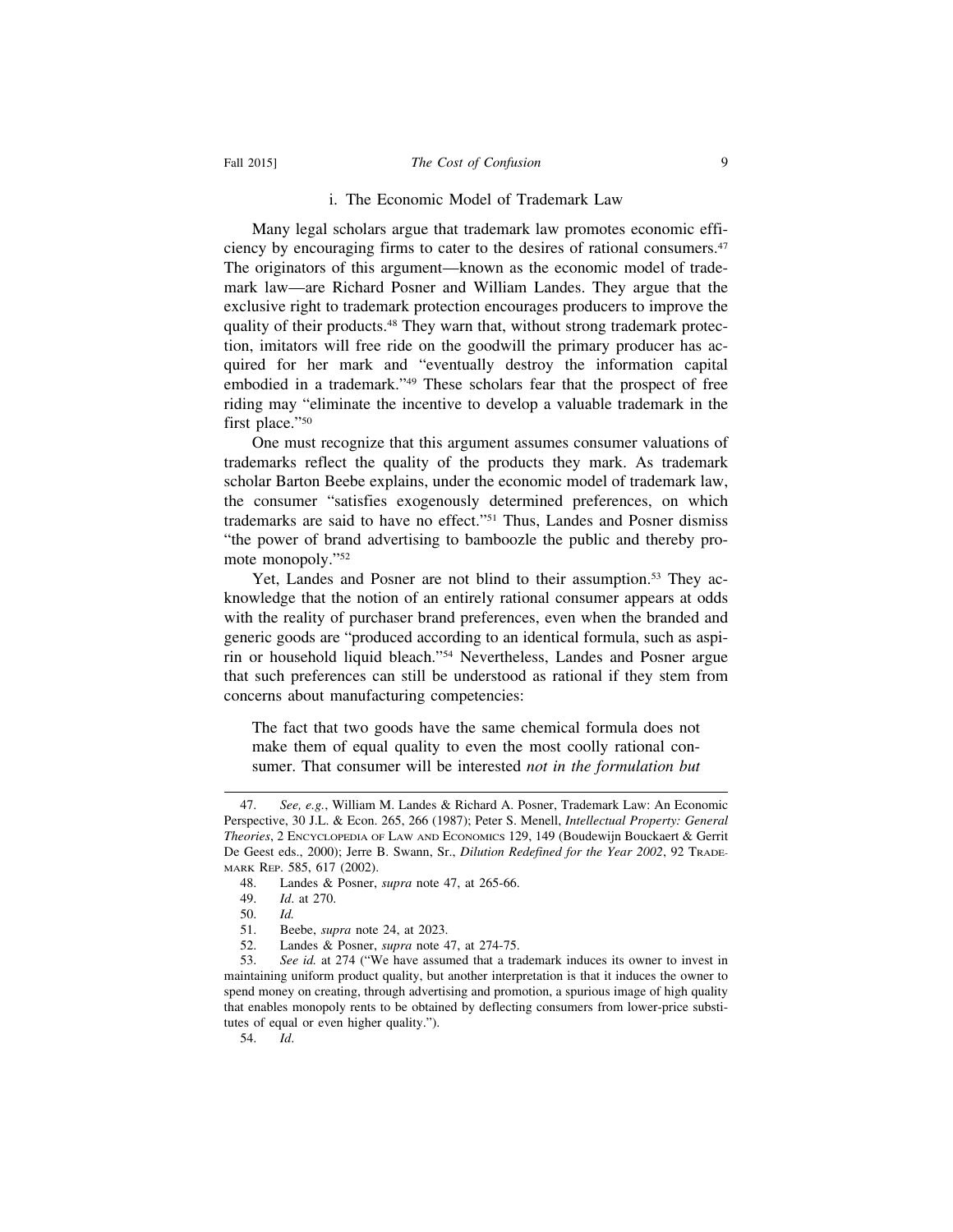### i. The Economic Model of Trademark Law

Many legal scholars argue that trademark law promotes economic efficiency by encouraging firms to cater to the desires of rational consumers.[47] The originators of this argument—known as the economic model of trademark law—are Richard Posner and William Landes. They argue that the exclusive right to trademark protection encourages producers to improve the quality of their products.[48] They warn that, without strong trademark protection, imitators will free ride on the goodwill the primary producer has acquired for her mark and "eventually destroy the information capital embodied in a trademark."[49] These scholars fear that the prospect of free riding may "eliminate the incentive to develop a valuable trademark in the first place."[50]

One must recognize that this argument assumes consumer valuations of trademarks reflect the quality of the products they mark. As trademark scholar Barton Beebe explains, under the economic model of trademark law, the consumer "satisfies exogenously determined preferences, on which trademarks are said to have no effect."[51] Thus, Landes and Posner dismiss "the power of brand advertising to bamboozle the public and thereby promote monopoly."[52]

Yet, Landes and Posner are not blind to their assumption.[53] They acknowledge that the notion of an entirely rational consumer appears at odds with the reality of purchaser brand preferences, even when the branded and generic goods are "produced according to an identical formula, such as aspirin or household liquid bleach."[54] Nevertheless, Landes and Posner argue that such preferences can still be understood as rational if they stem from concerns about manufacturing competencies:

> The fact that two goods have the same chemical formula does not make them of equal quality to even the most coolly rational consumer. That consumer will be interested *not in the formulation but*

---

47. *See, e.g.*, William M. Landes & Richard A. Posner, Trademark Law: An Economic Perspective, 30 J.L. & Econ. 265, 266 (1987); Peter S. Menell, *Intellectual Property: General Theories*, 2 Encyclopedia of Law and Economics 129, 149 (Boudewijn Bouckaert & Gerrit De Geest eds., 2000); Jerre B. Swann, Sr., *Dilution Redefined for the Year 2002*, 92 Trademark Rep. 585, 617 (2002).

48. Landes & Posner, *supra* note 47, at 265-66.

49. *Id.* at 270.

50. *Id.*

51. Beebe, *supra* note 24, at 2023.

52. Landes & Posner, *supra* note 47, at 274-75.

53. *See id.* at 274 ("We have assumed that a trademark induces its owner to invest in maintaining uniform product quality, but another interpretation is that it induces the owner to spend money on creating, through advertising and promotion, a spurious image of high quality that enables monopoly rents to be obtained by deflecting consumers from lower-price substitutes of equal or even higher quality.").

54. *Id.*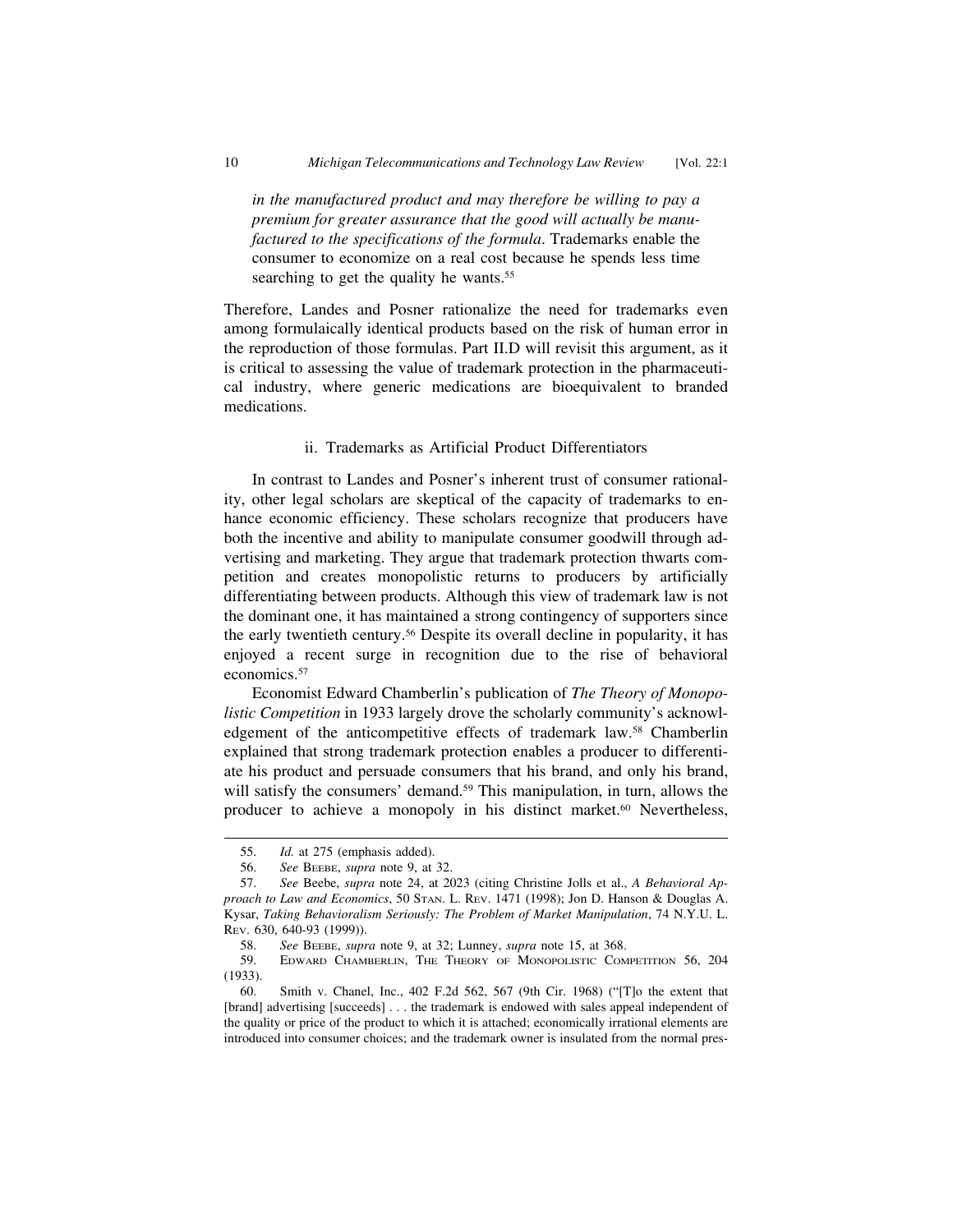*in the manufactured product and may therefore be willing to pay a premium for greater assurance that the good will actually be manufactured to the specifications of the formula*. Trademarks enable the consumer to economize on a real cost because he spends less time searching to get the quality he wants.[55]

Therefore, Landes and Posner rationalize the need for trademarks even among formulaically identical products based on the risk of human error in the reproduction of those formulas. Part II.D will revisit this argument, as it is critical to assessing the value of trademark protection in the pharmaceutical industry, where generic medications are bioequivalent to branded medications.

### ii. Trademarks as Artificial Product Differentiators

In contrast to Landes and Posner's inherent trust of consumer rationality, other legal scholars are skeptical of the capacity of trademarks to enhance economic efficiency. These scholars recognize that producers have both the incentive and ability to manipulate consumer goodwill through advertising and marketing. They argue that trademark protection thwarts competition and creates monopolistic returns to producers by artificially differentiating between products. Although this view of trademark law is not the dominant one, it has maintained a strong contingency of supporters since the early twentieth century.[56] Despite its overall decline in popularity, it has enjoyed a recent surge in recognition due to the rise of behavioral economics.[57]

Economist Edward Chamberlin's publication of *The Theory of Monopolistic Competition* in 1933 largely drove the scholarly community's acknowledgement of the anticompetitive effects of trademark law.[58] Chamberlin explained that strong trademark protection enables a producer to differentiate his product and persuade consumers that his brand, and only his brand, will satisfy the consumers' demand.[59] This manipulation, in turn, allows the producer to achieve a monopoly in his distinct market.[60] Nevertheless,

---

55. *Id.* at 275 (emphasis added).

56. *See* Beebe, *supra* note 9, at 32.

57. *See* Beebe, *supra* note 24, at 2023 (citing Christine Jolls et al., *A Behavioral Approach to Law and Economics*, 50 Stan. L. Rev. 1471 (1998); Jon D. Hanson & Douglas A. Kysar, *Taking Behavioralism Seriously: The Problem of Market Manipulation*, 74 N.Y.U. L. Rev. 630, 640-93 (1999)).

58. *See* Beebe, *supra* note 9, at 32; Lunney, *supra* note 15, at 368.

59. Edward Chamberlin, The Theory of Monopolistic Competition 56, 204 (1933).

60. Smith v. Chanel, Inc., 402 F.2d 562, 567 (9th Cir. 1968) ("[T]o the extent that [brand] advertising [succeeds] . . . the trademark is endowed with sales appeal independent of the quality or price of the product to which it is attached; economically irrational elements are introduced into consumer choices; and the trademark owner is insulated from the normal pres-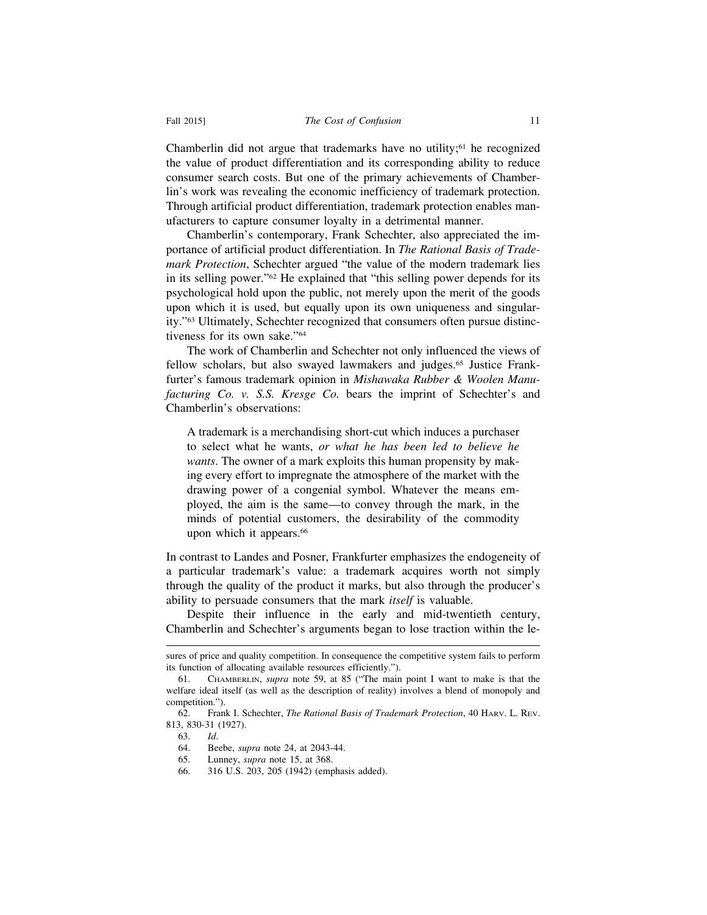Chamberlin did not argue that trademarks have no utility;[61] he recognized the value of product differentiation and its corresponding ability to reduce consumer search costs. But one of the primary achievements of Chamberlin's work was revealing the economic inefficiency of trademark protection. Through artificial product differentiation, trademark protection enables manufacturers to capture consumer loyalty in a detrimental manner.

Chamberlin's contemporary, Frank Schechter, also appreciated the importance of artificial product differentiation. In *The Rational Basis of Trademark Protection*, Schechter argued "the value of the modern trademark lies in its selling power."[62] He explained that "this selling power depends for its psychological hold upon the public, not merely upon the merit of the goods upon which it is used, but equally upon its own uniqueness and singularity."[63] Ultimately, Schechter recognized that consumers often pursue distinctiveness for its own sake."[64]

The work of Chamberlin and Schechter not only influenced the views of fellow scholars, but also swayed lawmakers and judges.[65] Justice Frankfurter's famous trademark opinion in *Mishawaka Rubber & Woolen Manufacturing Co. v. S.S. Kresge Co.* bears the imprint of Schechter's and Chamberlin's observations:

> A trademark is a merchandising short-cut which induces a purchaser to select what he wants, *or what he has been led to believe he wants*. The owner of a mark exploits this human propensity by making every effort to impregnate the atmosphere of the market with the drawing power of a congenial symbol. Whatever the means employed, the aim is the same—to convey through the mark, in the minds of potential customers, the desirability of the commodity upon which it appears.[66]

In contrast to Landes and Posner, Frankfurter emphasizes the endogeneity of a particular trademark's value: a trademark acquires worth not simply through the quality of the product it marks, but also through the producer's ability to persuade consumers that the mark *itself* is valuable.

Despite their influence in the early and mid-twentieth century, Chamberlin and Schechter's arguments began to lose traction within the le-

---

sures of price and quality competition. In consequence the competitive system fails to perform its function of allocating available resources efficiently.").

61. Chamberlin, *supra* note 59, at 85 ("The main point I want to make is that the welfare ideal itself (as well as the description of reality) involves a blend of monopoly and competition.").

62. Frank I. Schechter, *The Rational Basis of Trademark Protection*, 40 Harv. L. Rev. 813, 830-31 (1927).

63. *Id*.

64. Beebe, *supra* note 24, at 2043-44.

65. Lunney, *supra* note 15, at 368.

66. 316 U.S. 203, 205 (1942) (emphasis added).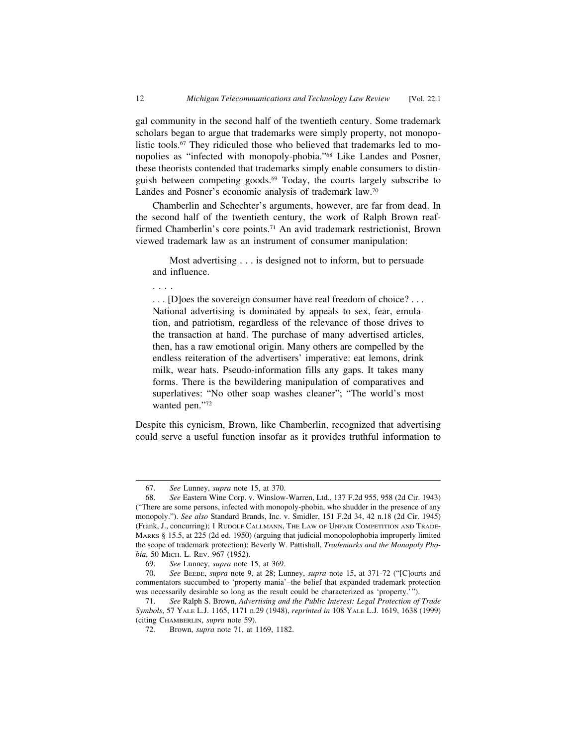gal community in the second half of the twentieth century. Some trademark scholars began to argue that trademarks were simply property, not monopolistic tools.[67] They ridiculed those who believed that trademarks led to monopolies as "infected with monopoly-phobia."[68] Like Landes and Posner, these theorists contended that trademarks simply enable consumers to distinguish between competing goods.[69] Today, the courts largely subscribe to Landes and Posner's economic analysis of trademark law.[70]

Chamberlin and Schechter's arguments, however, are far from dead. In the second half of the twentieth century, the work of Ralph Brown reaffirmed Chamberlin's core points.[71] An avid trademark restrictionist, Brown viewed trademark law as an instrument of consumer manipulation:

> Most advertising . . . is designed not to inform, but to persuade and influence.
>
> . . . .
>
> . . . [D]oes the sovereign consumer have real freedom of choice? . . . National advertising is dominated by appeals to sex, fear, emulation, and patriotism, regardless of the relevance of those drives to the transaction at hand. The purchase of many advertised articles, then, has a raw emotional origin. Many others are compelled by the endless reiteration of the advertisers' imperative: eat lemons, drink milk, wear hats. Pseudo-information fills any gaps. It takes many forms. There is the bewildering manipulation of comparatives and superlatives: "No other soap washes cleaner"; "The world's most wanted pen."[72]

Despite this cynicism, Brown, like Chamberlin, recognized that advertising could serve a useful function insofar as it provides truthful information to

---

67. *See* Lunney, *supra* note 15, at 370.

68. *See* Eastern Wine Corp. v. Winslow-Warren, Ltd., 137 F.2d 955, 958 (2d Cir. 1943) ("There are some persons, infected with monopoly-phobia, who shudder in the presence of any monopoly."). *See also* Standard Brands, Inc. v. Smidler, 151 F.2d 34, 42 n.18 (2d Cir. 1945) (Frank, J., concurring); 1 Rudolf Callmann, The Law of Unfair Competition and Trade-Marks § 15.5, at 225 (2d ed. 1950) (arguing that judicial monopolophobia improperly limited the scope of trademark protection); Beverly W. Pattishall, *Trademarks and the Monopoly Phobia*, 50 Mich. L. Rev. 967 (1952).

69. *See* Lunney, *supra* note 15, at 369.

70. *See* Beebe, *supra* note 9, at 28; Lunney, *supra* note 15, at 371-72 ("[C]ourts and commentators succumbed to 'property mania'–the belief that expanded trademark protection was necessarily desirable so long as the result could be characterized as 'property.'").

71. *See* Ralph S. Brown, *Advertising and the Public Interest: Legal Protection of Trade Symbols*, 57 Yale L.J. 1165, 1171 n.29 (1948), *reprinted in* 108 Yale L.J. 1619, 1638 (1999) (citing Chamberlin, *supra* note 59).

72. Brown, *supra* note 71, at 1169, 1182.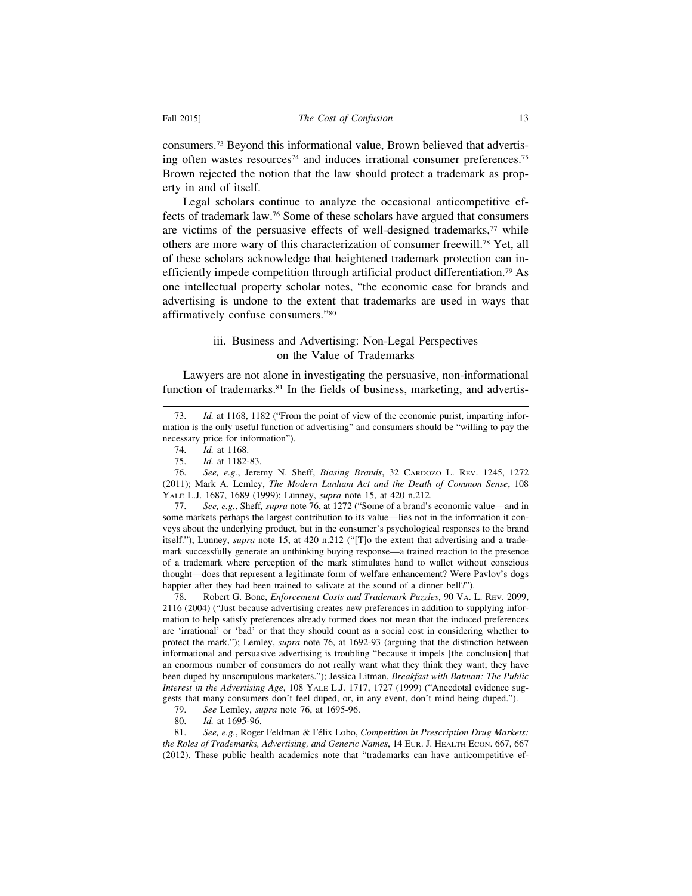consumers.[73] Beyond this informational value, Brown believed that advertising often wastes resources[74] and induces irrational consumer preferences.[75] Brown rejected the notion that the law should protect a trademark as property in and of itself.

Legal scholars continue to analyze the occasional anticompetitive effects of trademark law.[76] Some of these scholars have argued that consumers are victims of the persuasive effects of well-designed trademarks,[77] while others are more wary of this characterization of consumer freewill.[78] Yet, all of these scholars acknowledge that heightened trademark protection can inefficiently impede competition through artificial product differentiation.[79] As one intellectual property scholar notes, "the economic case for brands and advertising is undone to the extent that trademarks are used in ways that affirmatively confuse consumers."[80]

### iii. Business and Advertising: Non-Legal Perspectives on the Value of Trademarks

Lawyers are not alone in investigating the persuasive, non-informational function of trademarks.[81] In the fields of business, marketing, and advertis-

---

73. *Id.* at 1168, 1182 ("From the point of view of the economic purist, imparting information is the only useful function of advertising" and consumers should be "willing to pay the necessary price for information").

74. *Id.* at 1168.

75. *Id.* at 1182-83.

76. *See, e.g.*, Jeremy N. Sheff, *Biasing Brands*, 32 CARDOZO L. REV. 1245, 1272 (2011); Mark A. Lemley, *The Modern Lanham Act and the Death of Common Sense*, 108 YALE L.J. 1687, 1689 (1999); Lunney, *supra* note 15, at 420 n.212.

77. *See, e.g.*, Sheff, *supra* note 76, at 1272 ("Some of a brand's economic value—and in some markets perhaps the largest contribution to its value—lies not in the information it conveys about the underlying product, but in the consumer's psychological responses to the brand itself."); Lunney, *supra* note 15, at 420 n.212 ("[T]o the extent that advertising and a trademark successfully generate an unthinking buying response—a trained reaction to the presence of a trademark where perception of the mark stimulates hand to wallet without conscious thought—does that represent a legitimate form of welfare enhancement? Were Pavlov's dogs happier after they had been trained to salivate at the sound of a dinner bell?").

78. Robert G. Bone, *Enforcement Costs and Trademark Puzzles*, 90 VA. L. REV. 2099, 2116 (2004) ("Just because advertising creates new preferences in addition to supplying information to help satisfy preferences already formed does not mean that the induced preferences are 'irrational' or 'bad' or that they should count as a social cost in considering whether to protect the mark."); Lemley, *supra* note 76, at 1692-93 (arguing that the distinction between informational and persuasive advertising is troubling "because it impels [the conclusion] that an enormous number of consumers do not really want what they think they want; they have been duped by unscrupulous marketers."); Jessica Litman, *Breakfast with Batman: The Public Interest in the Advertising Age*, 108 YALE L.J. 1717, 1727 (1999) ("Anecdotal evidence suggests that many consumers don't feel duped, or, in any event, don't mind being duped.").

79. *See* Lemley, *supra* note 76, at 1695-96.

80. *Id.* at 1695-96.

81. *See, e.g.*, Roger Feldman & Félix Lobo, *Competition in Prescription Drug Markets: the Roles of Trademarks, Advertising, and Generic Names*, 14 EUR. J. HEALTH ECON. 667, 667 (2012). These public health academics note that "trademarks can have anticompetitive ef-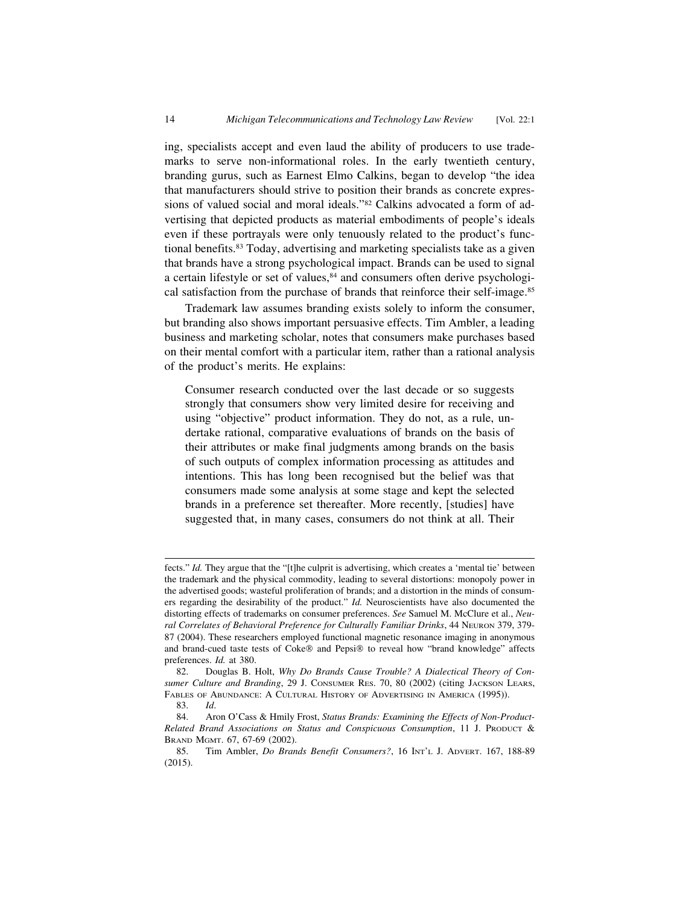ing, specialists accept and even laud the ability of producers to use trademarks to serve non-informational roles. In the early twentieth century, branding gurus, such as Earnest Elmo Calkins, began to develop "the idea that manufacturers should strive to position their brands as concrete expressions of valued social and moral ideals."[82] Calkins advocated a form of advertising that depicted products as material embodiments of people's ideals even if these portrayals were only tenuously related to the product's functional benefits.[83] Today, advertising and marketing specialists take as a given that brands have a strong psychological impact. Brands can be used to signal a certain lifestyle or set of values,[84] and consumers often derive psychological satisfaction from the purchase of brands that reinforce their self-image.[85]

Trademark law assumes branding exists solely to inform the consumer, but branding also shows important persuasive effects. Tim Ambler, a leading business and marketing scholar, notes that consumers make purchases based on their mental comfort with a particular item, rather than a rational analysis of the product's merits. He explains:

> Consumer research conducted over the last decade or so suggests strongly that consumers show very limited desire for receiving and using "objective" product information. They do not, as a rule, undertake rational, comparative evaluations of brands on the basis of their attributes or make final judgments among brands on the basis of such outputs of complex information processing as attitudes and intentions. This has long been recognised but the belief was that consumers made some analysis at some stage and kept the selected brands in a preference set thereafter. More recently, [studies] have suggested that, in many cases, consumers do not think at all. Their

---

fects." *Id.* They argue that the "[t]he culprit is advertising, which creates a 'mental tie' between the trademark and the physical commodity, leading to several distortions: monopoly power in the advertised goods; wasteful proliferation of brands; and a distortion in the minds of consumers regarding the desirability of the product." *Id.* Neuroscientists have also documented the distorting effects of trademarks on consumer preferences. *See* Samuel M. McClure et al., *Neural Correlates of Behavioral Preference for Culturally Familiar Drinks*, 44 NEURON 379, 379-87 (2004). These researchers employed functional magnetic resonance imaging in anonymous and brand-cued taste tests of Coke® and Pepsi® to reveal how "brand knowledge" affects preferences. *Id.* at 380.

82. Douglas B. Holt, *Why Do Brands Cause Trouble? A Dialectical Theory of Consumer Culture and Branding*, 29 J. CONSUMER RES. 70, 80 (2002) (citing JACKSON LEARS, FABLES OF ABUNDANCE: A CULTURAL HISTORY OF ADVERTISING IN AMERICA (1995)).

83. *Id*.

84. Aron O'Cass & Hmily Frost, *Status Brands: Examining the Effects of Non-Product-Related Brand Associations on Status and Conspicuous Consumption*, 11 J. PRODUCT & BRAND MGMT. 67, 67-69 (2002).

85. Tim Ambler, *Do Brands Benefit Consumers?*, 16 INT'L J. ADVERT. 167, 188-89 (2015).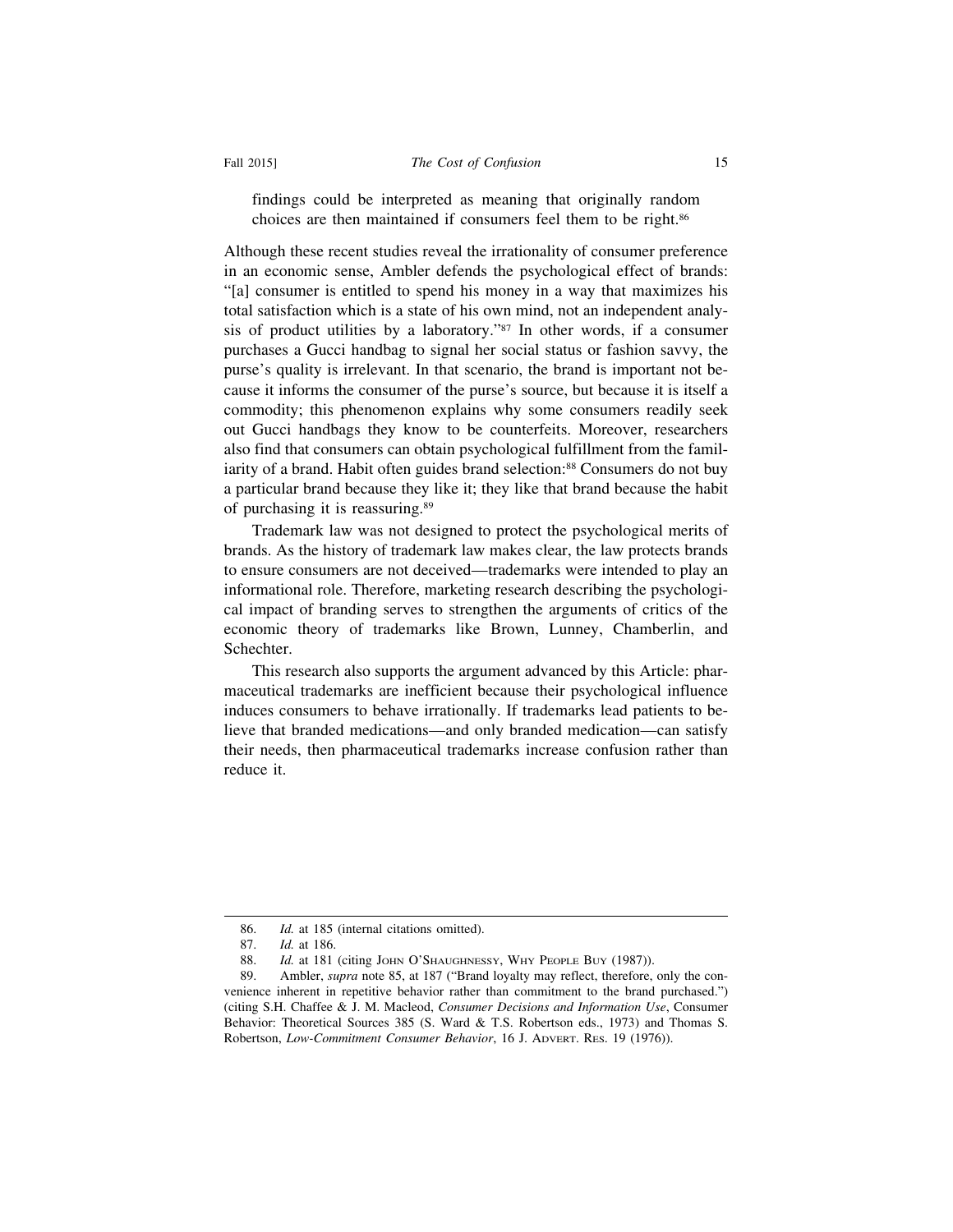findings could be interpreted as meaning that originally random choices are then maintained if consumers feel them to be right.[86]

Although these recent studies reveal the irrationality of consumer preference in an economic sense, Ambler defends the psychological effect of brands: "[a] consumer is entitled to spend his money in a way that maximizes his total satisfaction which is a state of his own mind, not an independent analysis of product utilities by a laboratory."[87] In other words, if a consumer purchases a Gucci handbag to signal her social status or fashion savvy, the purse's quality is irrelevant. In that scenario, the brand is important not because it informs the consumer of the purse's source, but because it is itself a commodity; this phenomenon explains why some consumers readily seek out Gucci handbags they know to be counterfeits. Moreover, researchers also find that consumers can obtain psychological fulfillment from the familiarity of a brand. Habit often guides brand selection:[88] Consumers do not buy a particular brand because they like it; they like that brand because the habit of purchasing it is reassuring.[89]

Trademark law was not designed to protect the psychological merits of brands. As the history of trademark law makes clear, the law protects brands to ensure consumers are not deceived—trademarks were intended to play an informational role. Therefore, marketing research describing the psychological impact of branding serves to strengthen the arguments of critics of the economic theory of trademarks like Brown, Lunney, Chamberlin, and Schechter.

This research also supports the argument advanced by this Article: pharmaceutical trademarks are inefficient because their psychological influence induces consumers to behave irrationally. If trademarks lead patients to believe that branded medications—and only branded medication—can satisfy their needs, then pharmaceutical trademarks increase confusion rather than reduce it.

---

86. *Id.* at 185 (internal citations omitted).

87. *Id.* at 186.

88. *Id.* at 181 (citing JOHN O'SHAUGHNESSY, WHY PEOPLE BUY (1987)).

89. Ambler, *supra* note 85, at 187 ("Brand loyalty may reflect, therefore, only the convenience inherent in repetitive behavior rather than commitment to the brand purchased.") (citing S.H. Chaffee & J. M. Macleod, *Consumer Decisions and Information Use*, Consumer Behavior: Theoretical Sources 385 (S. Ward & T.S. Robertson eds., 1973) and Thomas S. Robertson, *Low-Commitment Consumer Behavior*, 16 J. ADVERT. RES. 19 (1976)).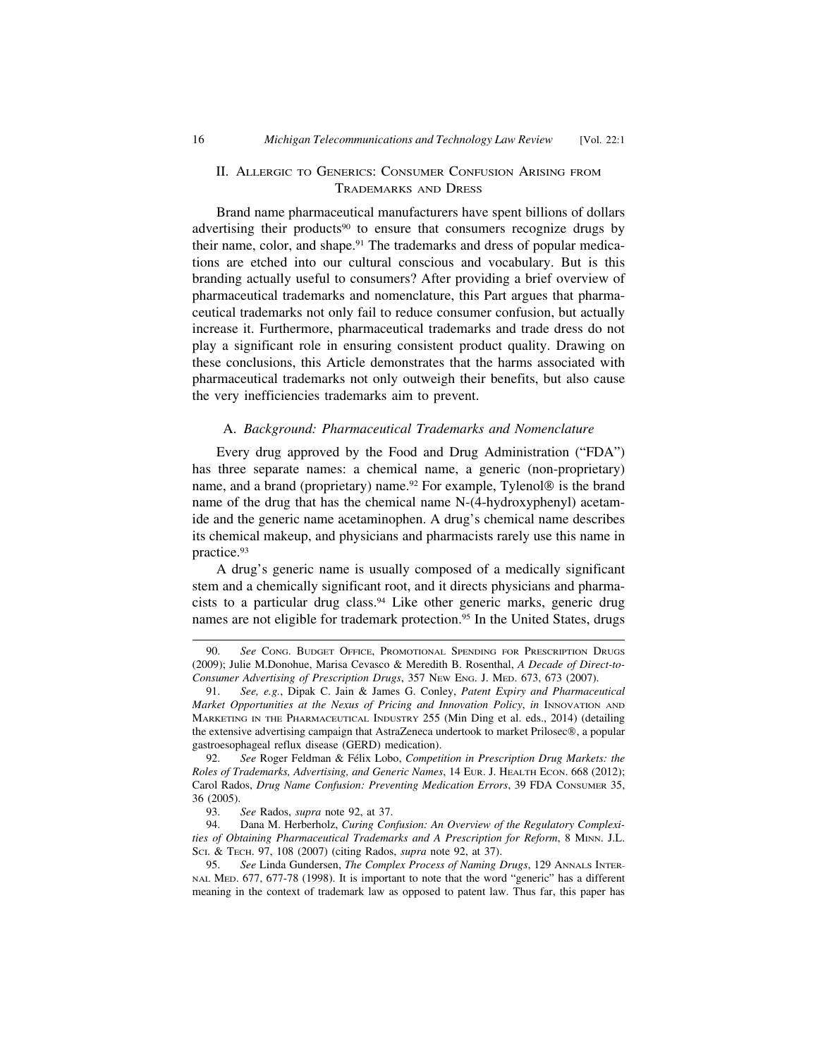## II. Allergic to Generics: Consumer Confusion Arising from Trademarks and Dress

Brand name pharmaceutical manufacturers have spent billions of dollars advertising their products[90] to ensure that consumers recognize drugs by their name, color, and shape.[91] The trademarks and dress of popular medications are etched into our cultural conscious and vocabulary. But is this branding actually useful to consumers? After providing a brief overview of pharmaceutical trademarks and nomenclature, this Part argues that pharmaceutical trademarks not only fail to reduce consumer confusion, but actually increase it. Furthermore, pharmaceutical trademarks and trade dress do not play a significant role in ensuring consistent product quality. Drawing on these conclusions, this Article demonstrates that the harms associated with pharmaceutical trademarks not only outweigh their benefits, but also cause the very inefficiencies trademarks aim to prevent.

### A. *Background: Pharmaceutical Trademarks and Nomenclature*

Every drug approved by the Food and Drug Administration ("FDA") has three separate names: a chemical name, a generic (non-proprietary) name, and a brand (proprietary) name.[92] For example, Tylenol® is the brand name of the drug that has the chemical name N-(4-hydroxyphenyl) acetamide and the generic name acetaminophen. A drug's chemical name describes its chemical makeup, and physicians and pharmacists rarely use this name in practice.[93]

A drug's generic name is usually composed of a medically significant stem and a chemically significant root, and it directs physicians and pharmacists to a particular drug class.[94] Like other generic marks, generic drug names are not eligible for trademark protection.[95] In the United States, drugs

---

90. *See* Cong. Budget Office, Promotional Spending for Prescription Drugs (2009); Julie M.Donohue, Marisa Cevasco & Meredith B. Rosenthal, *A Decade of Direct-to-Consumer Advertising of Prescription Drugs*, 357 New Eng. J. Med. 673, 673 (2007).

91. *See, e.g.*, Dipak C. Jain & James G. Conley, *Patent Expiry and Pharmaceutical Market Opportunities at the Nexus of Pricing and Innovation Policy*, *in* Innovation and Marketing in the Pharmaceutical Industry 255 (Min Ding et al. eds., 2014) (detailing the extensive advertising campaign that AstraZeneca undertook to market Prilosec®, a popular gastroesophageal reflux disease (GERD) medication).

92. *See* Roger Feldman & Félix Lobo, *Competition in Prescription Drug Markets: the Roles of Trademarks, Advertising, and Generic Names*, 14 Eur. J. Health Econ. 668 (2012); Carol Rados, *Drug Name Confusion: Preventing Medication Errors*, 39 FDA Consumer 35, 36 (2005).

93. *See* Rados, *supra* note 92, at 37.

94. Dana M. Herberholz, *Curing Confusion: An Overview of the Regulatory Complexities of Obtaining Pharmaceutical Trademarks and A Prescription for Reform*, 8 Minn. J.L. Sci. & Tech. 97, 108 (2007) (citing Rados, *supra* note 92, at 37).

95. *See* Linda Gundersen, *The Complex Process of Naming Drugs*, 129 Annals Internal Med. 677, 677-78 (1998). It is important to note that the word "generic" has a different meaning in the context of trademark law as opposed to patent law. Thus far, this paper has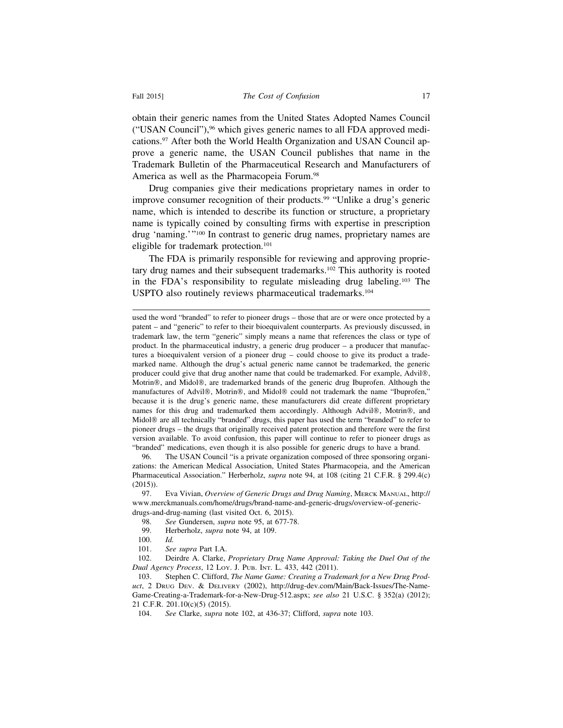obtain their generic names from the United States Adopted Names Council ("USAN Council"),[96] which gives generic names to all FDA approved medications.[97] After both the World Health Organization and USAN Council approve a generic name, the USAN Council publishes that name in the Trademark Bulletin of the Pharmaceutical Research and Manufacturers of America as well as the Pharmacopeia Forum.[98]

Drug companies give their medications proprietary names in order to improve consumer recognition of their products.[99] "Unlike a drug's generic name, which is intended to describe its function or structure, a proprietary name is typically coined by consulting firms with expertise in prescription drug 'naming.'"[100] In contrast to generic drug names, proprietary names are eligible for trademark protection.[101]

The FDA is primarily responsible for reviewing and approving proprietary drug names and their subsequent trademarks.[102] This authority is rooted in the FDA's responsibility to regulate misleading drug labeling.[103] The USPTO also routinely reviews pharmaceutical trademarks.[104]

---

used the word "branded" to refer to pioneer drugs – those that are or were once protected by a patent – and "generic" to refer to their bioequivalent counterparts. As previously discussed, in trademark law, the term "generic" simply means a name that references the class or type of product. In the pharmaceutical industry, a generic drug producer – a producer that manufactures a bioequivalent version of a pioneer drug – could choose to give its product a trademarked name. Although the drug's actual generic name cannot be trademarked, the generic producer could give that drug another name that could be trademarked. For example, Advil®, Motrin®, and Midol®, are trademarked brands of the generic drug Ibuprofen. Although the manufactures of Advil®, Motrin®, and Midol® could not trademark the name "Ibuprofen," because it is the drug's generic name, these manufacturers did create different proprietary names for this drug and trademarked them accordingly. Although Advil®, Motrin®, and Midol® are all technically "branded" drugs, this paper has used the term "branded" to refer to pioneer drugs – the drugs that originally received patent protection and therefore were the first version available. To avoid confusion, this paper will continue to refer to pioneer drugs as "branded" medications, even though it is also possible for generic drugs to have a brand.

96. The USAN Council "is a private organization composed of three sponsoring organizations: the American Medical Association, United States Pharmacopeia, and the American Pharmaceutical Association." Herberholz, *supra* note 94, at 108 (citing 21 C.F.R. § 299.4(c) (2015)).

97. Eva Vivian, *Overview of Generic Drugs and Drug Naming*, MERCK MANUAL, http://www.merckmanuals.com/home/drugs/brand-name-and-generic-drugs/overview-of-generic-drugs-and-drug-naming (last visited Oct. 6, 2015).

98. *See* Gundersen, *supra* note 95, at 677-78.

99. Herberholz, *supra* note 94, at 109.

100. *Id.*

101. *See supra* Part I.A.

102. Deirdre A. Clarke, *Proprietary Drug Name Approval: Taking the Duel Out of the Dual Agency Process*, 12 LOY. J. PUB. INT. L. 433, 442 (2011).

103. Stephen C. Clifford, *The Name Game: Creating a Trademark for a New Drug Product*, 2 DRUG DEV. & DELIVERY (2002), http://drug-dev.com/Main/Back-Issues/The-Name-Game-Creating-a-Trademark-for-a-New-Drug-512.aspx; *see also* 21 U.S.C. § 352(a) (2012); 21 C.F.R. 201.10(c)(5) (2015).

104. *See* Clarke, *supra* note 102, at 436-37; Clifford, *supra* note 103.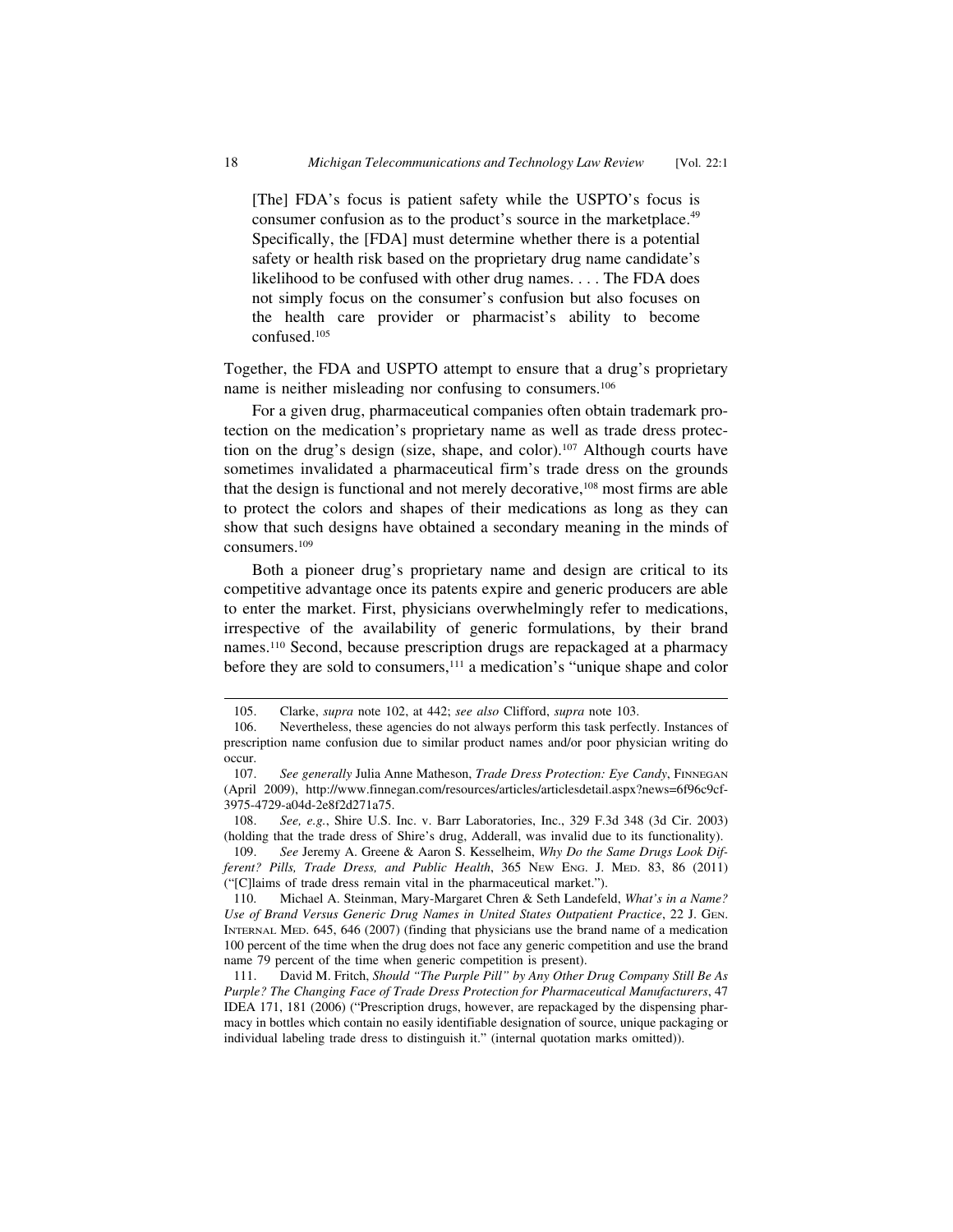> [The] FDA's focus is patient safety while the USPTO's focus is consumer confusion as to the product's source in the marketplace.[49] Specifically, the [FDA] must determine whether there is a potential safety or health risk based on the proprietary drug name candidate's likelihood to be confused with other drug names. . . . The FDA does not simply focus on the consumer's confusion but also focuses on the health care provider or pharmacist's ability to become confused.[105]

Together, the FDA and USPTO attempt to ensure that a drug's proprietary name is neither misleading nor confusing to consumers.[106]

For a given drug, pharmaceutical companies often obtain trademark protection on the medication's proprietary name as well as trade dress protection on the drug's design (size, shape, and color).[107] Although courts have sometimes invalidated a pharmaceutical firm's trade dress on the grounds that the design is functional and not merely decorative,[108] most firms are able to protect the colors and shapes of their medications as long as they can show that such designs have obtained a secondary meaning in the minds of consumers.[109]

Both a pioneer drug's proprietary name and design are critical to its competitive advantage once its patents expire and generic producers are able to enter the market. First, physicians overwhelmingly refer to medications, irrespective of the availability of generic formulations, by their brand names.[110] Second, because prescription drugs are repackaged at a pharmacy before they are sold to consumers,[111] a medication's "unique shape and color

---

105. Clarke, *supra* note 102, at 442; *see also* Clifford, *supra* note 103.

106. Nevertheless, these agencies do not always perform this task perfectly. Instances of prescription name confusion due to similar product names and/or poor physician writing do occur.

107. *See generally* Julia Anne Matheson, *Trade Dress Protection: Eye Candy*, FINNEGAN (April 2009), http://www.finnegan.com/resources/articles/articlesdetail.aspx?news=6f96c9cf-3975-4729-a04d-2e8f2d271a75.

108. *See, e.g.*, Shire U.S. Inc. v. Barr Laboratories, Inc., 329 F.3d 348 (3d Cir. 2003) (holding that the trade dress of Shire's drug, Adderall, was invalid due to its functionality).

109. *See* Jeremy A. Greene & Aaron S. Kesselheim, *Why Do the Same Drugs Look Different? Pills, Trade Dress, and Public Health*, 365 NEW ENG. J. MED. 83, 86 (2011) ("[C]laims of trade dress remain vital in the pharmaceutical market.").

110. Michael A. Steinman, Mary-Margaret Chren & Seth Landefeld, *What's in a Name? Use of Brand Versus Generic Drug Names in United States Outpatient Practice*, 22 J. GEN. INTERNAL MED. 645, 646 (2007) (finding that physicians use the brand name of a medication 100 percent of the time when the drug does not face any generic competition and use the brand name 79 percent of the time when generic competition is present).

111. David M. Fritch, *Should "The Purple Pill" by Any Other Drug Company Still Be As Purple? The Changing Face of Trade Dress Protection for Pharmaceutical Manufacturers*, 47 IDEA 171, 181 (2006) ("Prescription drugs, however, are repackaged by the dispensing pharmacy in bottles which contain no easily identifiable designation of source, unique packaging or individual labeling trade dress to distinguish it." (internal quotation marks omitted)).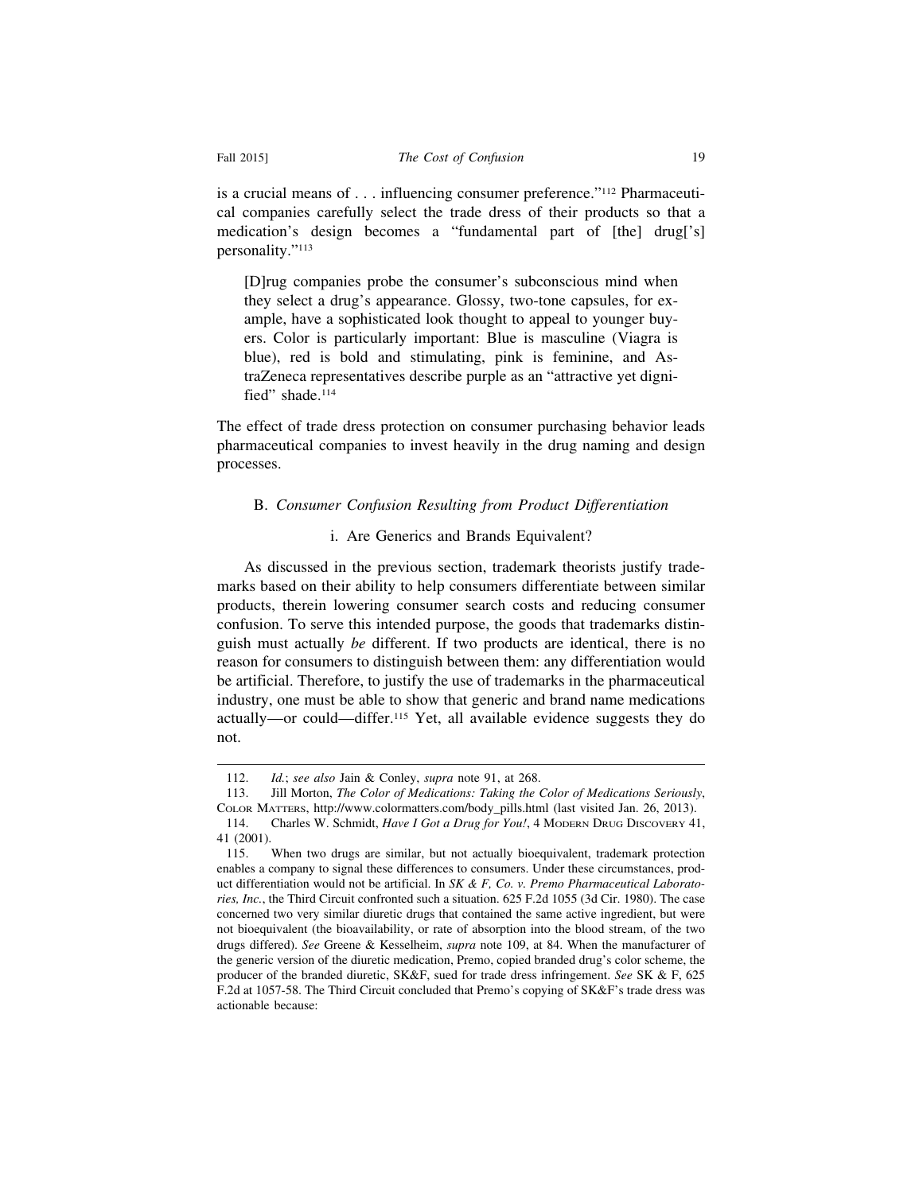is a crucial means of . . . influencing consumer preference."[112] Pharmaceutical companies carefully select the trade dress of their products so that a medication's design becomes a "fundamental part of [the] drug['s] personality."[113]

> [D]rug companies probe the consumer's subconscious mind when they select a drug's appearance. Glossy, two-tone capsules, for example, have a sophisticated look thought to appeal to younger buyers. Color is particularly important: Blue is masculine (Viagra is blue), red is bold and stimulating, pink is feminine, and AstraZeneca representatives describe purple as an "attractive yet dignified" shade.[114]

The effect of trade dress protection on consumer purchasing behavior leads pharmaceutical companies to invest heavily in the drug naming and design processes.

### B. *Consumer Confusion Resulting from Product Differentiation*

#### i. Are Generics and Brands Equivalent?

As discussed in the previous section, trademark theorists justify trademarks based on their ability to help consumers differentiate between similar products, therein lowering consumer search costs and reducing consumer confusion. To serve this intended purpose, the goods that trademarks distinguish must actually *be* different. If two products are identical, there is no reason for consumers to distinguish between them: any differentiation would be artificial. Therefore, to justify the use of trademarks in the pharmaceutical industry, one must be able to show that generic and brand name medications actually—or could—differ.[115] Yet, all available evidence suggests they do not.

---

112. *Id.*; *see also* Jain & Conley, *supra* note 91, at 268.

113. Jill Morton, *The Color of Medications: Taking the Color of Medications Seriously*, COLOR MATTERS, http://www.colormatters.com/body_pills.html (last visited Jan. 26, 2013).

114. Charles W. Schmidt, *Have I Got a Drug for You!*, 4 MODERN DRUG DISCOVERY 41, 41 (2001).

115. When two drugs are similar, but not actually bioequivalent, trademark protection enables a company to signal these differences to consumers. Under these circumstances, product differentiation would not be artificial. In *SK & F, Co. v. Premo Pharmaceutical Laboratories, Inc.*, the Third Circuit confronted such a situation. 625 F.2d 1055 (3d Cir. 1980). The case concerned two very similar diuretic drugs that contained the same active ingredient, but were not bioequivalent (the bioavailability, or rate of absorption into the blood stream, of the two drugs differed). *See* Greene & Kesselheim, *supra* note 109, at 84. When the manufacturer of the generic version of the diuretic medication, Premo, copied branded drug's color scheme, the producer of the branded diuretic, SK&F, sued for trade dress infringement. *See* SK & F, 625 F.2d at 1057-58. The Third Circuit concluded that Premo's copying of SK&F's trade dress was actionable because: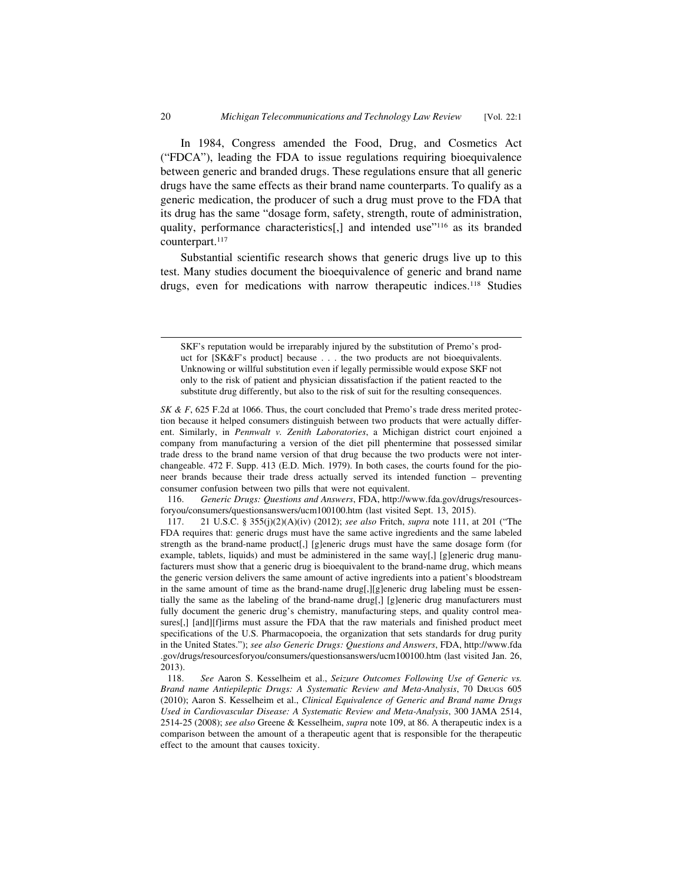In 1984, Congress amended the Food, Drug, and Cosmetics Act ("FDCA"), leading the FDA to issue regulations requiring bioequivalence between generic and branded drugs. These regulations ensure that all generic drugs have the same effects as their brand name counterparts. To qualify as a generic medication, the producer of such a drug must prove to the FDA that its drug has the same "dosage form, safety, strength, route of administration, quality, performance characteristics[,] and intended use"[116] as its branded counterpart.[117]

Substantial scientific research shows that generic drugs live up to this test. Many studies document the bioequivalence of generic and brand name drugs, even for medications with narrow therapeutic indices.[118] Studies

---

> SKF's reputation would be irreparably injured by the substitution of Premo's product for [SK&F's product] because . . . the two products are not bioequivalents. Unknowing or willful substitution even if legally permissible would expose SKF not only to the risk of patient and physician dissatisfaction if the patient reacted to the substitute drug differently, but also to the risk of suit for the resulting consequences.

*SK & F*, 625 F.2d at 1066. Thus, the court concluded that Premo's trade dress merited protection because it helped consumers distinguish between two products that were actually different. Similarly, in *Pennwalt v. Zenith Laboratories*, a Michigan district court enjoined a company from manufacturing a version of the diet pill phentermine that possessed similar trade dress to the brand name version of that drug because the two products were not interchangeable. 472 F. Supp. 413 (E.D. Mich. 1979). In both cases, the courts found for the pioneer brands because their trade dress actually served its intended function – preventing consumer confusion between two pills that were not equivalent.

116. *Generic Drugs: Questions and Answers*, FDA, http://www.fda.gov/drugs/resourcesforyou/consumers/questionsanswers/ucm100100.htm (last visited Sept. 13, 2015).

117. 21 U.S.C. § 355(j)(2)(A)(iv) (2012); *see also* Fritch, *supra* note 111, at 201 ("The FDA requires that: generic drugs must have the same active ingredients and the same labeled strength as the brand-name product[,] [g]eneric drugs must have the same dosage form (for example, tablets, liquids) and must be administered in the same way[,] [g]eneric drug manufacturers must show that a generic drug is bioequivalent to the brand-name drug, which means the generic version delivers the same amount of active ingredients into a patient's bloodstream in the same amount of time as the brand-name drug[,][g]eneric drug labeling must be essentially the same as the labeling of the brand-name drug[,] [g]eneric drug manufacturers must fully document the generic drug's chemistry, manufacturing steps, and quality control measures[,] [and][f]irms must assure the FDA that the raw materials and finished product meet specifications of the U.S. Pharmacopoeia, the organization that sets standards for drug purity in the United States."); *see also Generic Drugs: Questions and Answers*, FDA, http://www.fda.gov/drugs/resourcesforyou/consumers/questionsanswers/ucm100100.htm (last visited Jan. 26, 2013).

118. *See* Aaron S. Kesselheim et al., *Seizure Outcomes Following Use of Generic vs. Brand name Antiepileptic Drugs: A Systematic Review and Meta-Analysis*, 70 DRUGS 605 (2010); Aaron S. Kesselheim et al., *Clinical Equivalence of Generic and Brand name Drugs Used in Cardiovascular Disease: A Systematic Review and Meta-Analysis*, 300 JAMA 2514, 2514-25 (2008); *see also* Greene & Kesselheim, *supra* note 109, at 86. A therapeutic index is a comparison between the amount of a therapeutic agent that is responsible for the therapeutic effect to the amount that causes toxicity.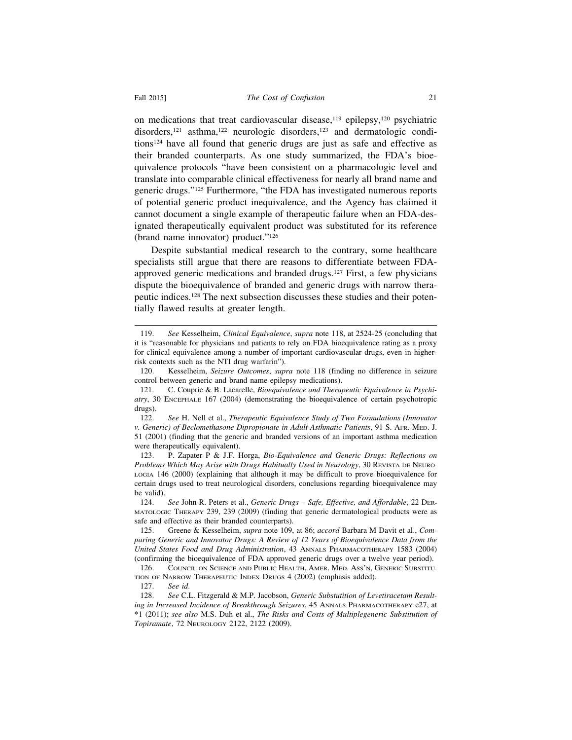on medications that treat cardiovascular disease,[119] epilepsy,[120] psychiatric disorders,[121] asthma,[122] neurologic disorders,[123] and dermatologic conditions[124] have all found that generic drugs are just as safe and effective as their branded counterparts. As one study summarized, the FDA's bioequivalence protocols "have been consistent on a pharmacologic level and translate into comparable clinical effectiveness for nearly all brand name and generic drugs."[125] Furthermore, "the FDA has investigated numerous reports of potential generic product inequivalence, and the Agency has claimed it cannot document a single example of therapeutic failure when an FDA-designated therapeutically equivalent product was substituted for its reference (brand name innovator) product."[126]

Despite substantial medical research to the contrary, some healthcare specialists still argue that there are reasons to differentiate between FDA-approved generic medications and branded drugs.[127] First, a few physicians dispute the bioequivalence of branded and generic drugs with narrow therapeutic indices.[128] The next subsection discusses these studies and their potentially flawed results at greater length.

---

119. *See* Kesselheim, *Clinical Equivalence*, *supra* note 118, at 2524-25 (concluding that it is "reasonable for physicians and patients to rely on FDA bioequivalence rating as a proxy for clinical equivalence among a number of important cardiovascular drugs, even in higher-risk contexts such as the NTI drug warfarin").

120. Kesselheim, *Seizure Outcomes*, *supra* note 118 (finding no difference in seizure control between generic and brand name epilepsy medications).

121. C. Couprie & B. Lacarelle, *Bioequivalence and Therapeutic Equivalence in Psychiatry*, 30 ENCEPHALE 167 (2004) (demonstrating the bioequivalence of certain psychotropic drugs).

122. *See* H. Nell et al., *Therapeutic Equivalence Study of Two Formulations (Innovator v. Generic) of Beclomethasone Dipropionate in Adult Asthmatic Patients*, 91 S. AFR. MED. J. 51 (2001) (finding that the generic and branded versions of an important asthma medication were therapeutically equivalent).

123. P. Zapater P & J.F. Horga, *Bio-Equivalence and Generic Drugs: Reflections on Problems Which May Arise with Drugs Habitually Used in Neurology*, 30 REVISTA DE NEUROLOGIA 146 (2000) (explaining that although it may be difficult to prove bioequivalence for certain drugs used to treat neurological disorders, conclusions regarding bioequivalence may be valid).

124. *See* John R. Peters et al., *Generic Drugs – Safe, Effective, and Affordable*, 22 DERMATOLOGIC THERAPY 239, 239 (2009) (finding that generic dermatological products were as safe and effective as their branded counterparts).

125. Greene & Kesselheim, *supra* note 109, at 86; *accord* Barbara M Davit et al., *Comparing Generic and Innovator Drugs: A Review of 12 Years of Bioequivalence Data from the United States Food and Drug Administration*, 43 ANNALS PHARMACOTHERAPY 1583 (2004) (confirming the bioequivalence of FDA approved generic drugs over a twelve year period).

126. COUNCIL ON SCIENCE AND PUBLIC HEALTH, AMER. MED. ASS'N, GENERIC SUBSTITUTION OF NARROW THERAPEUTIC INDEX DRUGS 4 (2002) (emphasis added).

127. *See id*.

128. *See* C.L. Fitzgerald & M.P. Jacobson, *Generic Substitution of Levetiracetam Resulting in Increased Incidence of Breakthrough Seizures*, 45 ANNALS PHARMACOTHERAPY e27, at *1 (2011); *see also* M.S. Duh et al., *The Risks and Costs of Multiplegeneric Substitution of Topiramate*, 72 NEUROLOGY 2122, 2122 (2009).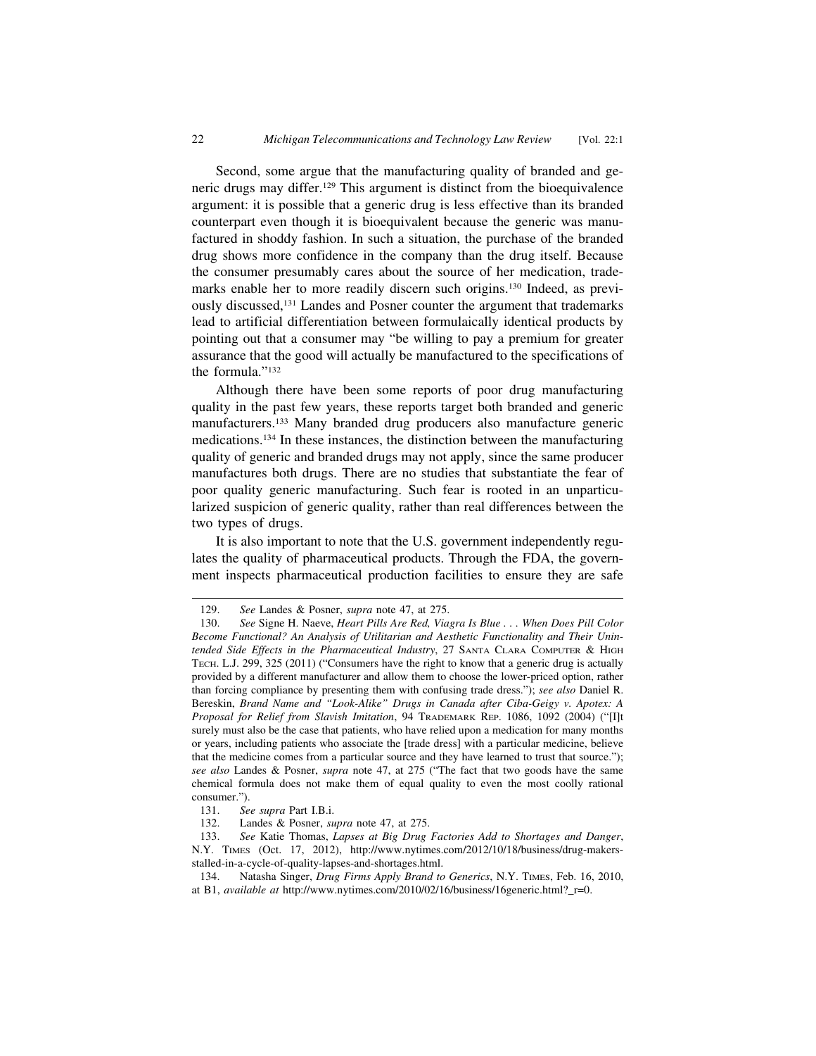Second, some argue that the manufacturing quality of branded and generic drugs may differ.[129] This argument is distinct from the bioequivalence argument: it is possible that a generic drug is less effective than its branded counterpart even though it is bioequivalent because the generic was manufactured in shoddy fashion. In such a situation, the purchase of the branded drug shows more confidence in the company than the drug itself. Because the consumer presumably cares about the source of her medication, trademarks enable her to more readily discern such origins.[130] Indeed, as previously discussed,[131] Landes and Posner counter the argument that trademarks lead to artificial differentiation between formulaically identical products by pointing out that a consumer may "be willing to pay a premium for greater assurance that the good will actually be manufactured to the specifications of the formula."[132]

Although there have been some reports of poor drug manufacturing quality in the past few years, these reports target both branded and generic manufacturers.[133] Many branded drug producers also manufacture generic medications.[134] In these instances, the distinction between the manufacturing quality of generic and branded drugs may not apply, since the same producer manufactures both drugs. There are no studies that substantiate the fear of poor quality generic manufacturing. Such fear is rooted in an unparticularized suspicion of generic quality, rather than real differences between the two types of drugs.

It is also important to note that the U.S. government independently regulates the quality of pharmaceutical products. Through the FDA, the government inspects pharmaceutical production facilities to ensure they are safe

---

129. *See* Landes & Posner, *supra* note 47, at 275.

130. *See* Signe H. Naeve, *Heart Pills Are Red, Viagra Is Blue . . . When Does Pill Color Become Functional? An Analysis of Utilitarian and Aesthetic Functionality and Their Unintended Side Effects in the Pharmaceutical Industry*, 27 Santa Clara Computer & High Tech. L.J. 299, 325 (2011) ("Consumers have the right to know that a generic drug is actually provided by a different manufacturer and allow them to choose the lower-priced option, rather than forcing compliance by presenting them with confusing trade dress."); *see also* Daniel R. Bereskin, *Brand Name and "Look-Alike" Drugs in Canada after Ciba-Geigy v. Apotex: A Proposal for Relief from Slavish Imitation*, 94 Trademark Rep. 1086, 1092 (2004) ("[I]t surely must also be the case that patients, who have relied upon a medication for many months or years, including patients who associate the [trade dress] with a particular medicine, believe that the medicine comes from a particular source and they have learned to trust that source."); *see also* Landes & Posner, *supra* note 47, at 275 ("The fact that two goods have the same chemical formula does not make them of equal quality to even the most coolly rational consumer.").

131. *See supra* Part I.B.i.

132. Landes & Posner, *supra* note 47, at 275.

133. *See* Katie Thomas, *Lapses at Big Drug Factories Add to Shortages and Danger*, N.Y. Times (Oct. 17, 2012), http://www.nytimes.com/2012/10/18/business/drug-makers-stalled-in-a-cycle-of-quality-lapses-and-shortages.html.

134. Natasha Singer, *Drug Firms Apply Brand to Generics*, N.Y. Times, Feb. 16, 2010, at B1, *available at* http://www.nytimes.com/2010/02/16/business/16generic.html?_r=0.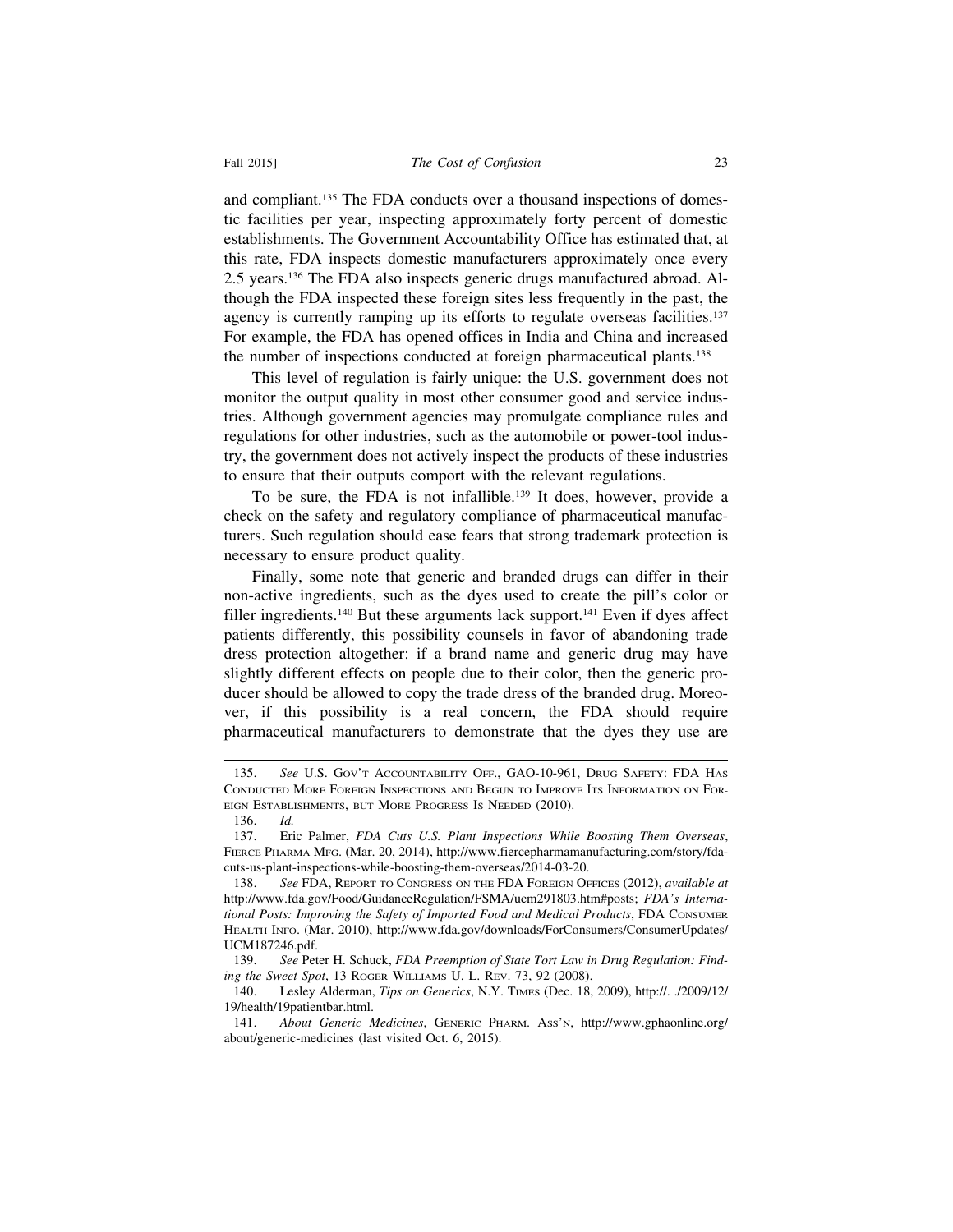and compliant.[135] The FDA conducts over a thousand inspections of domestic facilities per year, inspecting approximately forty percent of domestic establishments. The Government Accountability Office has estimated that, at this rate, FDA inspects domestic manufacturers approximately once every 2.5 years.[136] The FDA also inspects generic drugs manufactured abroad. Although the FDA inspected these foreign sites less frequently in the past, the agency is currently ramping up its efforts to regulate overseas facilities.[137] For example, the FDA has opened offices in India and China and increased the number of inspections conducted at foreign pharmaceutical plants.[138]

This level of regulation is fairly unique: the U.S. government does not monitor the output quality in most other consumer good and service industries. Although government agencies may promulgate compliance rules and regulations for other industries, such as the automobile or power-tool industry, the government does not actively inspect the products of these industries to ensure that their outputs comport with the relevant regulations.

To be sure, the FDA is not infallible.[139] It does, however, provide a check on the safety and regulatory compliance of pharmaceutical manufacturers. Such regulation should ease fears that strong trademark protection is necessary to ensure product quality.

Finally, some note that generic and branded drugs can differ in their non-active ingredients, such as the dyes used to create the pill's color or filler ingredients.[140] But these arguments lack support.[141] Even if dyes affect patients differently, this possibility counsels in favor of abandoning trade dress protection altogether: if a brand name and generic drug may have slightly different effects on people due to their color, then the generic producer should be allowed to copy the trade dress of the branded drug. Moreover, if this possibility is a real concern, the FDA should require pharmaceutical manufacturers to demonstrate that the dyes they use are

---

135. *See* U.S. Gov't Accountability Off., GAO-10-961, Drug Safety: FDA Has Conducted More Foreign Inspections and Begun to Improve Its Information on Foreign Establishments, but More Progress Is Needed (2010).

136. *Id.*

137. Eric Palmer, *FDA Cuts U.S. Plant Inspections While Boosting Them Overseas*, Fierce Pharma Mfg. (Mar. 20, 2014), http://www.fiercepharmamanufacturing.com/story/fda-cuts-us-plant-inspections-while-boosting-them-overseas/2014-03-20.

138. *See* FDA, Report to Congress on the FDA Foreign Offices (2012), *available at* http://www.fda.gov/Food/GuidanceRegulation/FSMA/ucm291803.htm#posts; *FDA's International Posts: Improving the Safety of Imported Food and Medical Products*, FDA Consumer Health Info. (Mar. 2010), http://www.fda.gov/downloads/ForConsumers/ConsumerUpdates/UCM187246.pdf.

139. *See* Peter H. Schuck, *FDA Preemption of State Tort Law in Drug Regulation: Finding the Sweet Spot*, 13 Roger Williams U. L. Rev. 73, 92 (2008).

140. Lesley Alderman, *Tips on Generics*, N.Y. Times (Dec. 18, 2009), http://. ./2009/12/19/health/19patientbar.html.

141. *About Generic Medicines*, Generic Pharm. Ass'n, http://www.gphaonline.org/about/generic-medicines (last visited Oct. 6, 2015).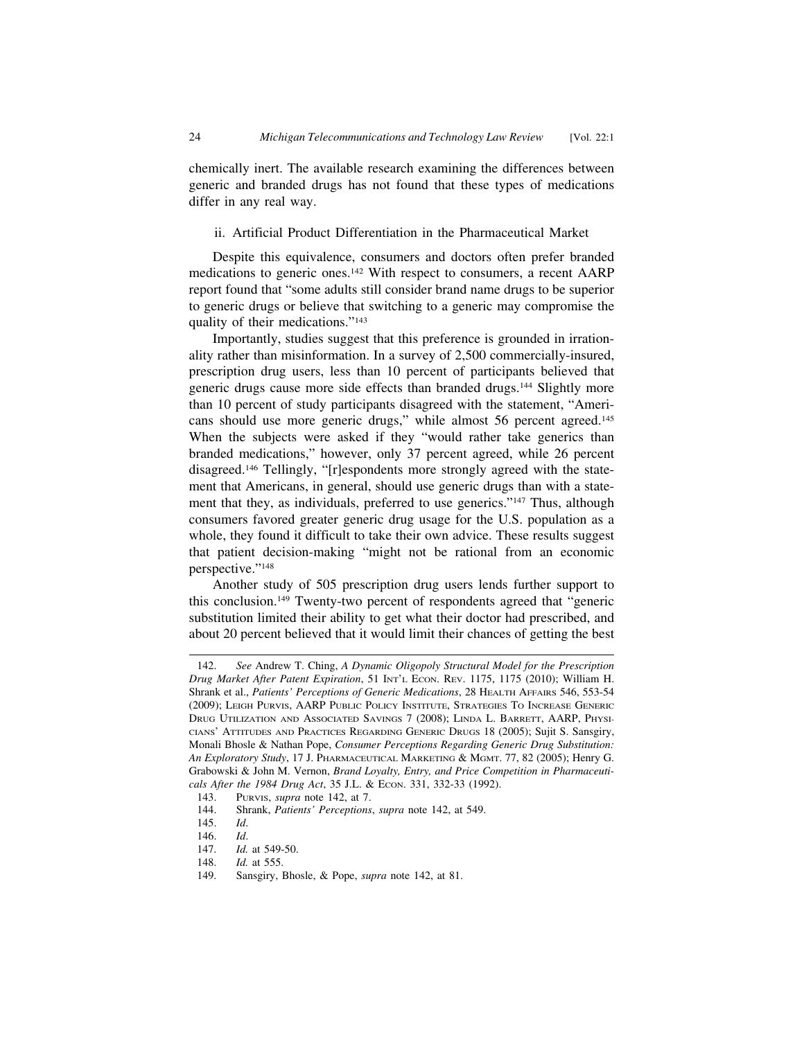chemically inert. The available research examining the differences between generic and branded drugs has not found that these types of medications differ in any real way.

### ii. Artificial Product Differentiation in the Pharmaceutical Market

Despite this equivalence, consumers and doctors often prefer branded medications to generic ones.[142] With respect to consumers, a recent AARP report found that "some adults still consider brand name drugs to be superior to generic drugs or believe that switching to a generic may compromise the quality of their medications."[143]

Importantly, studies suggest that this preference is grounded in irrationality rather than misinformation. In a survey of 2,500 commercially-insured, prescription drug users, less than 10 percent of participants believed that generic drugs cause more side effects than branded drugs.[144] Slightly more than 10 percent of study participants disagreed with the statement, "Americans should use more generic drugs," while almost 56 percent agreed.[145] When the subjects were asked if they "would rather take generics than branded medications," however, only 37 percent agreed, while 26 percent disagreed.[146] Tellingly, "[r]espondents more strongly agreed with the statement that Americans, in general, should use generic drugs than with a statement that they, as individuals, preferred to use generics."[147] Thus, although consumers favored greater generic drug usage for the U.S. population as a whole, they found it difficult to take their own advice. These results suggest that patient decision-making "might not be rational from an economic perspective."[148]

Another study of 505 prescription drug users lends further support to this conclusion.[149] Twenty-two percent of respondents agreed that "generic substitution limited their ability to get what their doctor had prescribed, and about 20 percent believed that it would limit their chances of getting the best

---

142. *See* Andrew T. Ching, *A Dynamic Oligopoly Structural Model for the Prescription Drug Market After Patent Expiration*, 51 Int'l Econ. Rev. 1175, 1175 (2010); William H. Shrank et al., *Patients' Perceptions of Generic Medications*, 28 Health Affairs 546, 553-54 (2009); Leigh Purvis, AARP Public Policy Institute, Strategies To Increase Generic Drug Utilization and Associated Savings 7 (2008); Linda L. Barrett, AARP, Physicians' Attitudes and Practices Regarding Generic Drugs 18 (2005); Sujit S. Sansgiry, Monali Bhosle & Nathan Pope, *Consumer Perceptions Regarding Generic Drug Substitution: An Exploratory Study*, 17 J. Pharmaceutical Marketing & Mgmt. 77, 82 (2005); Henry G. Grabowski & John M. Vernon, *Brand Loyalty, Entry, and Price Competition in Pharmaceuticals After the 1984 Drug Act*, 35 J.L. & Econ. 331, 332-33 (1992).

143. Purvis, *supra* note 142, at 7.

144. Shrank, *Patients' Perceptions*, *supra* note 142, at 549.

145. *Id*.

146. *Id*.

147. *Id.* at 549-50.

148. *Id.* at 555.

149. Sansgiry, Bhosle, & Pope, *supra* note 142, at 81.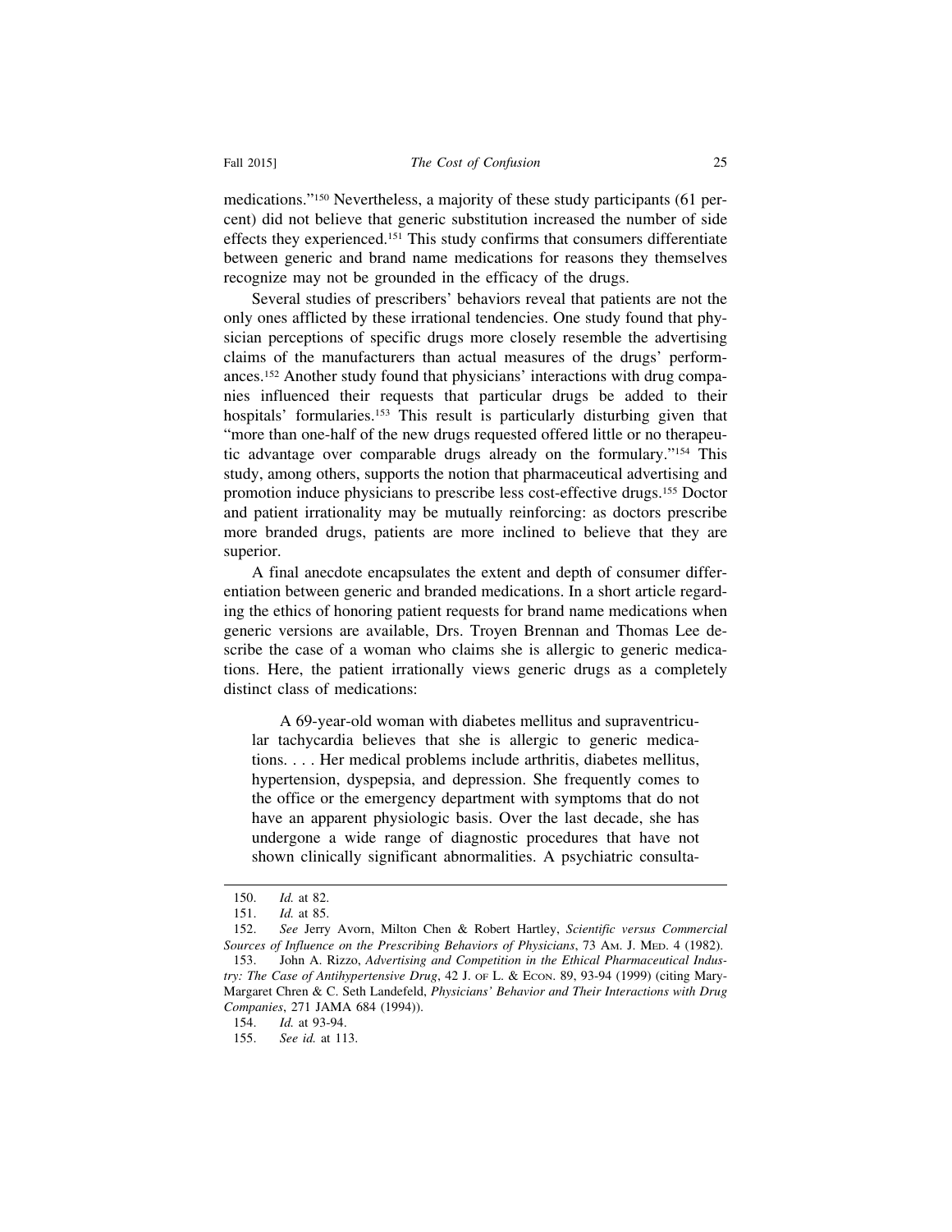medications."[150] Nevertheless, a majority of these study participants (61 percent) did not believe that generic substitution increased the number of side effects they experienced.[151] This study confirms that consumers differentiate between generic and brand name medications for reasons they themselves recognize may not be grounded in the efficacy of the drugs.

Several studies of prescribers' behaviors reveal that patients are not the only ones afflicted by these irrational tendencies. One study found that physician perceptions of specific drugs more closely resemble the advertising claims of the manufacturers than actual measures of the drugs' performances.[152] Another study found that physicians' interactions with drug companies influenced their requests that particular drugs be added to their hospitals' formularies.[153] This result is particularly disturbing given that "more than one-half of the new drugs requested offered little or no therapeutic advantage over comparable drugs already on the formulary."[154] This study, among others, supports the notion that pharmaceutical advertising and promotion induce physicians to prescribe less cost-effective drugs.[155] Doctor and patient irrationality may be mutually reinforcing: as doctors prescribe more branded drugs, patients are more inclined to believe that they are superior.

A final anecdote encapsulates the extent and depth of consumer differentiation between generic and branded medications. In a short article regarding the ethics of honoring patient requests for brand name medications when generic versions are available, Drs. Troyen Brennan and Thomas Lee describe the case of a woman who claims she is allergic to generic medications. Here, the patient irrationally views generic drugs as a completely distinct class of medications:

> A 69-year-old woman with diabetes mellitus and supraventricular tachycardia believes that she is allergic to generic medications. . . . Her medical problems include arthritis, diabetes mellitus, hypertension, dyspepsia, and depression. She frequently comes to the office or the emergency department with symptoms that do not have an apparent physiologic basis. Over the last decade, she has undergone a wide range of diagnostic procedures that have not shown clinically significant abnormalities. A psychiatric consulta-

---

150. *Id.* at 82.

151. *Id.* at 85.

152. *See* Jerry Avorn, Milton Chen & Robert Hartley, *Scientific versus Commercial Sources of Influence on the Prescribing Behaviors of Physicians*, 73 Am. J. Med. 4 (1982).

153. John A. Rizzo, *Advertising and Competition in the Ethical Pharmaceutical Industry: The Case of Antihypertensive Drug*, 42 J. of L. & Econ. 89, 93-94 (1999) (citing Mary-Margaret Chren & C. Seth Landefeld, *Physicians' Behavior and Their Interactions with Drug Companies*, 271 JAMA 684 (1994)).

154. *Id.* at 93-94.

155. *See id.* at 113.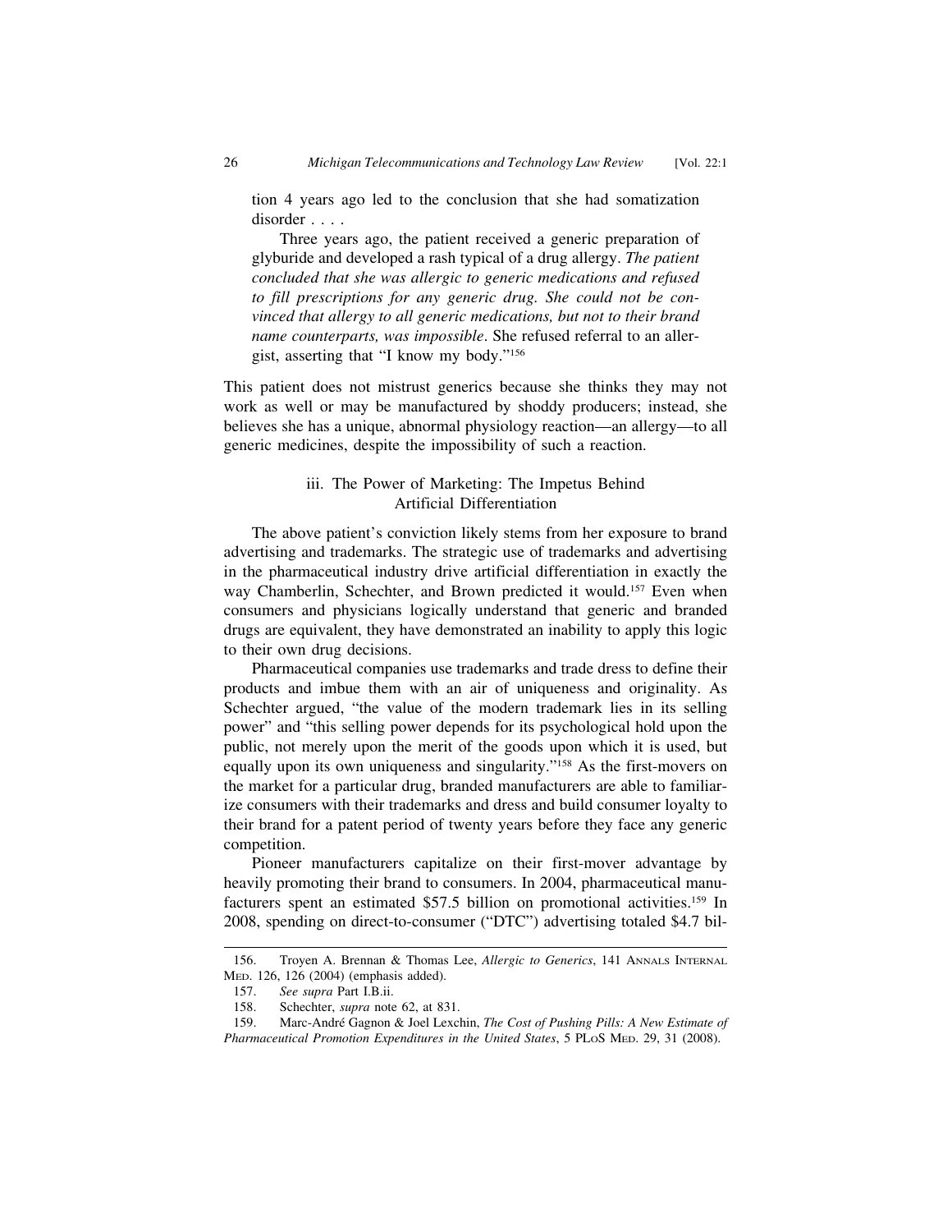> tion 4 years ago led to the conclusion that she had somatization disorder . . . .
>
> Three years ago, the patient received a generic preparation of glyburide and developed a rash typical of a drug allergy. *The patient concluded that she was allergic to generic medications and refused to fill prescriptions for any generic drug. She could not be convinced that allergy to all generic medications, but not to their brand name counterparts, was impossible*. She refused referral to an allergist, asserting that "I know my body."[156]

This patient does not mistrust generics because she thinks they may not work as well or may be manufactured by shoddy producers; instead, she believes she has a unique, abnormal physiology reaction—an allergy—to all generic medicines, despite the impossibility of such a reaction.

### iii. The Power of Marketing: The Impetus Behind Artificial Differentiation

The above patient's conviction likely stems from her exposure to brand advertising and trademarks. The strategic use of trademarks and advertising in the pharmaceutical industry drive artificial differentiation in exactly the way Chamberlin, Schechter, and Brown predicted it would.[157] Even when consumers and physicians logically understand that generic and branded drugs are equivalent, they have demonstrated an inability to apply this logic to their own drug decisions.

Pharmaceutical companies use trademarks and trade dress to define their products and imbue them with an air of uniqueness and originality. As Schechter argued, "the value of the modern trademark lies in its selling power" and "this selling power depends for its psychological hold upon the public, not merely upon the merit of the goods upon which it is used, but equally upon its own uniqueness and singularity."[158] As the first-movers on the market for a particular drug, branded manufacturers are able to familiarize consumers with their trademarks and dress and build consumer loyalty to their brand for a patent period of twenty years before they face any generic competition.

Pioneer manufacturers capitalize on their first-mover advantage by heavily promoting their brand to consumers. In 2004, pharmaceutical manufacturers spent an estimated \$57.5 billion on promotional activities.[159] In 2008, spending on direct-to-consumer ("DTC") advertising totaled \$4.7 bil-

---

156. Troyen A. Brennan & Thomas Lee, *Allergic to Generics*, 141 ANNALS INTERNAL MED. 126, 126 (2004) (emphasis added).

157. *See supra* Part I.B.ii.

158. Schechter, *supra* note 62, at 831.

159. Marc-André Gagnon & Joel Lexchin, *The Cost of Pushing Pills: A New Estimate of Pharmaceutical Promotion Expenditures in the United States*, 5 PLoS MED. 29, 31 (2008).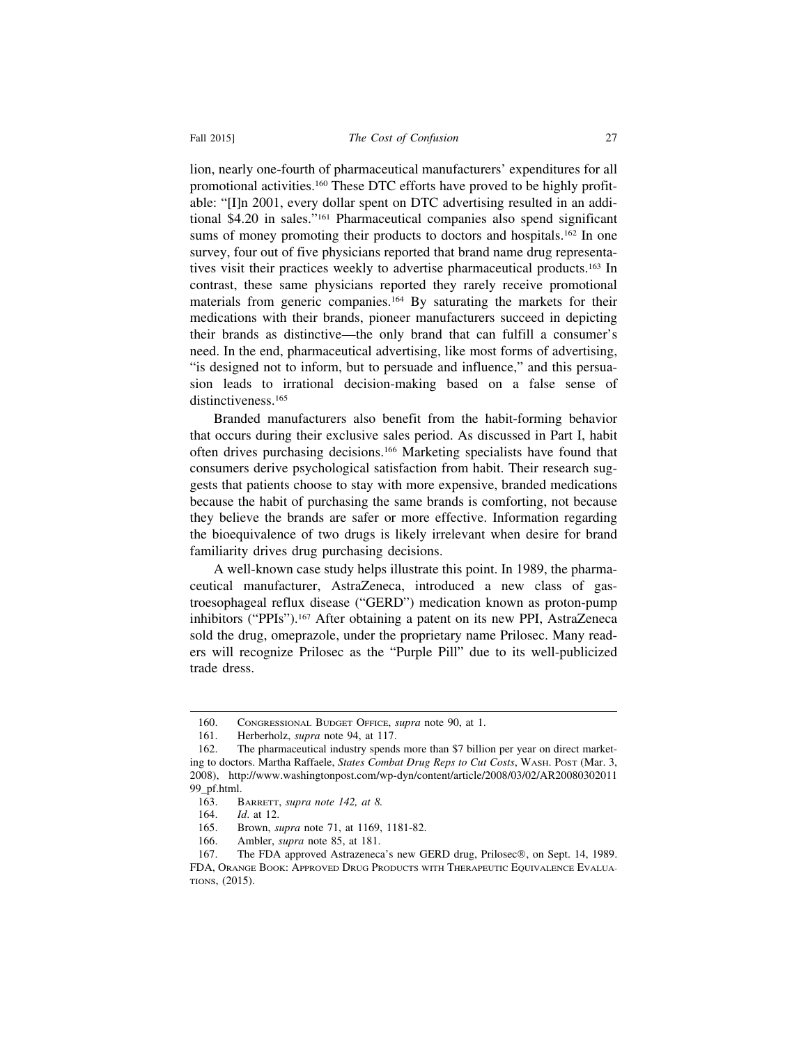lion, nearly one-fourth of pharmaceutical manufacturers' expenditures for all promotional activities.[160] These DTC efforts have proved to be highly profitable: "[I]n 2001, every dollar spent on DTC advertising resulted in an additional $4.20 in sales."[161] Pharmaceutical companies also spend significant sums of money promoting their products to doctors and hospitals.[162] In one survey, four out of five physicians reported that brand name drug representatives visit their practices weekly to advertise pharmaceutical products.[163] In contrast, these same physicians reported they rarely receive promotional materials from generic companies.[164] By saturating the markets for their medications with their brands, pioneer manufacturers succeed in depicting their brands as distinctive—the only brand that can fulfill a consumer's need. In the end, pharmaceutical advertising, like most forms of advertising, "is designed not to inform, but to persuade and influence," and this persuasion leads to irrational decision-making based on a false sense of distinctiveness.[165]

Branded manufacturers also benefit from the habit-forming behavior that occurs during their exclusive sales period. As discussed in Part I, habit often drives purchasing decisions.[166] Marketing specialists have found that consumers derive psychological satisfaction from habit. Their research suggests that patients choose to stay with more expensive, branded medications because the habit of purchasing the same brands is comforting, not because they believe the brands are safer or more effective. Information regarding the bioequivalence of two drugs is likely irrelevant when desire for brand familiarity drives drug purchasing decisions.

A well-known case study helps illustrate this point. In 1989, the pharmaceutical manufacturer, AstraZeneca, introduced a new class of gastroesophageal reflux disease ("GERD") medication known as proton-pump inhibitors ("PPIs").[167] After obtaining a patent on its new PPI, AstraZeneca sold the drug, omeprazole, under the proprietary name Prilosec. Many readers will recognize Prilosec as the "Purple Pill" due to its well-publicized trade dress.

---

160. Congressional Budget Office, *supra* note 90, at 1.

161. Herberholz, *supra* note 94, at 117.

162. The pharmaceutical industry spends more than $7 billion per year on direct marketing to doctors. Martha Raffaele, *States Combat Drug Reps to Cut Costs*, Wash. Post (Mar. 3, 2008), http://www.washingtonpost.com/wp-dyn/content/article/2008/03/02/AR2008030201199_pf.html.

163. Barrett, *supra note 142, at 8.*

164. *Id*. at 12.

165. Brown, *supra* note 71, at 1169, 1181-82.

166. Ambler, *supra* note 85, at 181.

167. The FDA approved Astrazeneca's new GERD drug, Prilosec®, on Sept. 14, 1989. FDA, Orange Book: Approved Drug Products with Therapeutic Equivalence Evaluations, (2015).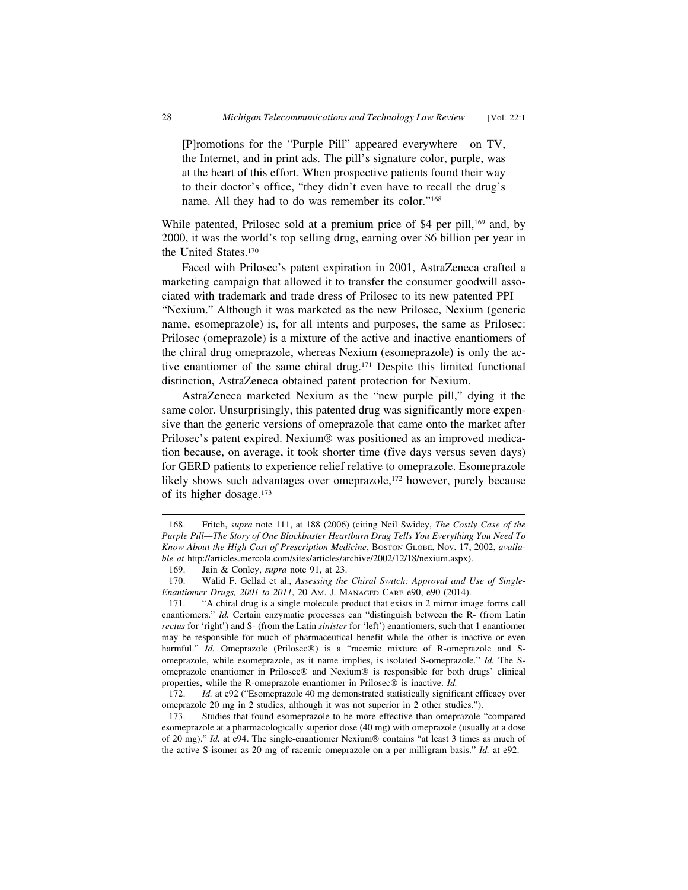> [P]romotions for the "Purple Pill" appeared everywhere—on TV, the Internet, and in print ads. The pill's signature color, purple, was at the heart of this effort. When prospective patients found their way to their doctor's office, "they didn't even have to recall the drug's name. All they had to do was remember its color."[168]

While patented, Prilosec sold at a premium price of $4 per pill,[169] and, by 2000, it was the world's top selling drug, earning over $6 billion per year in the United States.[170]

Faced with Prilosec's patent expiration in 2001, AstraZeneca crafted a marketing campaign that allowed it to transfer the consumer goodwill associated with trademark and trade dress of Prilosec to its new patented PPI—"Nexium." Although it was marketed as the new Prilosec, Nexium (generic name, esomeprazole) is, for all intents and purposes, the same as Prilosec: Prilosec (omeprazole) is a mixture of the active and inactive enantiomers of the chiral drug omeprazole, whereas Nexium (esomeprazole) is only the active enantiomer of the same chiral drug.[171] Despite this limited functional distinction, AstraZeneca obtained patent protection for Nexium.

AstraZeneca marketed Nexium as the "new purple pill," dying it the same color. Unsurprisingly, this patented drug was significantly more expensive than the generic versions of omeprazole that came onto the market after Prilosec's patent expired. Nexium® was positioned as an improved medication because, on average, it took shorter time (five days versus seven days) for GERD patients to experience relief relative to omeprazole. Esomeprazole likely shows such advantages over omeprazole,[172] however, purely because of its higher dosage.[173]

---

168. Fritch, *supra* note 111, at 188 (2006) (citing Neil Swidey, *The Costly Case of the Purple Pill—The Story of One Blockbuster Heartburn Drug Tells You Everything You Need To Know About the High Cost of Prescription Medicine*, Boston Globe, Nov. 17, 2002, *available at* http://articles.mercola.com/sites/articles/archive/2002/12/18/nexium.aspx).

169. Jain & Conley, *supra* note 91, at 23.

170. Walid F. Gellad et al., *Assessing the Chiral Switch: Approval and Use of Single-Enantiomer Drugs, 2001 to 2011*, 20 Am. J. Managed Care e90, e90 (2014).

171. "A chiral drug is a single molecule product that exists in 2 mirror image forms call enantiomers." *Id.* Certain enzymatic processes can "distinguish between the R- (from Latin *rectus* for 'right') and S- (from the Latin *sinister* for 'left') enantiomers, such that 1 enantiomer may be responsible for much of pharmaceutical benefit while the other is inactive or even harmful." *Id.* Omeprazole (Prilosec®) is a "racemic mixture of R-omeprazole and S-omeprazole, while esomeprazole, as it name implies, is isolated S-omeprazole." *Id.* The S-omeprazole enantiomer in Prilosec® and Nexium® is responsible for both drugs' clinical properties, while the R-omeprazole enantiomer in Prilosec® is inactive. *Id.*

172. *Id.* at e92 ("Esomeprazole 40 mg demonstrated statistically significant efficacy over omeprazole 20 mg in 2 studies, although it was not superior in 2 other studies.").

173. Studies that found esomeprazole to be more effective than omeprazole "compared esomeprazole at a pharmacologically superior dose (40 mg) with omeprazole (usually at a dose of 20 mg)." *Id.* at e94. The single-enantiomer Nexium® contains "at least 3 times as much of the active S-isomer as 20 mg of racemic omeprazole on a per milligram basis." *Id.* at e92.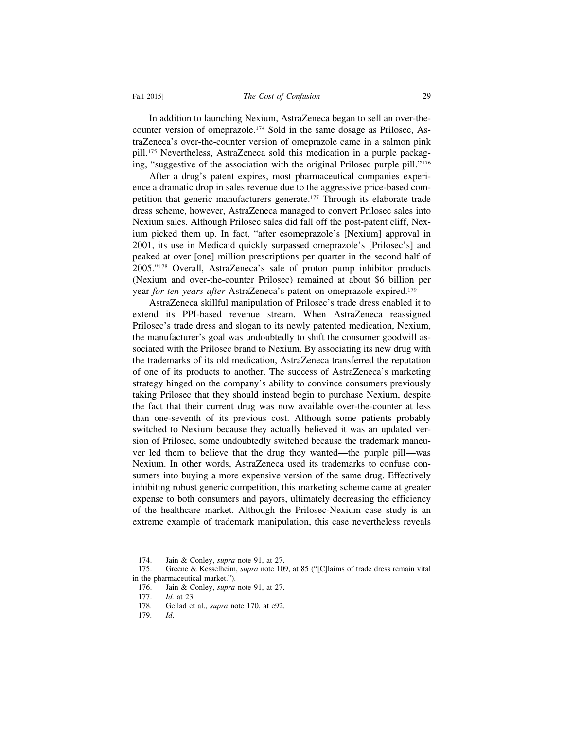In addition to launching Nexium, AstraZeneca began to sell an over-the-counter version of omeprazole.[174] Sold in the same dosage as Prilosec, AstraZeneca's over-the-counter version of omeprazole came in a salmon pink pill.[175] Nevertheless, AstraZeneca sold this medication in a purple packaging, "suggestive of the association with the original Prilosec purple pill."[176]

After a drug's patent expires, most pharmaceutical companies experience a dramatic drop in sales revenue due to the aggressive price-based competition that generic manufacturers generate.[177] Through its elaborate trade dress scheme, however, AstraZeneca managed to convert Prilosec sales into Nexium sales. Although Prilosec sales did fall off the post-patent cliff, Nexium picked them up. In fact, "after esomeprazole's [Nexium] approval in 2001, its use in Medicaid quickly surpassed omeprazole's [Prilosec's] and peaked at over [one] million prescriptions per quarter in the second half of 2005."[178] Overall, AstraZeneca's sale of proton pump inhibitor products (Nexium and over-the-counter Prilosec) remained at about $6 billion per year *for ten years after* AstraZeneca's patent on omeprazole expired.[179]

AstraZeneca skillful manipulation of Prilosec's trade dress enabled it to extend its PPI-based revenue stream. When AstraZeneca reassigned Prilosec's trade dress and slogan to its newly patented medication, Nexium, the manufacturer's goal was undoubtedly to shift the consumer goodwill associated with the Prilosec brand to Nexium. By associating its new drug with the trademarks of its old medication, AstraZeneca transferred the reputation of one of its products to another. The success of AstraZeneca's marketing strategy hinged on the company's ability to convince consumers previously taking Prilosec that they should instead begin to purchase Nexium, despite the fact that their current drug was now available over-the-counter at less than one-seventh of its previous cost. Although some patients probably switched to Nexium because they actually believed it was an updated version of Prilosec, some undoubtedly switched because the trademark maneuver led them to believe that the drug they wanted—the purple pill—was Nexium. In other words, AstraZeneca used its trademarks to confuse consumers into buying a more expensive version of the same drug. Effectively inhibiting robust generic competition, this marketing scheme came at greater expense to both consumers and payors, ultimately decreasing the efficiency of the healthcare market. Although the Prilosec-Nexium case study is an extreme example of trademark manipulation, this case nevertheless reveals

---

174. Jain & Conley, *supra* note 91, at 27.

175. Greene & Kesselheim, *supra* note 109, at 85 ("[C]laims of trade dress remain vital in the pharmaceutical market.").

176. Jain & Conley, *supra* note 91, at 27.

177. *Id.* at 23.

178. Gellad et al., *supra* note 170, at e92.

179. *Id*.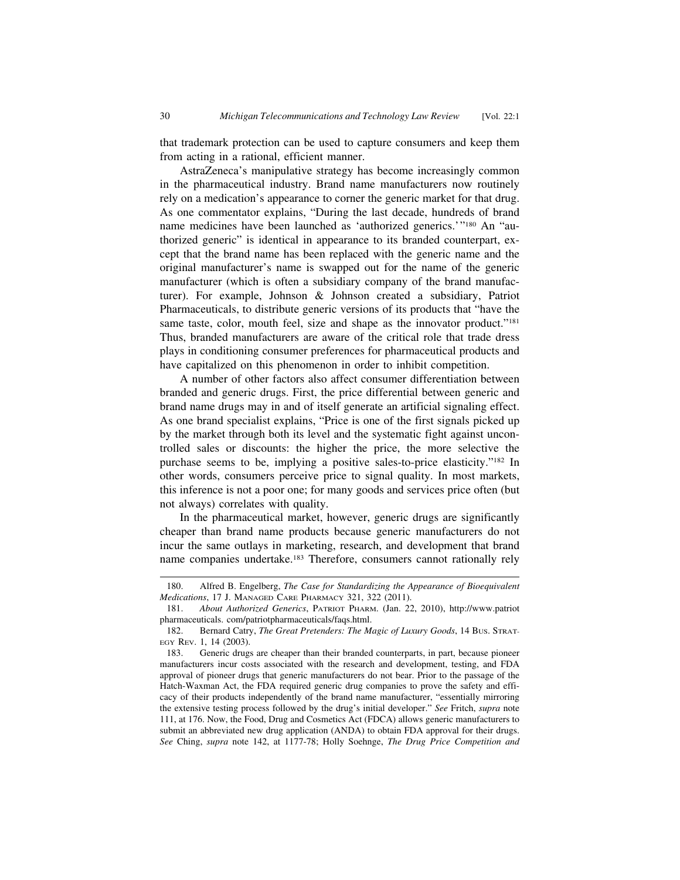that trademark protection can be used to capture consumers and keep them from acting in a rational, efficient manner.

AstraZeneca's manipulative strategy has become increasingly common in the pharmaceutical industry. Brand name manufacturers now routinely rely on a medication's appearance to corner the generic market for that drug. As one commentator explains, "During the last decade, hundreds of brand name medicines have been launched as 'authorized generics.'"[180] An "authorized generic" is identical in appearance to its branded counterpart, except that the brand name has been replaced with the generic name and the original manufacturer's name is swapped out for the name of the generic manufacturer (which is often a subsidiary company of the brand manufacturer). For example, Johnson & Johnson created a subsidiary, Patriot Pharmaceuticals, to distribute generic versions of its products that "have the same taste, color, mouth feel, size and shape as the innovator product."[181] Thus, branded manufacturers are aware of the critical role that trade dress plays in conditioning consumer preferences for pharmaceutical products and have capitalized on this phenomenon in order to inhibit competition.

A number of other factors also affect consumer differentiation between branded and generic drugs. First, the price differential between generic and brand name drugs may in and of itself generate an artificial signaling effect. As one brand specialist explains, "Price is one of the first signals picked up by the market through both its level and the systematic fight against uncontrolled sales or discounts: the higher the price, the more selective the purchase seems to be, implying a positive sales-to-price elasticity."[182] In other words, consumers perceive price to signal quality. In most markets, this inference is not a poor one; for many goods and services price often (but not always) correlates with quality.

In the pharmaceutical market, however, generic drugs are significantly cheaper than brand name products because generic manufacturers do not incur the same outlays in marketing, research, and development that brand name companies undertake.[183] Therefore, consumers cannot rationally rely

---

180. Alfred B. Engelberg, *The Case for Standardizing the Appearance of Bioequivalent Medications*, 17 J. Managed Care Pharmacy 321, 322 (2011).

181. *About Authorized Generics*, Patriot Pharm. (Jan. 22, 2010), http://www.patriot pharmaceuticals. com/patriotpharmaceuticals/faqs.html.

182. Bernard Catry, *The Great Pretenders: The Magic of Luxury Goods*, 14 Bus. Strategy Rev. 1, 14 (2003).

183. Generic drugs are cheaper than their branded counterparts, in part, because pioneer manufacturers incur costs associated with the research and development, testing, and FDA approval of pioneer drugs that generic manufacturers do not bear. Prior to the passage of the Hatch-Waxman Act, the FDA required generic drug companies to prove the safety and efficacy of their products independently of the brand name manufacturer, "essentially mirroring the extensive testing process followed by the drug's initial developer." *See* Fritch, *supra* note 111, at 176. Now, the Food, Drug and Cosmetics Act (FDCA) allows generic manufacturers to submit an abbreviated new drug application (ANDA) to obtain FDA approval for their drugs. *See* Ching, *supra* note 142, at 1177-78; Holly Soehnge, *The Drug Price Competition and*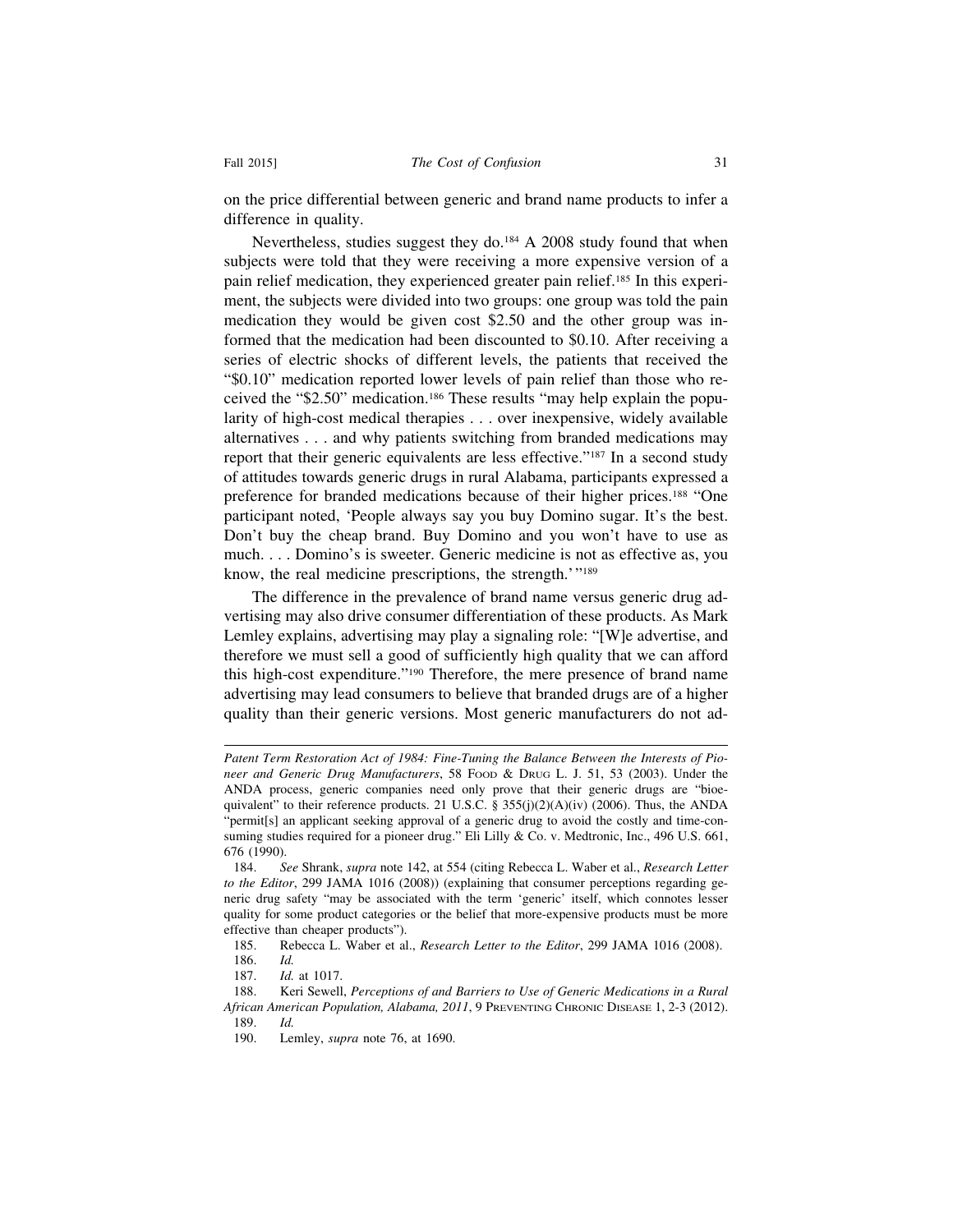on the price differential between generic and brand name products to infer a difference in quality.

Nevertheless, studies suggest they do.[184] A 2008 study found that when subjects were told that they were receiving a more expensive version of a pain relief medication, they experienced greater pain relief.[185] In this experiment, the subjects were divided into two groups: one group was told the pain medication they would be given cost $2.50 and the other group was informed that the medication had been discounted to $0.10. After receiving a series of electric shocks of different levels, the patients that received the "$0.10" medication reported lower levels of pain relief than those who received the "$2.50" medication.[186] These results "may help explain the popularity of high-cost medical therapies . . . over inexpensive, widely available alternatives . . . and why patients switching from branded medications may report that their generic equivalents are less effective."[187] In a second study of attitudes towards generic drugs in rural Alabama, participants expressed a preference for branded medications because of their higher prices.[188] "One participant noted, 'People always say you buy Domino sugar. It's the best. Don't buy the cheap brand. Buy Domino and you won't have to use as much. . . . Domino's is sweeter. Generic medicine is not as effective as, you know, the real medicine prescriptions, the strength.' "[189]

The difference in the prevalence of brand name versus generic drug advertising may also drive consumer differentiation of these products. As Mark Lemley explains, advertising may play a signaling role: "[W]e advertise, and therefore we must sell a good of sufficiently high quality that we can afford this high-cost expenditure."[190] Therefore, the mere presence of brand name advertising may lead consumers to believe that branded drugs are of a higher quality than their generic versions. Most generic manufacturers do not ad-

---

*Patent Term Restoration Act of 1984: Fine-Tuning the Balance Between the Interests of Pioneer and Generic Drug Manufacturers*, 58 Food & Drug L. J. 51, 53 (2003). Under the ANDA process, generic companies need only prove that their generic drugs are "bioequivalent" to their reference products. 21 U.S.C. § 355(j)(2)(A)(iv) (2006). Thus, the ANDA "permit[s] an applicant seeking approval of a generic drug to avoid the costly and time-consuming studies required for a pioneer drug." Eli Lilly & Co. v. Medtronic, Inc., 496 U.S. 661, 676 (1990).

184. *See* Shrank, *supra* note 142, at 554 (citing Rebecca L. Waber et al., *Research Letter to the Editor*, 299 JAMA 1016 (2008)) (explaining that consumer perceptions regarding generic drug safety "may be associated with the term 'generic' itself, which connotes lesser quality for some product categories or the belief that more-expensive products must be more effective than cheaper products").

185. Rebecca L. Waber et al., *Research Letter to the Editor*, 299 JAMA 1016 (2008).

186. *Id.*

187. *Id.* at 1017.

188. Keri Sewell, *Perceptions of and Barriers to Use of Generic Medications in a Rural African American Population, Alabama, 2011*, 9 Preventing Chronic Disease 1, 2-3 (2012).

189. *Id.*

190. Lemley, *supra* note 76, at 1690.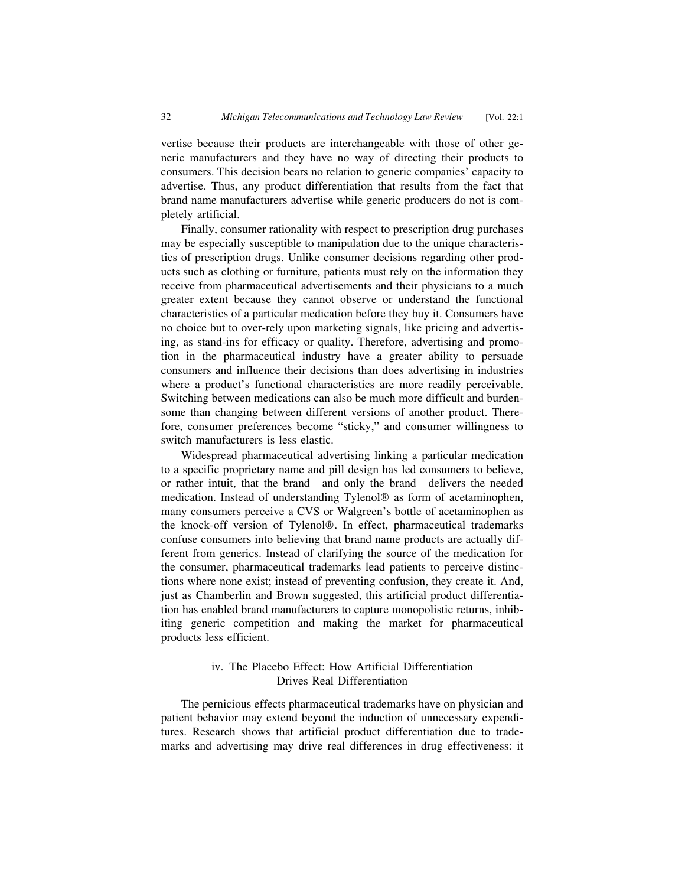vertise because their products are interchangeable with those of other generic manufacturers and they have no way of directing their products to consumers. This decision bears no relation to generic companies' capacity to advertise. Thus, any product differentiation that results from the fact that brand name manufacturers advertise while generic producers do not is completely artificial.

Finally, consumer rationality with respect to prescription drug purchases may be especially susceptible to manipulation due to the unique characteristics of prescription drugs. Unlike consumer decisions regarding other products such as clothing or furniture, patients must rely on the information they receive from pharmaceutical advertisements and their physicians to a much greater extent because they cannot observe or understand the functional characteristics of a particular medication before they buy it. Consumers have no choice but to over-rely upon marketing signals, like pricing and advertising, as stand-ins for efficacy or quality. Therefore, advertising and promotion in the pharmaceutical industry have a greater ability to persuade consumers and influence their decisions than does advertising in industries where a product's functional characteristics are more readily perceivable. Switching between medications can also be much more difficult and burdensome than changing between different versions of another product. Therefore, consumer preferences become "sticky," and consumer willingness to switch manufacturers is less elastic.

Widespread pharmaceutical advertising linking a particular medication to a specific proprietary name and pill design has led consumers to believe, or rather intuit, that the brand—and only the brand—delivers the needed medication. Instead of understanding Tylenol® as form of acetaminophen, many consumers perceive a CVS or Walgreen's bottle of acetaminophen as the knock-off version of Tylenol®. In effect, pharmaceutical trademarks confuse consumers into believing that brand name products are actually different from generics. Instead of clarifying the source of the medication for the consumer, pharmaceutical trademarks lead patients to perceive distinctions where none exist; instead of preventing confusion, they create it. And, just as Chamberlin and Brown suggested, this artificial product differentiation has enabled brand manufacturers to capture monopolistic returns, inhibiting generic competition and making the market for pharmaceutical products less efficient.

#### iv. The Placebo Effect: How Artificial Differentiation Drives Real Differentiation

The pernicious effects pharmaceutical trademarks have on physician and patient behavior may extend beyond the induction of unnecessary expenditures. Research shows that artificial product differentiation due to trademarks and advertising may drive real differences in drug effectiveness: it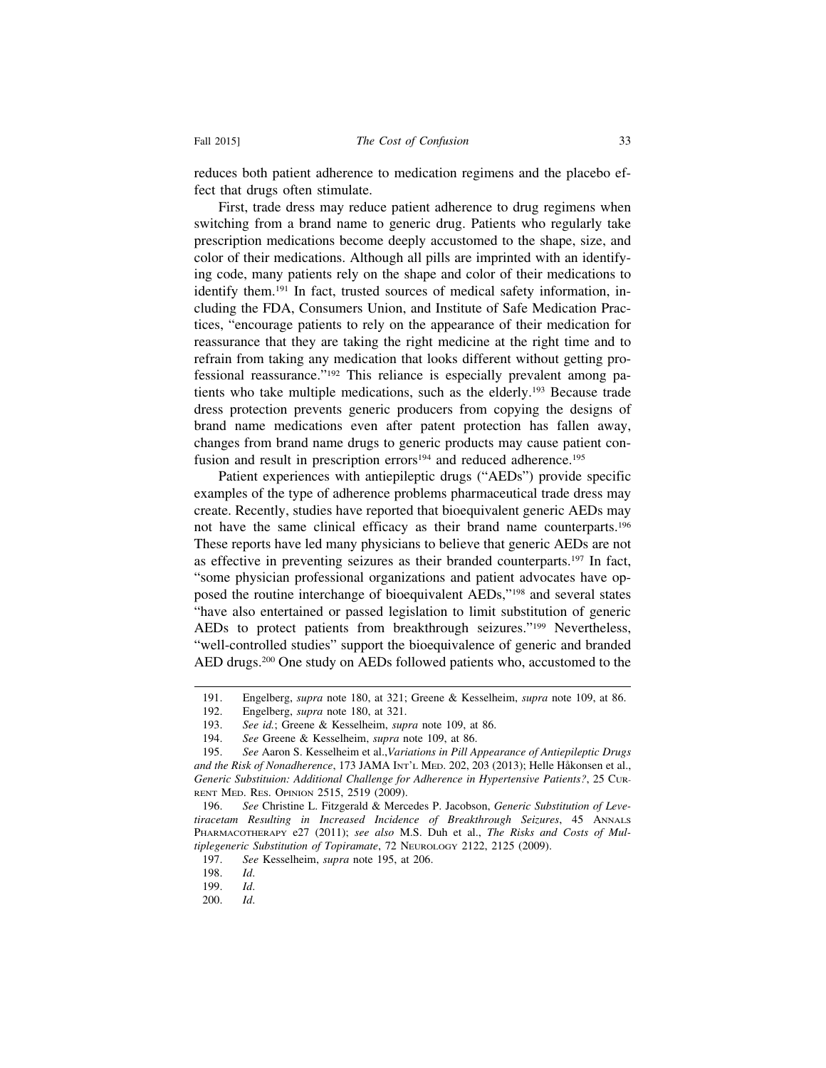reduces both patient adherence to medication regimens and the placebo effect that drugs often stimulate.

First, trade dress may reduce patient adherence to drug regimens when switching from a brand name to generic drug. Patients who regularly take prescription medications become deeply accustomed to the shape, size, and color of their medications. Although all pills are imprinted with an identifying code, many patients rely on the shape and color of their medications to identify them.[191] In fact, trusted sources of medical safety information, including the FDA, Consumers Union, and Institute of Safe Medication Practices, "encourage patients to rely on the appearance of their medication for reassurance that they are taking the right medicine at the right time and to refrain from taking any medication that looks different without getting professional reassurance."[192] This reliance is especially prevalent among patients who take multiple medications, such as the elderly.[193] Because trade dress protection prevents generic producers from copying the designs of brand name medications even after patent protection has fallen away, changes from brand name drugs to generic products may cause patient confusion and result in prescription errors[194] and reduced adherence.[195]

Patient experiences with antiepileptic drugs ("AEDs") provide specific examples of the type of adherence problems pharmaceutical trade dress may create. Recently, studies have reported that bioequivalent generic AEDs may not have the same clinical efficacy as their brand name counterparts.[196] These reports have led many physicians to believe that generic AEDs are not as effective in preventing seizures as their branded counterparts.[197] In fact, "some physician professional organizations and patient advocates have opposed the routine interchange of bioequivalent AEDs,"[198] and several states "have also entertained or passed legislation to limit substitution of generic AEDs to protect patients from breakthrough seizures."[199] Nevertheless, "well-controlled studies" support the bioequivalence of generic and branded AED drugs.[200] One study on AEDs followed patients who, accustomed to the

---

191. Engelberg, *supra* note 180, at 321; Greene & Kesselheim, *supra* note 109, at 86.

192. Engelberg, *supra* note 180, at 321.

193. *See id.*; Greene & Kesselheim, *supra* note 109, at 86.

194. *See* Greene & Kesselheim, *supra* note 109, at 86.

195. *See* Aaron S. Kesselheim et al.,*Variations in Pill Appearance of Antiepileptic Drugs and the Risk of Nonadherence*, 173 JAMA INT'L MED. 202, 203 (2013); Helle Håkonsen et al., *Generic Substituion: Additional Challenge for Adherence in Hypertensive Patients?*, 25 CURRENT MED. RES. OPINION 2515, 2519 (2009).

196. *See* Christine L. Fitzgerald & Mercedes P. Jacobson, *Generic Substitution of Levetiracetam Resulting in Increased Incidence of Breakthrough Seizures*, 45 ANNALS PHARMACOTHERAPY e27 (2011); *see also* M.S. Duh et al., *The Risks and Costs of Multiplegeneric Substitution of Topiramate*, 72 NEUROLOGY 2122, 2125 (2009).

197. *See* Kesselheim, *supra* note 195, at 206.

198. *Id*.

199. *Id*.

200. *Id*.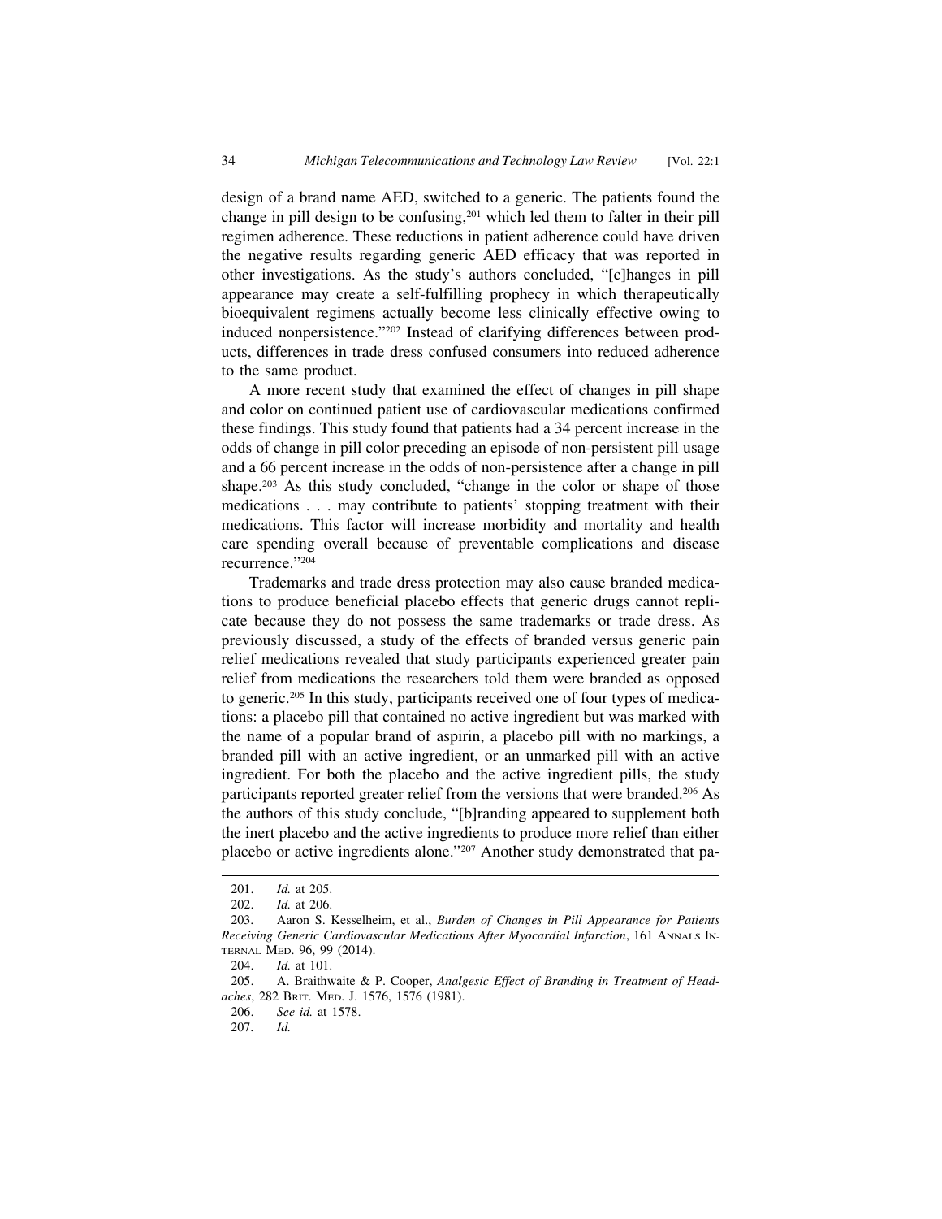design of a brand name AED, switched to a generic. The patients found the change in pill design to be confusing,[201] which led them to falter in their pill regimen adherence. These reductions in patient adherence could have driven the negative results regarding generic AED efficacy that was reported in other investigations. As the study's authors concluded, "[c]hanges in pill appearance may create a self-fulfilling prophecy in which therapeutically bioequivalent regimens actually become less clinically effective owing to induced nonpersistence."[202] Instead of clarifying differences between products, differences in trade dress confused consumers into reduced adherence to the same product.

A more recent study that examined the effect of changes in pill shape and color on continued patient use of cardiovascular medications confirmed these findings. This study found that patients had a 34 percent increase in the odds of change in pill color preceding an episode of non-persistent pill usage and a 66 percent increase in the odds of non-persistence after a change in pill shape.[203] As this study concluded, "change in the color or shape of those medications . . . may contribute to patients' stopping treatment with their medications. This factor will increase morbidity and mortality and health care spending overall because of preventable complications and disease recurrence."[204]

Trademarks and trade dress protection may also cause branded medications to produce beneficial placebo effects that generic drugs cannot replicate because they do not possess the same trademarks or trade dress. As previously discussed, a study of the effects of branded versus generic pain relief medications revealed that study participants experienced greater pain relief from medications the researchers told them were branded as opposed to generic.[205] In this study, participants received one of four types of medications: a placebo pill that contained no active ingredient but was marked with the name of a popular brand of aspirin, a placebo pill with no markings, a branded pill with an active ingredient, or an unmarked pill with an active ingredient. For both the placebo and the active ingredient pills, the study participants reported greater relief from the versions that were branded.[206] As the authors of this study conclude, "[b]randing appeared to supplement both the inert placebo and the active ingredients to produce more relief than either placebo or active ingredients alone."[207] Another study demonstrated that pa-

---

201. *Id.* at 205.

202. *Id.* at 206.

203. Aaron S. Kesselheim, et al., *Burden of Changes in Pill Appearance for Patients Receiving Generic Cardiovascular Medications After Myocardial Infarction*, 161 ANNALS INTERNAL MED. 96, 99 (2014).

204. *Id.* at 101.

205. A. Braithwaite & P. Cooper, *Analgesic Effect of Branding in Treatment of Headaches*, 282 BRIT. MED. J. 1576, 1576 (1981).

206. *See id.* at 1578.

207. *Id.*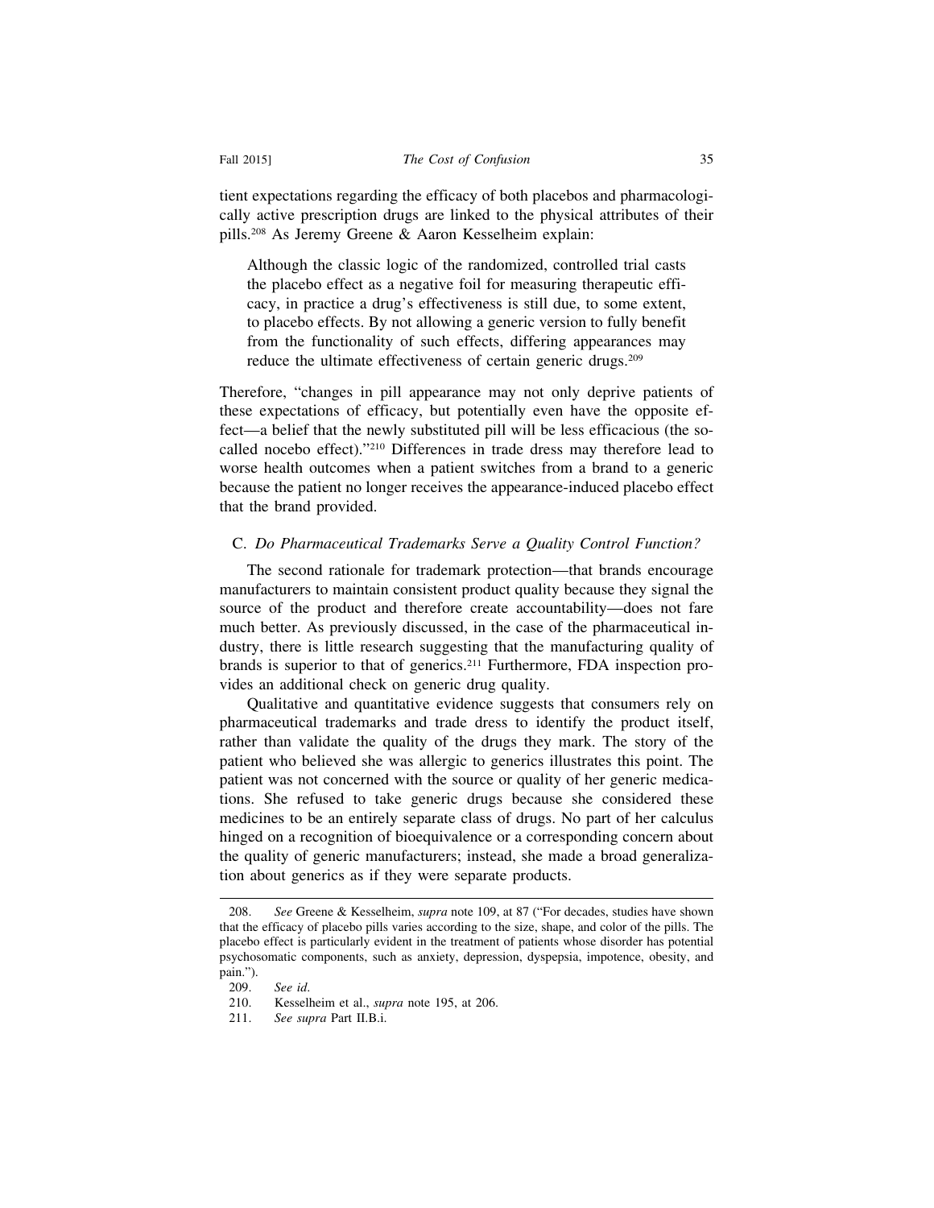tient expectations regarding the efficacy of both placebos and pharmacologically active prescription drugs are linked to the physical attributes of their pills.[208] As Jeremy Greene & Aaron Kesselheim explain:

> Although the classic logic of the randomized, controlled trial casts the placebo effect as a negative foil for measuring therapeutic efficacy, in practice a drug's effectiveness is still due, to some extent, to placebo effects. By not allowing a generic version to fully benefit from the functionality of such effects, differing appearances may reduce the ultimate effectiveness of certain generic drugs.[209]

Therefore, "changes in pill appearance may not only deprive patients of these expectations of efficacy, but potentially even have the opposite effect—a belief that the newly substituted pill will be less efficacious (the so-called nocebo effect)."[210] Differences in trade dress may therefore lead to worse health outcomes when a patient switches from a brand to a generic because the patient no longer receives the appearance-induced placebo effect that the brand provided.

### C. *Do Pharmaceutical Trademarks Serve a Quality Control Function?*

The second rationale for trademark protection—that brands encourage manufacturers to maintain consistent product quality because they signal the source of the product and therefore create accountability—does not fare much better. As previously discussed, in the case of the pharmaceutical industry, there is little research suggesting that the manufacturing quality of brands is superior to that of generics.[211] Furthermore, FDA inspection provides an additional check on generic drug quality.

Qualitative and quantitative evidence suggests that consumers rely on pharmaceutical trademarks and trade dress to identify the product itself, rather than validate the quality of the drugs they mark. The story of the patient who believed she was allergic to generics illustrates this point. The patient was not concerned with the source or quality of her generic medications. She refused to take generic drugs because she considered these medicines to be an entirely separate class of drugs. No part of her calculus hinged on a recognition of bioequivalence or a corresponding concern about the quality of generic manufacturers; instead, she made a broad generalization about generics as if they were separate products.

---

208. *See* Greene & Kesselheim, *supra* note 109, at 87 ("For decades, studies have shown that the efficacy of placebo pills varies according to the size, shape, and color of the pills. The placebo effect is particularly evident in the treatment of patients whose disorder has potential psychosomatic components, such as anxiety, depression, dyspepsia, impotence, obesity, and pain.").

209. *See id.*

210. Kesselheim et al., *supra* note 195, at 206.

211. *See supra* Part II.B.i.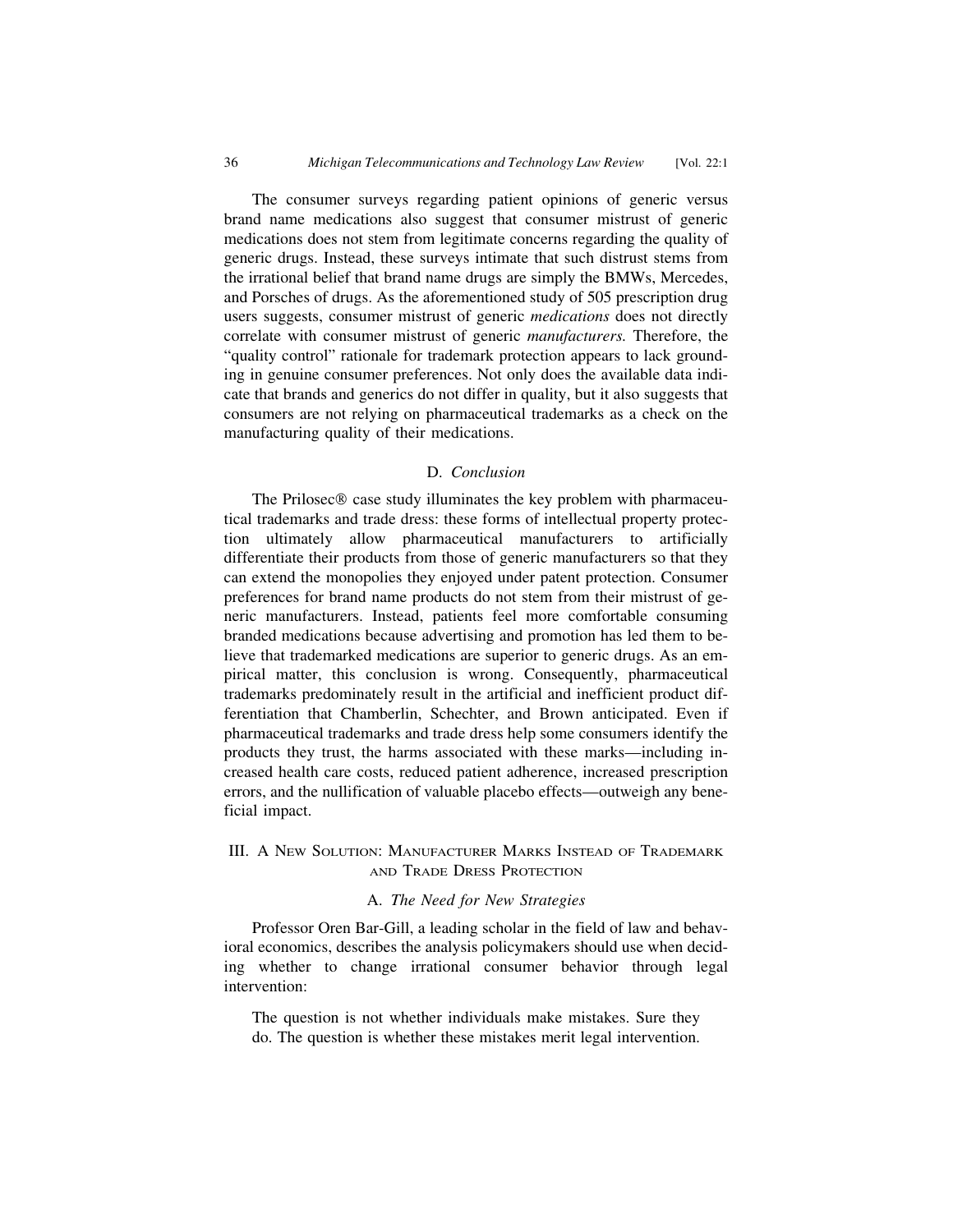The consumer surveys regarding patient opinions of generic versus brand name medications also suggest that consumer mistrust of generic medications does not stem from legitimate concerns regarding the quality of generic drugs. Instead, these surveys intimate that such distrust stems from the irrational belief that brand name drugs are simply the BMWs, Mercedes, and Porsches of drugs. As the aforementioned study of 505 prescription drug users suggests, consumer mistrust of generic *medications* does not directly correlate with consumer mistrust of generic *manufacturers.* Therefore, the "quality control" rationale for trademark protection appears to lack grounding in genuine consumer preferences. Not only does the available data indicate that brands and generics do not differ in quality, but it also suggests that consumers are not relying on pharmaceutical trademarks as a check on the manufacturing quality of their medications.

### D. *Conclusion*

The Prilosec® case study illuminates the key problem with pharmaceutical trademarks and trade dress: these forms of intellectual property protection ultimately allow pharmaceutical manufacturers to artificially differentiate their products from those of generic manufacturers so that they can extend the monopolies they enjoyed under patent protection. Consumer preferences for brand name products do not stem from their mistrust of generic manufacturers. Instead, patients feel more comfortable consuming branded medications because advertising and promotion has led them to believe that trademarked medications are superior to generic drugs. As an empirical matter, this conclusion is wrong. Consequently, pharmaceutical trademarks predominately result in the artificial and inefficient product differentiation that Chamberlin, Schechter, and Brown anticipated. Even if pharmaceutical trademarks and trade dress help some consumers identify the products they trust, the harms associated with these marks—including increased health care costs, reduced patient adherence, increased prescription errors, and the nullification of valuable placebo effects—outweigh any beneficial impact.

## III. A New Solution: Manufacturer Marks Instead of Trademark and Trade Dress Protection

### A. *The Need for New Strategies*

Professor Oren Bar-Gill, a leading scholar in the field of law and behavioral economics, describes the analysis policymakers should use when deciding whether to change irrational consumer behavior through legal intervention:

> The question is not whether individuals make mistakes. Sure they do. The question is whether these mistakes merit legal intervention.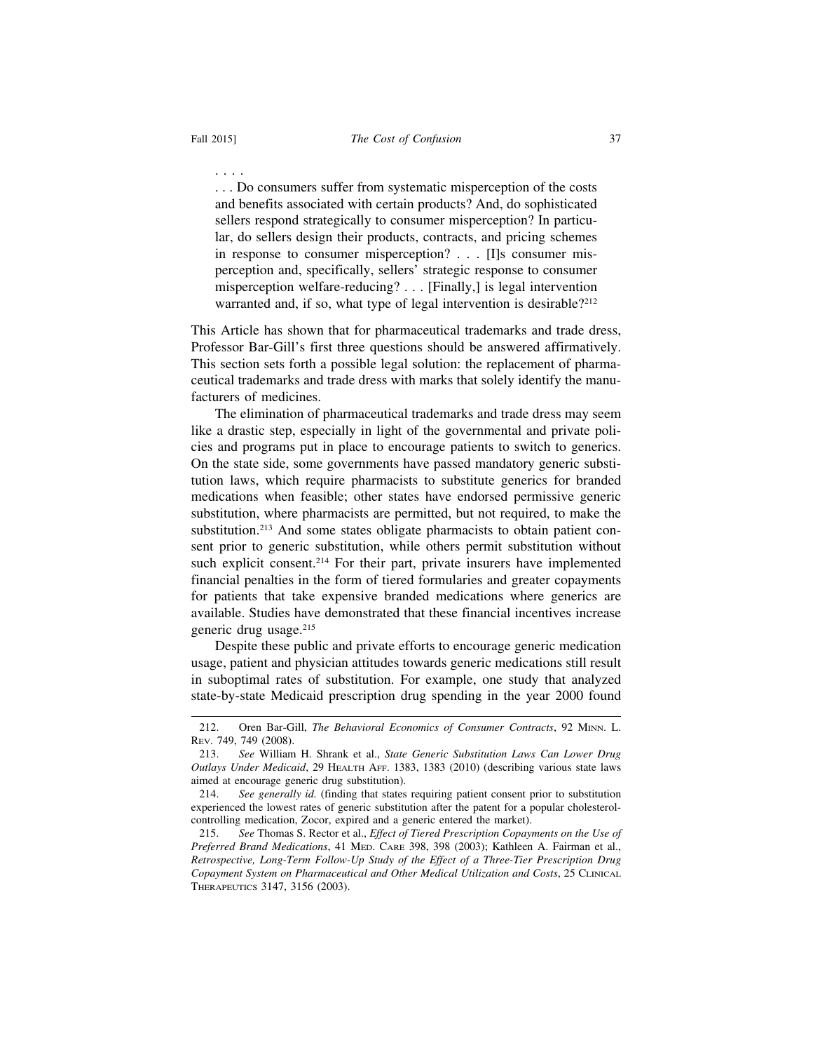. . . .

> . . . Do consumers suffer from systematic misperception of the costs and benefits associated with certain products? And, do sophisticated sellers respond strategically to consumer misperception? In particular, do sellers design their products, contracts, and pricing schemes in response to consumer misperception? . . . [I]s consumer misperception and, specifically, sellers' strategic response to consumer misperception welfare-reducing? . . . [Finally,] is legal intervention warranted and, if so, what type of legal intervention is desirable?[212]

This Article has shown that for pharmaceutical trademarks and trade dress, Professor Bar-Gill's first three questions should be answered affirmatively. This section sets forth a possible legal solution: the replacement of pharmaceutical trademarks and trade dress with marks that solely identify the manufacturers of medicines.

The elimination of pharmaceutical trademarks and trade dress may seem like a drastic step, especially in light of the governmental and private policies and programs put in place to encourage patients to switch to generics. On the state side, some governments have passed mandatory generic substitution laws, which require pharmacists to substitute generics for branded medications when feasible; other states have endorsed permissive generic substitution, where pharmacists are permitted, but not required, to make the substitution.[213] And some states obligate pharmacists to obtain patient consent prior to generic substitution, while others permit substitution without such explicit consent.[214] For their part, private insurers have implemented financial penalties in the form of tiered formularies and greater copayments for patients that take expensive branded medications where generics are available. Studies have demonstrated that these financial incentives increase generic drug usage.[215]

Despite these public and private efforts to encourage generic medication usage, patient and physician attitudes towards generic medications still result in suboptimal rates of substitution. For example, one study that analyzed state-by-state Medicaid prescription drug spending in the year 2000 found

---

212. Oren Bar-Gill, *The Behavioral Economics of Consumer Contracts*, 92 Minn. L. Rev. 749, 749 (2008).

213. *See* William H. Shrank et al., *State Generic Substitution Laws Can Lower Drug Outlays Under Medicaid*, 29 Health Aff. 1383, 1383 (2010) (describing various state laws aimed at encourage generic drug substitution).

214. *See generally id.* (finding that states requiring patient consent prior to substitution experienced the lowest rates of generic substitution after the patent for a popular cholesterol-controlling medication, Zocor, expired and a generic entered the market).

215. *See* Thomas S. Rector et al., *Effect of Tiered Prescription Copayments on the Use of Preferred Brand Medications*, 41 Med. Care 398, 398 (2003); Kathleen A. Fairman et al., *Retrospective, Long-Term Follow-Up Study of the Effect of a Three-Tier Prescription Drug Copayment System on Pharmaceutical and Other Medical Utilization and Costs*, 25 Clinical Therapeutics 3147, 3156 (2003).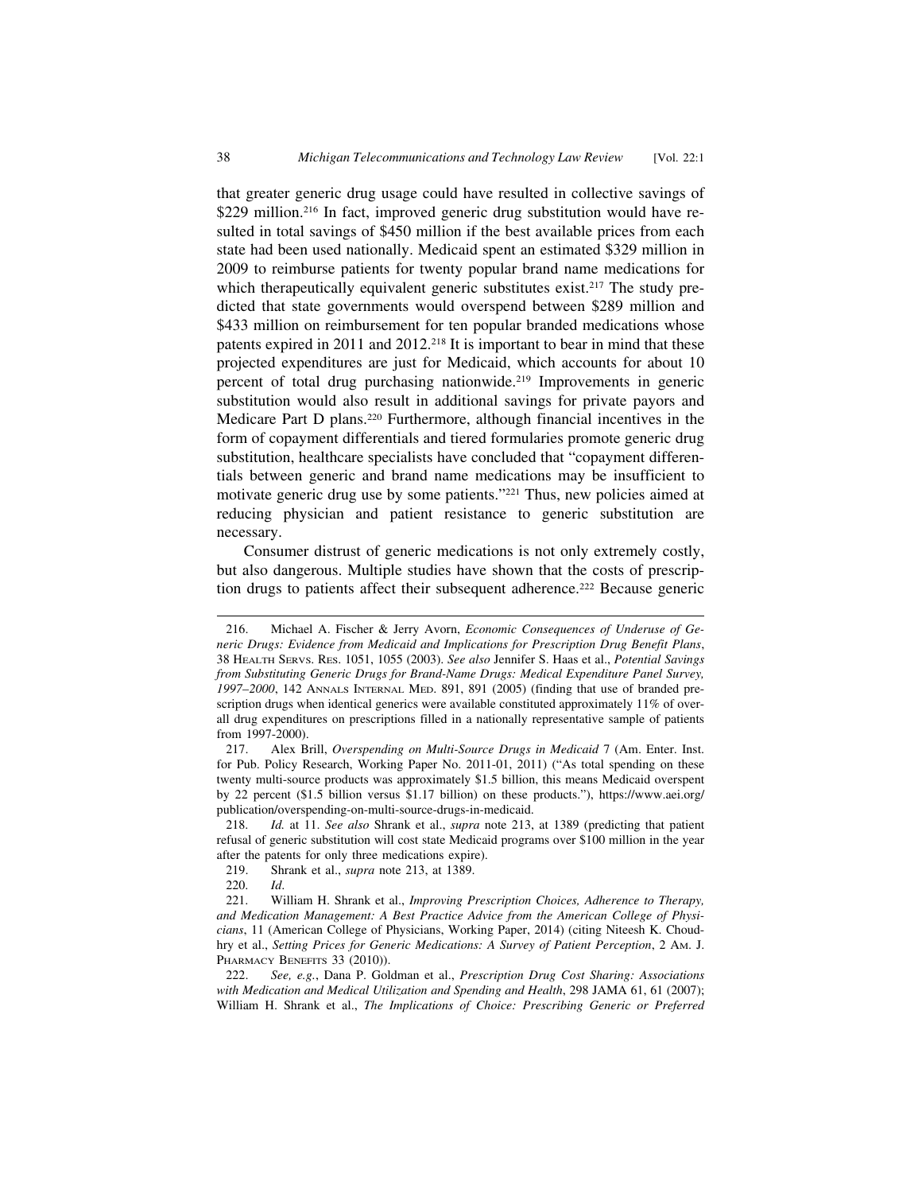that greater generic drug usage could have resulted in collective savings of $229 million.[216] In fact, improved generic drug substitution would have resulted in total savings of $450 million if the best available prices from each state had been used nationally. Medicaid spent an estimated $329 million in 2009 to reimburse patients for twenty popular brand name medications for which therapeutically equivalent generic substitutes exist.[217] The study predicted that state governments would overspend between $289 million and $433 million on reimbursement for ten popular branded medications whose patents expired in 2011 and 2012.[218] It is important to bear in mind that these projected expenditures are just for Medicaid, which accounts for about 10 percent of total drug purchasing nationwide.[219] Improvements in generic substitution would also result in additional savings for private payors and Medicare Part D plans.[220] Furthermore, although financial incentives in the form of copayment differentials and tiered formularies promote generic drug substitution, healthcare specialists have concluded that "copayment differentials between generic and brand name medications may be insufficient to motivate generic drug use by some patients."[221] Thus, new policies aimed at reducing physician and patient resistance to generic substitution are necessary.

Consumer distrust of generic medications is not only extremely costly, but also dangerous. Multiple studies have shown that the costs of prescription drugs to patients affect their subsequent adherence.[222] Because generic

---

216. Michael A. Fischer & Jerry Avorn, *Economic Consequences of Underuse of Generic Drugs: Evidence from Medicaid and Implications for Prescription Drug Benefit Plans*, 38 HEALTH SERVS. RES. 1051, 1055 (2003). *See also* Jennifer S. Haas et al., *Potential Savings from Substituting Generic Drugs for Brand-Name Drugs: Medical Expenditure Panel Survey, 1997–2000*, 142 ANNALS INTERNAL MED. 891, 891 (2005) (finding that use of branded prescription drugs when identical generics were available constituted approximately 11% of overall drug expenditures on prescriptions filled in a nationally representative sample of patients from 1997-2000).

217. Alex Brill, *Overspending on Multi-Source Drugs in Medicaid* 7 (Am. Enter. Inst. for Pub. Policy Research, Working Paper No. 2011-01, 2011) ("As total spending on these twenty multi-source products was approximately $1.5 billion, this means Medicaid overspent by 22 percent ($1.5 billion versus $1.17 billion) on these products."), https://www.aei.org/publication/overspending-on-multi-source-drugs-in-medicaid.

218. *Id.* at 11. *See also* Shrank et al., *supra* note 213, at 1389 (predicting that patient refusal of generic substitution will cost state Medicaid programs over $100 million in the year after the patents for only three medications expire).

219. Shrank et al., *supra* note 213, at 1389.

220. *Id*.

221. William H. Shrank et al., *Improving Prescription Choices, Adherence to Therapy, and Medication Management: A Best Practice Advice from the American College of Physicians*, 11 (American College of Physicians, Working Paper, 2014) (citing Niteesh K. Choudhry et al., *Setting Prices for Generic Medications: A Survey of Patient Perception*, 2 AM. J. PHARMACY BENEFITS 33 (2010)).

222. *See, e.g.*, Dana P. Goldman et al., *Prescription Drug Cost Sharing: Associations with Medication and Medical Utilization and Spending and Health*, 298 JAMA 61, 61 (2007); William H. Shrank et al., *The Implications of Choice: Prescribing Generic or Preferred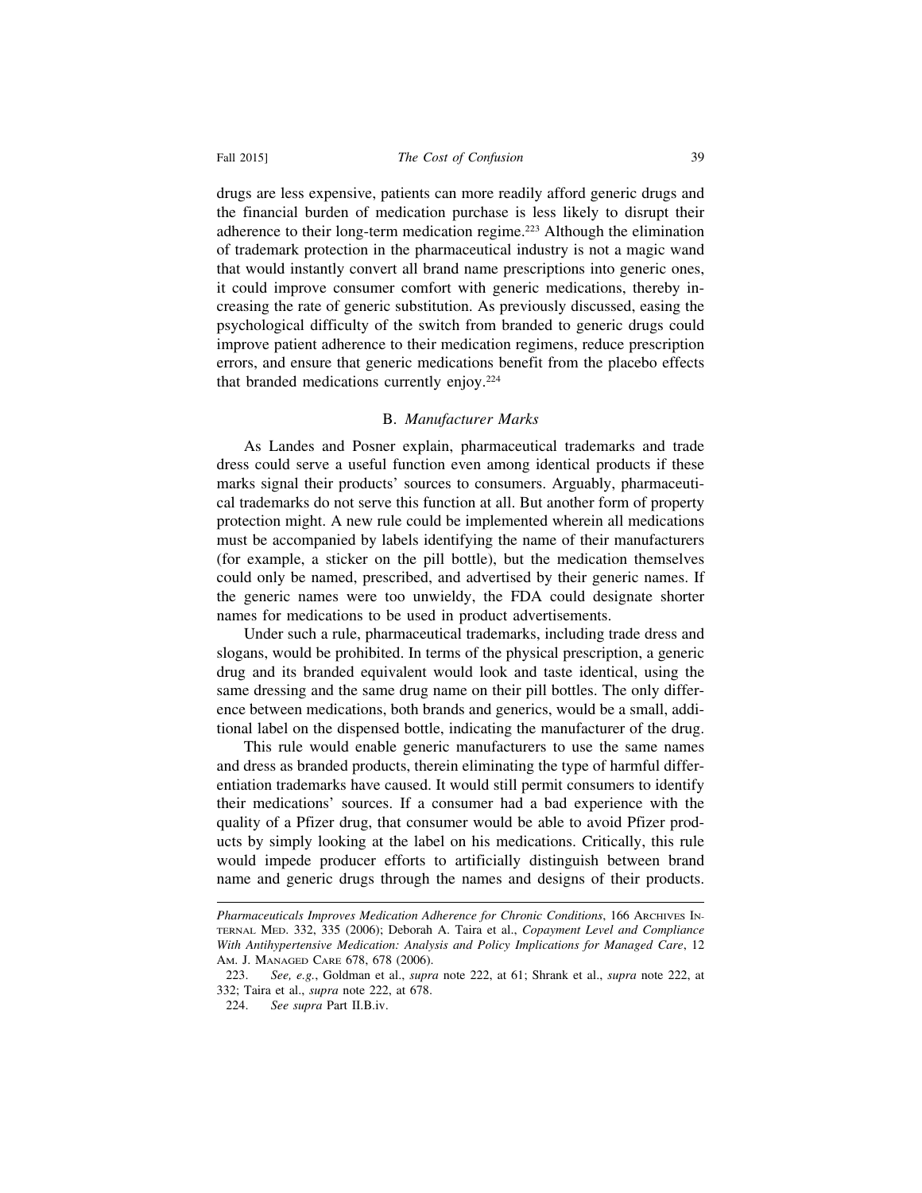drugs are less expensive, patients can more readily afford generic drugs and the financial burden of medication purchase is less likely to disrupt their adherence to their long-term medication regime.[223] Although the elimination of trademark protection in the pharmaceutical industry is not a magic wand that would instantly convert all brand name prescriptions into generic ones, it could improve consumer comfort with generic medications, thereby increasing the rate of generic substitution. As previously discussed, easing the psychological difficulty of the switch from branded to generic drugs could improve patient adherence to their medication regimens, reduce prescription errors, and ensure that generic medications benefit from the placebo effects that branded medications currently enjoy.[224]

### B. *Manufacturer Marks*

As Landes and Posner explain, pharmaceutical trademarks and trade dress could serve a useful function even among identical products if these marks signal their products' sources to consumers. Arguably, pharmaceutical trademarks do not serve this function at all. But another form of property protection might. A new rule could be implemented wherein all medications must be accompanied by labels identifying the name of their manufacturers (for example, a sticker on the pill bottle), but the medication themselves could only be named, prescribed, and advertised by their generic names. If the generic names were too unwieldy, the FDA could designate shorter names for medications to be used in product advertisements.

Under such a rule, pharmaceutical trademarks, including trade dress and slogans, would be prohibited. In terms of the physical prescription, a generic drug and its branded equivalent would look and taste identical, using the same dressing and the same drug name on their pill bottles. The only difference between medications, both brands and generics, would be a small, additional label on the dispensed bottle, indicating the manufacturer of the drug.

This rule would enable generic manufacturers to use the same names and dress as branded products, therein eliminating the type of harmful differentiation trademarks have caused. It would still permit consumers to identify their medications' sources. If a consumer had a bad experience with the quality of a Pfizer drug, that consumer would be able to avoid Pfizer products by simply looking at the label on his medications. Critically, this rule would impede producer efforts to artificially distinguish between brand name and generic drugs through the names and designs of their products.

---

*Pharmaceuticals Improves Medication Adherence for Chronic Conditions*, 166 ARCHIVES INTERNAL MED. 332, 335 (2006); Deborah A. Taira et al., *Copayment Level and Compliance With Antihypertensive Medication: Analysis and Policy Implications for Managed Care*, 12 AM. J. MANAGED CARE 678, 678 (2006).

223. *See, e.g.*, Goldman et al., *supra* note 222, at 61; Shrank et al., *supra* note 222, at 332; Taira et al., *supra* note 222, at 678.

224. *See supra* Part II.B.iv.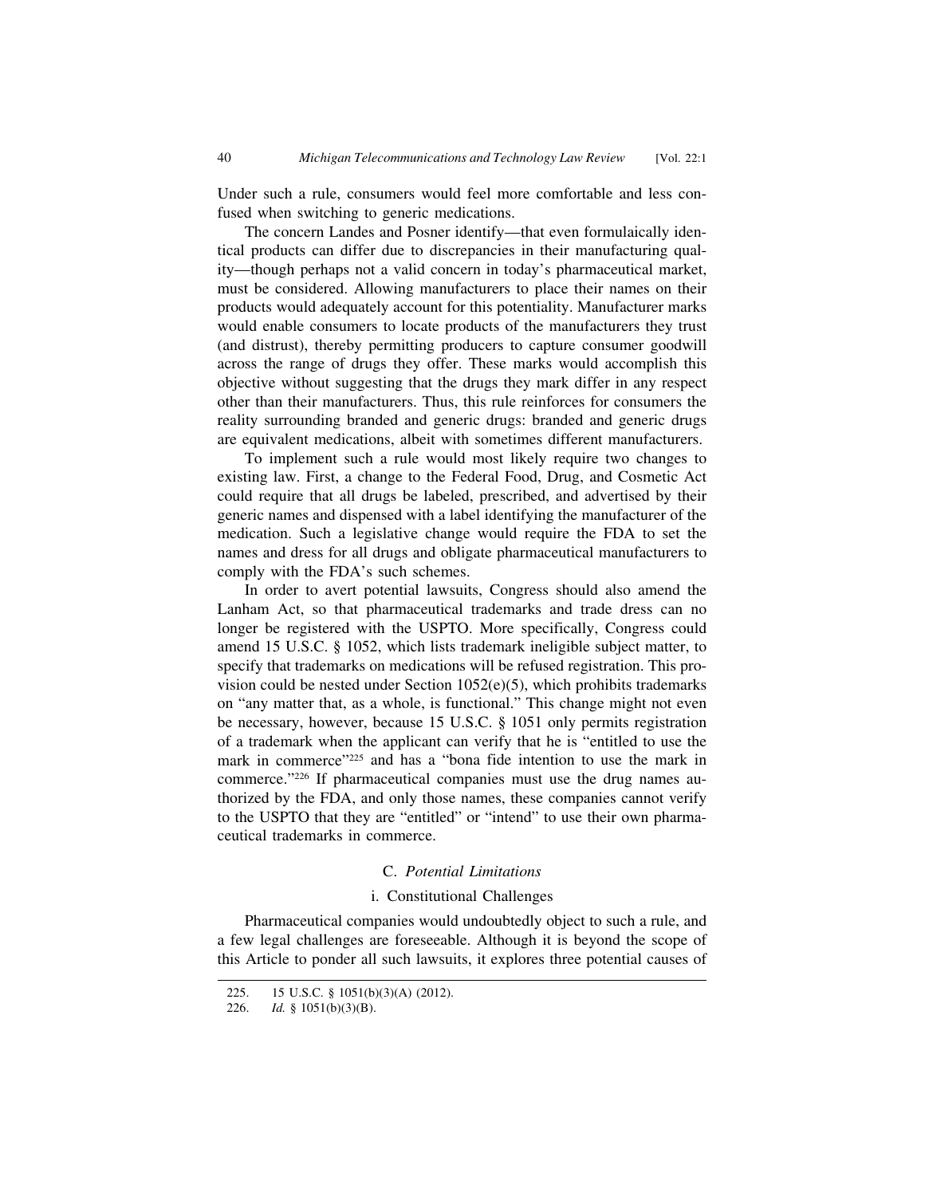Under such a rule, consumers would feel more comfortable and less confused when switching to generic medications.

The concern Landes and Posner identify—that even formulaically identical products can differ due to discrepancies in their manufacturing quality—though perhaps not a valid concern in today's pharmaceutical market, must be considered. Allowing manufacturers to place their names on their products would adequately account for this potentiality. Manufacturer marks would enable consumers to locate products of the manufacturers they trust (and distrust), thereby permitting producers to capture consumer goodwill across the range of drugs they offer. These marks would accomplish this objective without suggesting that the drugs they mark differ in any respect other than their manufacturers. Thus, this rule reinforces for consumers the reality surrounding branded and generic drugs: branded and generic drugs are equivalent medications, albeit with sometimes different manufacturers.

To implement such a rule would most likely require two changes to existing law. First, a change to the Federal Food, Drug, and Cosmetic Act could require that all drugs be labeled, prescribed, and advertised by their generic names and dispensed with a label identifying the manufacturer of the medication. Such a legislative change would require the FDA to set the names and dress for all drugs and obligate pharmaceutical manufacturers to comply with the FDA's such schemes.

In order to avert potential lawsuits, Congress should also amend the Lanham Act, so that pharmaceutical trademarks and trade dress can no longer be registered with the USPTO. More specifically, Congress could amend 15 U.S.C. § 1052, which lists trademark ineligible subject matter, to specify that trademarks on medications will be refused registration. This provision could be nested under Section 1052(e)(5), which prohibits trademarks on "any matter that, as a whole, is functional." This change might not even be necessary, however, because 15 U.S.C. § 1051 only permits registration of a trademark when the applicant can verify that he is "entitled to use the mark in commerce"[225] and has a "bona fide intention to use the mark in commerce."[226] If pharmaceutical companies must use the drug names authorized by the FDA, and only those names, these companies cannot verify to the USPTO that they are "entitled" or "intend" to use their own pharmaceutical trademarks in commerce.

### C. *Potential Limitations*

#### i. Constitutional Challenges

Pharmaceutical companies would undoubtedly object to such a rule, and a few legal challenges are foreseeable. Although it is beyond the scope of this Article to ponder all such lawsuits, it explores three potential causes of

---

225. 15 U.S.C. § 1051(b)(3)(A) (2012).

226. *Id.* § 1051(b)(3)(B).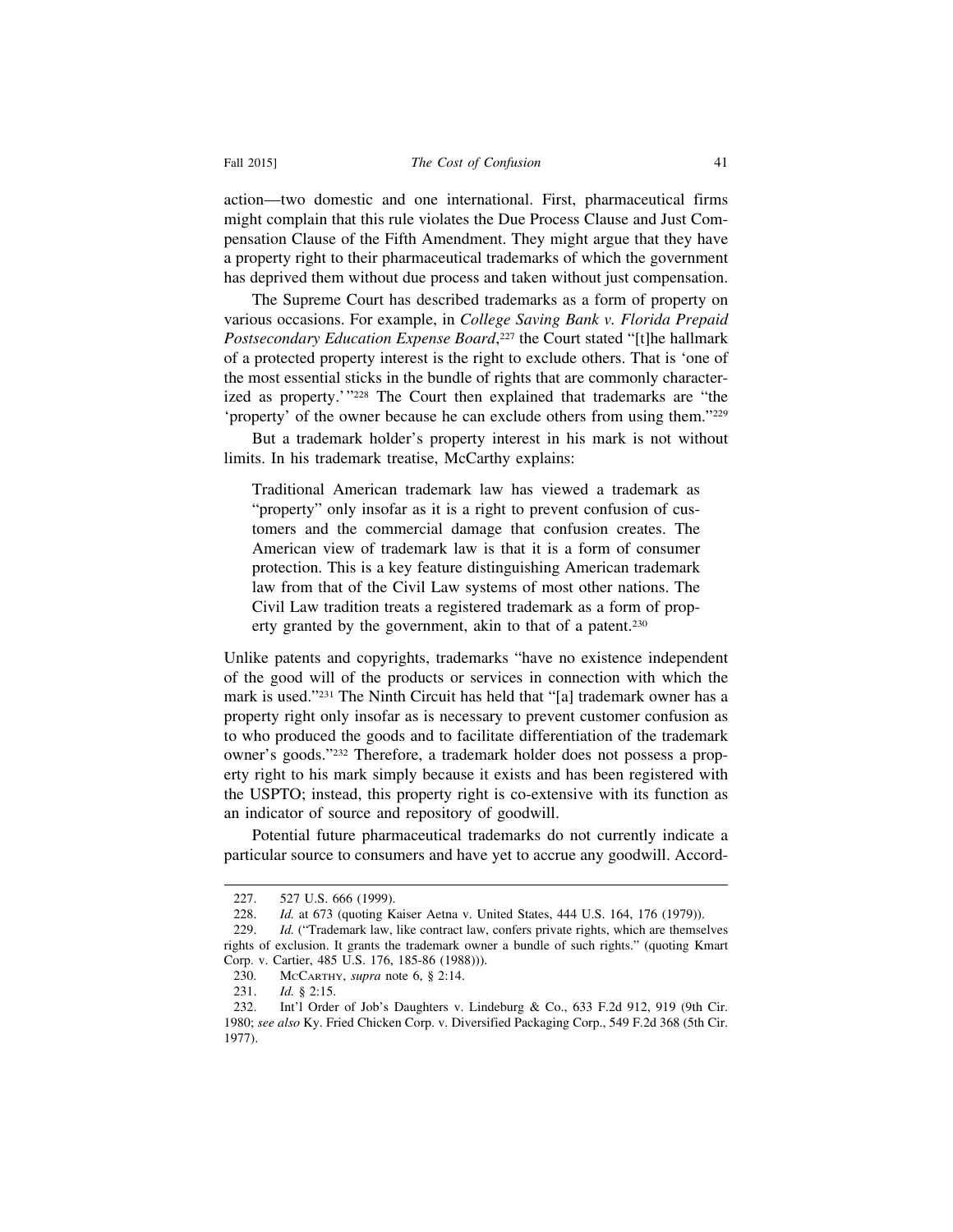action—two domestic and one international. First, pharmaceutical firms might complain that this rule violates the Due Process Clause and Just Compensation Clause of the Fifth Amendment. They might argue that they have a property right to their pharmaceutical trademarks of which the government has deprived them without due process and taken without just compensation.

The Supreme Court has described trademarks as a form of property on various occasions. For example, in *College Saving Bank v. Florida Prepaid Postsecondary Education Expense Board*,[227] the Court stated "[t]he hallmark of a protected property interest is the right to exclude others. That is 'one of the most essential sticks in the bundle of rights that are commonly characterized as property.'"[228] The Court then explained that trademarks are "the 'property' of the owner because he can exclude others from using them."[229]

But a trademark holder's property interest in his mark is not without limits. In his trademark treatise, McCarthy explains:

> Traditional American trademark law has viewed a trademark as "property" only insofar as it is a right to prevent confusion of customers and the commercial damage that confusion creates. The American view of trademark law is that it is a form of consumer protection. This is a key feature distinguishing American trademark law from that of the Civil Law systems of most other nations. The Civil Law tradition treats a registered trademark as a form of property granted by the government, akin to that of a patent.[230]

Unlike patents and copyrights, trademarks "have no existence independent of the good will of the products or services in connection with which the mark is used."[231] The Ninth Circuit has held that "[a] trademark owner has a property right only insofar as is necessary to prevent customer confusion as to who produced the goods and to facilitate differentiation of the trademark owner's goods."[232] Therefore, a trademark holder does not possess a property right to his mark simply because it exists and has been registered with the USPTO; instead, this property right is co-extensive with its function as an indicator of source and repository of goodwill.

Potential future pharmaceutical trademarks do not currently indicate a particular source to consumers and have yet to accrue any goodwill. Accord-

---

227. 527 U.S. 666 (1999).

228. *Id.* at 673 (quoting Kaiser Aetna v. United States, 444 U.S. 164, 176 (1979)).

229. *Id.* ("Trademark law, like contract law, confers private rights, which are themselves rights of exclusion. It grants the trademark owner a bundle of such rights." (quoting Kmart Corp. v. Cartier, 485 U.S. 176, 185-86 (1988))).

230. McCarthy, *supra* note 6, § 2:14.

231. *Id.* § 2:15.

232. Int'l Order of Job's Daughters v. Lindeburg & Co., 633 F.2d 912, 919 (9th Cir. 1980; *see also* Ky. Fried Chicken Corp. v. Diversified Packaging Corp., 549 F.2d 368 (5th Cir. 1977).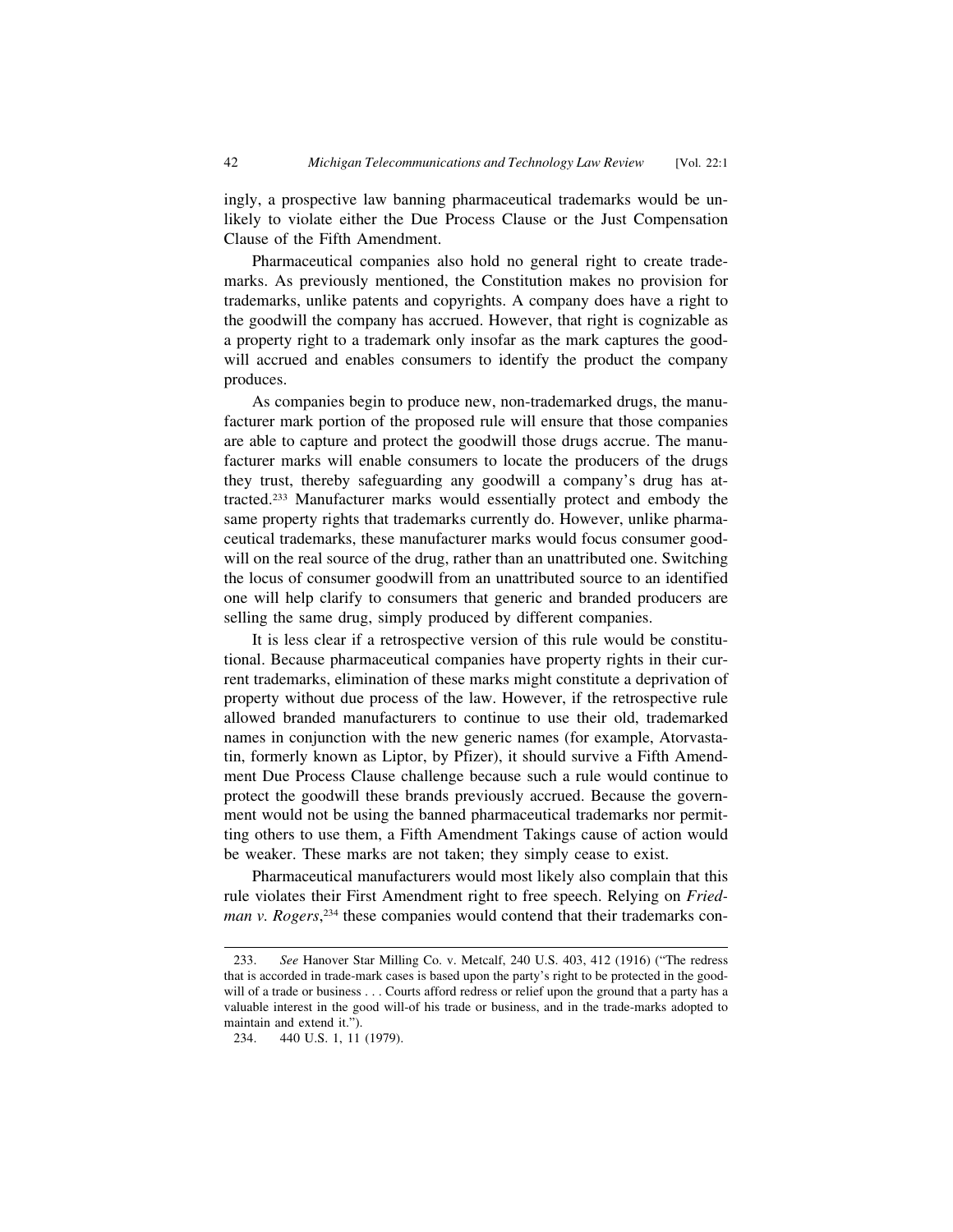ingly, a prospective law banning pharmaceutical trademarks would be unlikely to violate either the Due Process Clause or the Just Compensation Clause of the Fifth Amendment.

Pharmaceutical companies also hold no general right to create trademarks. As previously mentioned, the Constitution makes no provision for trademarks, unlike patents and copyrights. A company does have a right to the goodwill the company has accrued. However, that right is cognizable as a property right to a trademark only insofar as the mark captures the goodwill accrued and enables consumers to identify the product the company produces.

As companies begin to produce new, non-trademarked drugs, the manufacturer mark portion of the proposed rule will ensure that those companies are able to capture and protect the goodwill those drugs accrue. The manufacturer marks will enable consumers to locate the producers of the drugs they trust, thereby safeguarding any goodwill a company's drug has attracted.[233] Manufacturer marks would essentially protect and embody the same property rights that trademarks currently do. However, unlike pharmaceutical trademarks, these manufacturer marks would focus consumer goodwill on the real source of the drug, rather than an unattributed one. Switching the locus of consumer goodwill from an unattributed source to an identified one will help clarify to consumers that generic and branded producers are selling the same drug, simply produced by different companies.

It is less clear if a retrospective version of this rule would be constitutional. Because pharmaceutical companies have property rights in their current trademarks, elimination of these marks might constitute a deprivation of property without due process of the law. However, if the retrospective rule allowed branded manufacturers to continue to use their old, trademarked names in conjunction with the new generic names (for example, Atorvastatin, formerly known as Liptor, by Pfizer), it should survive a Fifth Amendment Due Process Clause challenge because such a rule would continue to protect the goodwill these brands previously accrued. Because the government would not be using the banned pharmaceutical trademarks nor permitting others to use them, a Fifth Amendment Takings cause of action would be weaker. These marks are not taken; they simply cease to exist.

Pharmaceutical manufacturers would most likely also complain that this rule violates their First Amendment right to free speech. Relying on *Friedman v. Rogers*,[234] these companies would contend that their trademarks con-

---

233. *See* Hanover Star Milling Co. v. Metcalf, 240 U.S. 403, 412 (1916) ("The redress that is accorded in trade-mark cases is based upon the party's right to be protected in the goodwill of a trade or business . . . Courts afford redress or relief upon the ground that a party has a valuable interest in the good will-of his trade or business, and in the trade-marks adopted to maintain and extend it.").

234. 440 U.S. 1, 11 (1979).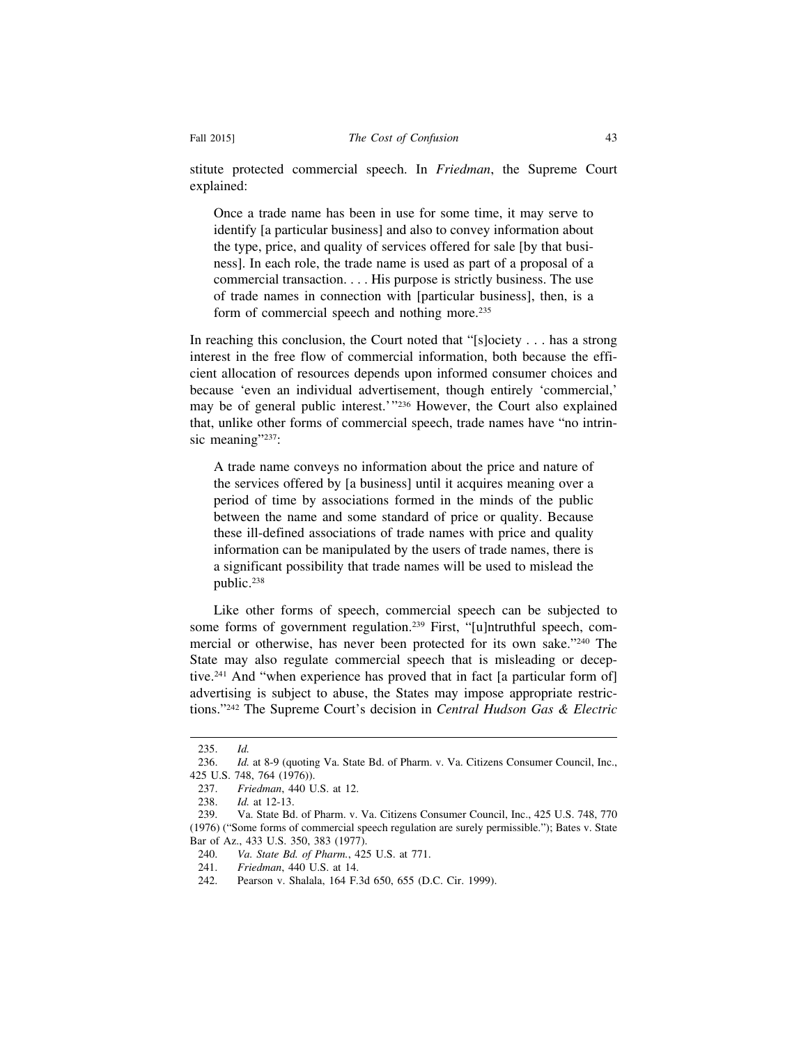stitute protected commercial speech. In *Friedman*, the Supreme Court explained:

> Once a trade name has been in use for some time, it may serve to identify [a particular business] and also to convey information about the type, price, and quality of services offered for sale [by that business]. In each role, the trade name is used as part of a proposal of a commercial transaction. . . . His purpose is strictly business. The use of trade names in connection with [particular business], then, is a form of commercial speech and nothing more.[235]

In reaching this conclusion, the Court noted that "[s]ociety . . . has a strong interest in the free flow of commercial information, both because the efficient allocation of resources depends upon informed consumer choices and because 'even an individual advertisement, though entirely 'commercial,' may be of general public interest.'"[236] However, the Court also explained that, unlike other forms of commercial speech, trade names have "no intrinsic meaning"[237]:

> A trade name conveys no information about the price and nature of the services offered by [a business] until it acquires meaning over a period of time by associations formed in the minds of the public between the name and some standard of price or quality. Because these ill-defined associations of trade names with price and quality information can be manipulated by the users of trade names, there is a significant possibility that trade names will be used to mislead the public.[238]

Like other forms of speech, commercial speech can be subjected to some forms of government regulation.[239] First, "[u]ntruthful speech, commercial or otherwise, has never been protected for its own sake."[240] The State may also regulate commercial speech that is misleading or deceptive.[241] And "when experience has proved that in fact [a particular form of] advertising is subject to abuse, the States may impose appropriate restrictions."[242] The Supreme Court's decision in *Central Hudson Gas & Electric*

---

235. *Id.*

236. *Id.* at 8-9 (quoting Va. State Bd. of Pharm. v. Va. Citizens Consumer Council, Inc., 425 U.S. 748, 764 (1976)).

237. *Friedman*, 440 U.S. at 12.

238. *Id.* at 12-13.

239. Va. State Bd. of Pharm. v. Va. Citizens Consumer Council, Inc., 425 U.S. 748, 770 (1976) ("Some forms of commercial speech regulation are surely permissible."); Bates v. State Bar of Az., 433 U.S. 350, 383 (1977).

240. *Va. State Bd. of Pharm.*, 425 U.S. at 771.

241. *Friedman*, 440 U.S. at 14.

242. Pearson v. Shalala, 164 F.3d 650, 655 (D.C. Cir. 1999).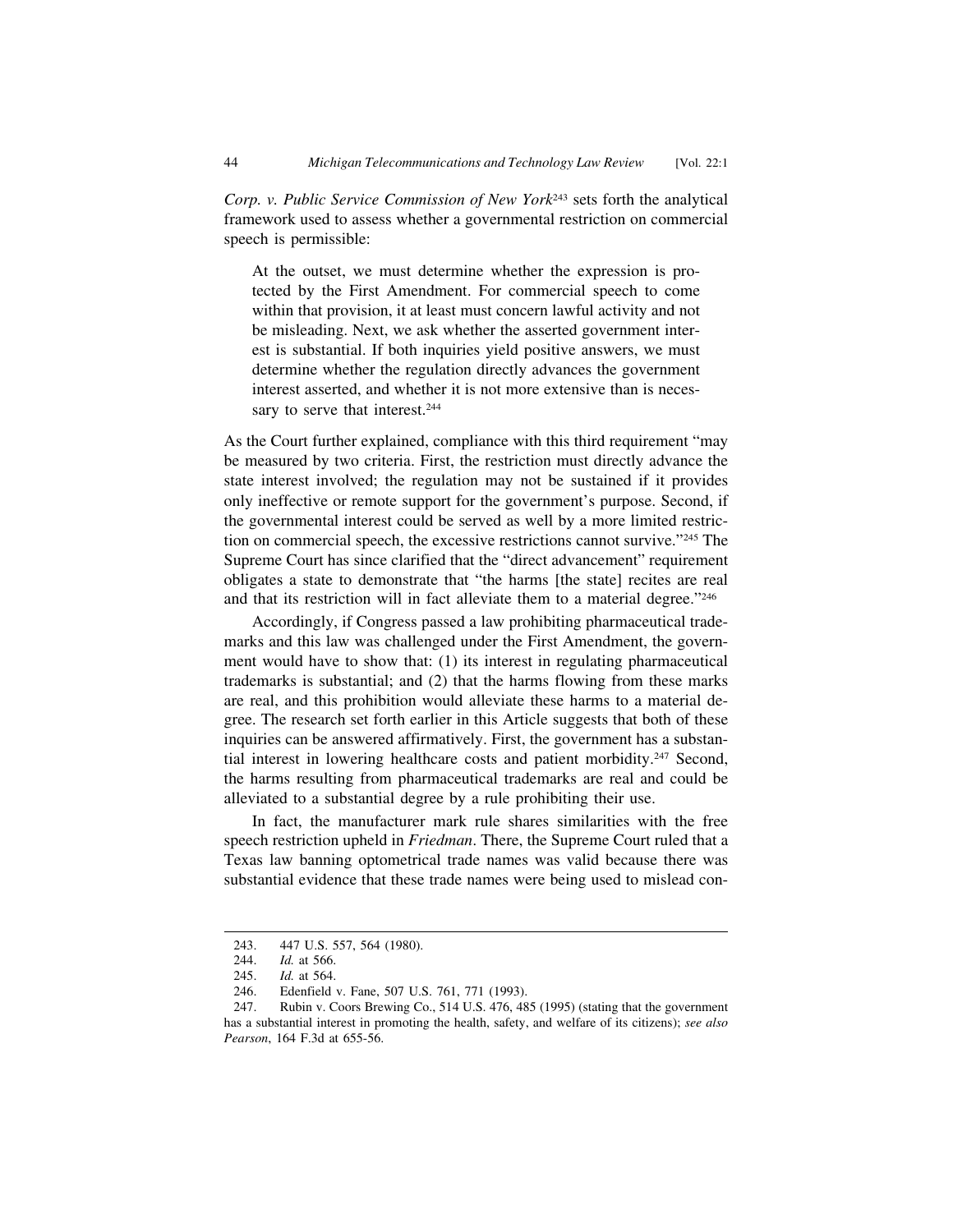*Corp. v. Public Service Commission of New York*[243] sets forth the analytical framework used to assess whether a governmental restriction on commercial speech is permissible:

> At the outset, we must determine whether the expression is protected by the First Amendment. For commercial speech to come within that provision, it at least must concern lawful activity and not be misleading. Next, we ask whether the asserted government interest is substantial. If both inquiries yield positive answers, we must determine whether the regulation directly advances the government interest asserted, and whether it is not more extensive than is necessary to serve that interest.[244]

As the Court further explained, compliance with this third requirement "may be measured by two criteria. First, the restriction must directly advance the state interest involved; the regulation may not be sustained if it provides only ineffective or remote support for the government's purpose. Second, if the governmental interest could be served as well by a more limited restriction on commercial speech, the excessive restrictions cannot survive."[245] The Supreme Court has since clarified that the "direct advancement" requirement obligates a state to demonstrate that "the harms [the state] recites are real and that its restriction will in fact alleviate them to a material degree."[246]

Accordingly, if Congress passed a law prohibiting pharmaceutical trademarks and this law was challenged under the First Amendment, the government would have to show that: (1) its interest in regulating pharmaceutical trademarks is substantial; and (2) that the harms flowing from these marks are real, and this prohibition would alleviate these harms to a material degree. The research set forth earlier in this Article suggests that both of these inquiries can be answered affirmatively. First, the government has a substantial interest in lowering healthcare costs and patient morbidity.[247] Second, the harms resulting from pharmaceutical trademarks are real and could be alleviated to a substantial degree by a rule prohibiting their use.

In fact, the manufacturer mark rule shares similarities with the free speech restriction upheld in *Friedman*. There, the Supreme Court ruled that a Texas law banning optometrical trade names was valid because there was substantial evidence that these trade names were being used to mislead con-

---

243. 447 U.S. 557, 564 (1980).

244. *Id.* at 566.

245. *Id.* at 564.

246. Edenfield v. Fane, 507 U.S. 761, 771 (1993).

247. Rubin v. Coors Brewing Co., 514 U.S. 476, 485 (1995) (stating that the government has a substantial interest in promoting the health, safety, and welfare of its citizens); *see also Pearson*, 164 F.3d at 655-56.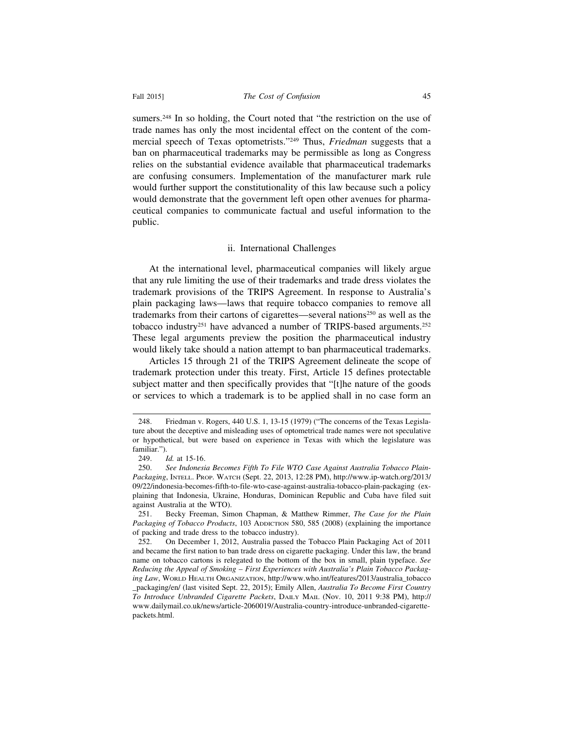sumers.[248] In so holding, the Court noted that "the restriction on the use of trade names has only the most incidental effect on the content of the commercial speech of Texas optometrists."[249] Thus, *Friedman* suggests that a ban on pharmaceutical trademarks may be permissible as long as Congress relies on the substantial evidence available that pharmaceutical trademarks are confusing consumers. Implementation of the manufacturer mark rule would further support the constitutionality of this law because such a policy would demonstrate that the government left open other avenues for pharmaceutical companies to communicate factual and useful information to the public.

### ii. International Challenges

At the international level, pharmaceutical companies will likely argue that any rule limiting the use of their trademarks and trade dress violates the trademark provisions of the TRIPS Agreement. In response to Australia's plain packaging laws—laws that require tobacco companies to remove all trademarks from their cartons of cigarettes—several nations[250] as well as the tobacco industry[251] have advanced a number of TRIPS-based arguments.[252] These legal arguments preview the position the pharmaceutical industry would likely take should a nation attempt to ban pharmaceutical trademarks.

Articles 15 through 21 of the TRIPS Agreement delineate the scope of trademark protection under this treaty. First, Article 15 defines protectable subject matter and then specifically provides that "[t]he nature of the goods or services to which a trademark is to be applied shall in no case form an

---

248. Friedman v. Rogers, 440 U.S. 1, 13-15 (1979) ("The concerns of the Texas Legislature about the deceptive and misleading uses of optometrical trade names were not speculative or hypothetical, but were based on experience in Texas with which the legislature was familiar.").

249. *Id.* at 15-16.

250. *See Indonesia Becomes Fifth To File WTO Case Against Australia Tobacco Plain-Packaging*, INTELL. PROP. WATCH (Sept. 22, 2013, 12:28 PM), http://www.ip-watch.org/2013/09/22/indonesia-becomes-fifth-to-file-wto-case-against-australia-tobacco-plain-packaging (explaining that Indonesia, Ukraine, Honduras, Dominican Republic and Cuba have filed suit against Australia at the WTO).

251. Becky Freeman, Simon Chapman, & Matthew Rimmer, *The Case for the Plain Packaging of Tobacco Products*, 103 ADDICTION 580, 585 (2008) (explaining the importance of packing and trade dress to the tobacco industry).

252. On December 1, 2012, Australia passed the Tobacco Plain Packaging Act of 2011 and became the first nation to ban trade dress on cigarette packaging. Under this law, the brand name on tobacco cartons is relegated to the bottom of the box in small, plain typeface. *See Reducing the Appeal of Smoking – First Experiences with Australia's Plain Tobacco Packaging Law*, WORLD HEALTH ORGANIZATION, http://www.who.int/features/2013/australia_tobacco_packaging/en/ (last visited Sept. 22, 2015); Emily Allen, *Australia To Become First Country To Introduce Unbranded Cigarette Packets*, DAILY MAIL (Nov. 10, 2011 9:38 PM), http://www.dailymail.co.uk/news/article-2060019/Australia-country-introduce-unbranded-cigarette-packets.html.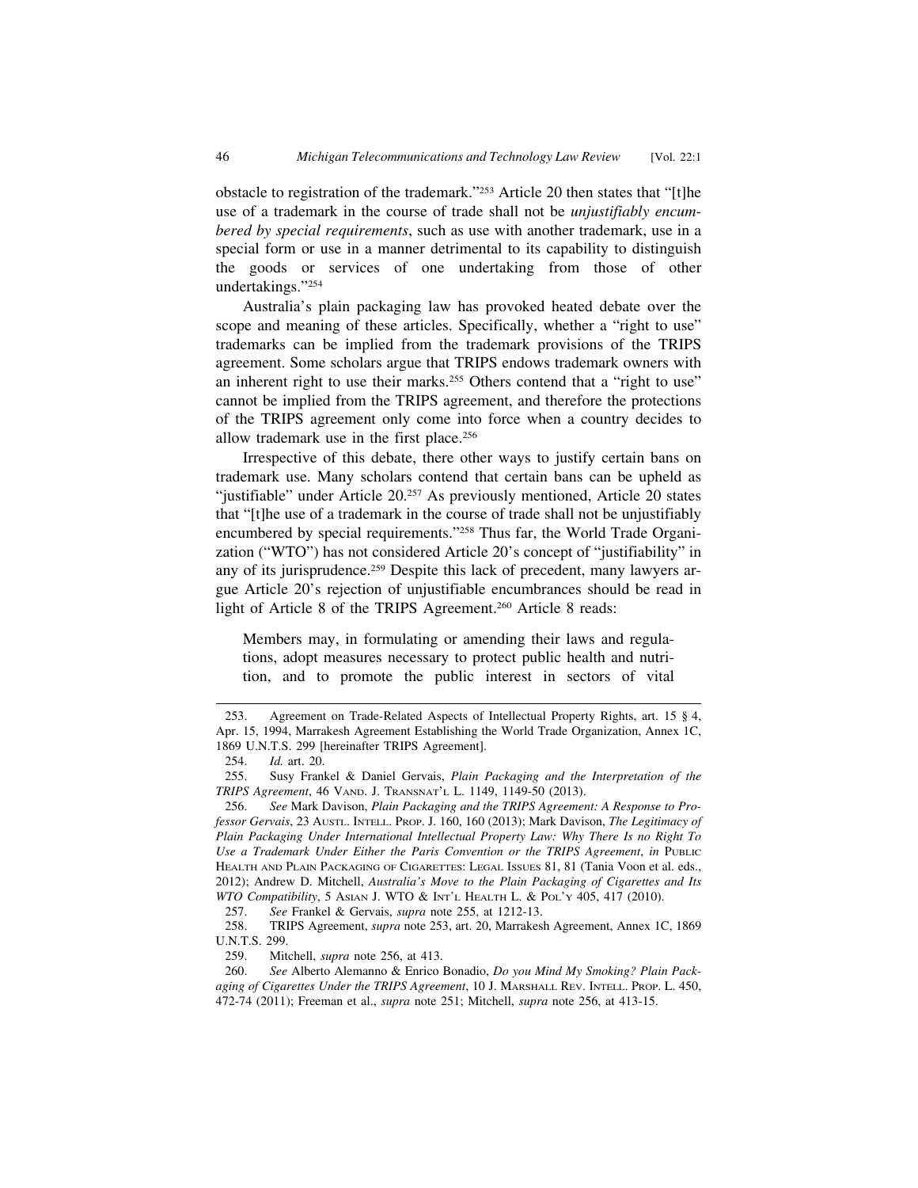obstacle to registration of the trademark."[253] Article 20 then states that "[t]he use of a trademark in the course of trade shall not be *unjustifiably encumbered by special requirements*, such as use with another trademark, use in a special form or use in a manner detrimental to its capability to distinguish the goods or services of one undertaking from those of other undertakings."[254]

Australia's plain packaging law has provoked heated debate over the scope and meaning of these articles. Specifically, whether a "right to use" trademarks can be implied from the trademark provisions of the TRIPS agreement. Some scholars argue that TRIPS endows trademark owners with an inherent right to use their marks.[255] Others contend that a "right to use" cannot be implied from the TRIPS agreement, and therefore the protections of the TRIPS agreement only come into force when a country decides to allow trademark use in the first place.[256]

Irrespective of this debate, there other ways to justify certain bans on trademark use. Many scholars contend that certain bans can be upheld as "justifiable" under Article 20.[257] As previously mentioned, Article 20 states that "[t]he use of a trademark in the course of trade shall not be unjustifiably encumbered by special requirements."[258] Thus far, the World Trade Organization ("WTO") has not considered Article 20's concept of "justifiability" in any of its jurisprudence.[259] Despite this lack of precedent, many lawyers argue Article 20's rejection of unjustifiable encumbrances should be read in light of Article 8 of the TRIPS Agreement.[260] Article 8 reads:

> Members may, in formulating or amending their laws and regulations, adopt measures necessary to protect public health and nutrition, and to promote the public interest in sectors of vital

---

253. Agreement on Trade-Related Aspects of Intellectual Property Rights, art. 15 § 4, Apr. 15, 1994, Marrakesh Agreement Establishing the World Trade Organization, Annex 1C, 1869 U.N.T.S. 299 [hereinafter TRIPS Agreement].

254. *Id.* art. 20.

255. Susy Frankel & Daniel Gervais, *Plain Packaging and the Interpretation of the TRIPS Agreement*, 46 VAND. J. TRANSNAT'L L. 1149, 1149-50 (2013).

256. *See* Mark Davison, *Plain Packaging and the TRIPS Agreement: A Response to Professor Gervais*, 23 AUSTL. INTELL. PROP. J. 160, 160 (2013); Mark Davison, *The Legitimacy of Plain Packaging Under International Intellectual Property Law: Why There Is no Right To Use a Trademark Under Either the Paris Convention or the TRIPS Agreement*, *in* PUBLIC HEALTH AND PLAIN PACKAGING OF CIGARETTES: LEGAL ISSUES 81, 81 (Tania Voon et al. eds., 2012); Andrew D. Mitchell, *Australia's Move to the Plain Packaging of Cigarettes and Its WTO Compatibility*, 5 ASIAN J. WTO & INT'L HEALTH L. & POL'Y 405, 417 (2010).

257. *See* Frankel & Gervais, *supra* note 255, at 1212-13.

258. TRIPS Agreement, *supra* note 253, art. 20, Marrakesh Agreement, Annex 1C, 1869 U.N.T.S. 299.

259. Mitchell, *supra* note 256, at 413.

260. *See* Alberto Alemanno & Enrico Bonadio, *Do you Mind My Smoking? Plain Packaging of Cigarettes Under the TRIPS Agreement*, 10 J. MARSHALL REV. INTELL. PROP. L. 450, 472-74 (2011); Freeman et al., *supra* note 251; Mitchell, *supra* note 256, at 413-15.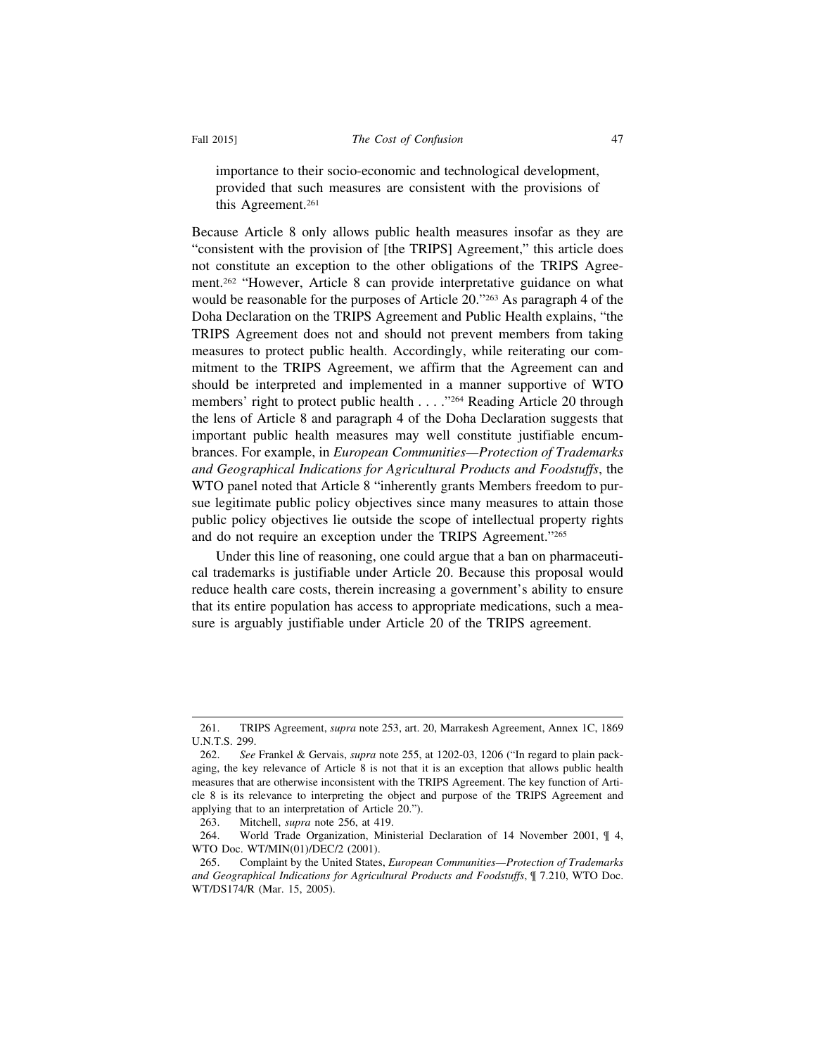importance to their socio-economic and technological development, provided that such measures are consistent with the provisions of this Agreement.[261]

Because Article 8 only allows public health measures insofar as they are "consistent with the provision of [the TRIPS] Agreement," this article does not constitute an exception to the other obligations of the TRIPS Agreement.[262] "However, Article 8 can provide interpretative guidance on what would be reasonable for the purposes of Article 20."[263] As paragraph 4 of the Doha Declaration on the TRIPS Agreement and Public Health explains, "the TRIPS Agreement does not and should not prevent members from taking measures to protect public health. Accordingly, while reiterating our commitment to the TRIPS Agreement, we affirm that the Agreement can and should be interpreted and implemented in a manner supportive of WTO members' right to protect public health . . . ."[264] Reading Article 20 through the lens of Article 8 and paragraph 4 of the Doha Declaration suggests that important public health measures may well constitute justifiable encumbrances. For example, in *European Communities—Protection of Trademarks and Geographical Indications for Agricultural Products and Foodstuffs*, the WTO panel noted that Article 8 "inherently grants Members freedom to pursue legitimate public policy objectives since many measures to attain those public policy objectives lie outside the scope of intellectual property rights and do not require an exception under the TRIPS Agreement."[265]

Under this line of reasoning, one could argue that a ban on pharmaceutical trademarks is justifiable under Article 20. Because this proposal would reduce health care costs, therein increasing a government's ability to ensure that its entire population has access to appropriate medications, such a measure is arguably justifiable under Article 20 of the TRIPS agreement.

---

261. TRIPS Agreement, *supra* note 253, art. 20, Marrakesh Agreement, Annex 1C, 1869 U.N.T.S. 299.

262. *See* Frankel & Gervais, *supra* note 255, at 1202-03, 1206 ("In regard to plain packaging, the key relevance of Article 8 is not that it is an exception that allows public health measures that are otherwise inconsistent with the TRIPS Agreement. The key function of Article 8 is its relevance to interpreting the object and purpose of the TRIPS Agreement and applying that to an interpretation of Article 20.").

263. Mitchell, *supra* note 256, at 419.

264. World Trade Organization, Ministerial Declaration of 14 November 2001, ¶ 4, WTO Doc. WT/MIN(01)/DEC/2 (2001).

265. Complaint by the United States, *European Communities—Protection of Trademarks and Geographical Indications for Agricultural Products and Foodstuffs*, ¶ 7.210, WTO Doc. WT/DS174/R (Mar. 15, 2005).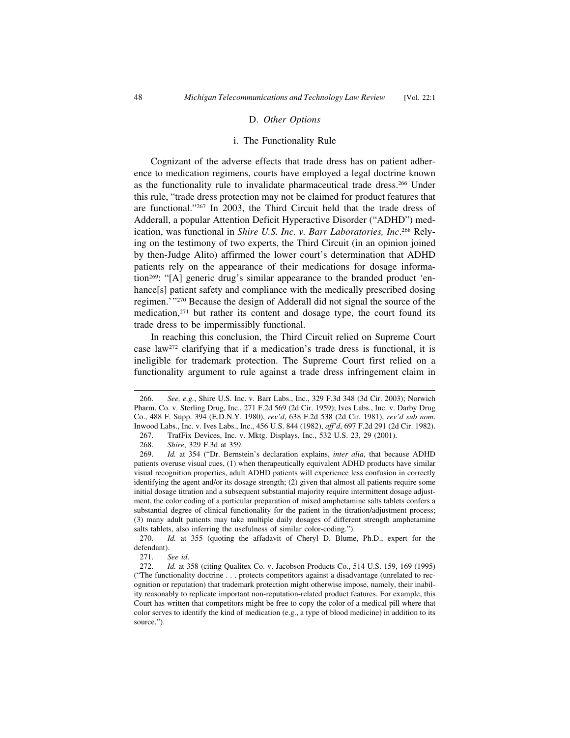## D. *Other Options*

### i. The Functionality Rule

Cognizant of the adverse effects that trade dress has on patient adherence to medication regimens, courts have employed a legal doctrine known as the functionality rule to invalidate pharmaceutical trade dress.[266] Under this rule, "trade dress protection may not be claimed for product features that are functional."[267] In 2003, the Third Circuit held that the trade dress of Adderall, a popular Attention Deficit Hyperactive Disorder ("ADHD") medication, was functional in *Shire U.S. Inc. v. Barr Laboratories, Inc*.[268] Relying on the testimony of two experts, the Third Circuit (in an opinion joined by then-Judge Alito) affirmed the lower court's determination that ADHD patients rely on the appearance of their medications for dosage information[269]: "[A] generic drug's similar appearance to the branded product 'enhance[s] patient safety and compliance with the medically prescribed dosing regimen.'"[270] Because the design of Adderall did not signal the source of the medication,[271] but rather its content and dosage type, the court found its trade dress to be impermissibly functional.

In reaching this conclusion, the Third Circuit relied on Supreme Court case law[272] clarifying that if a medication's trade dress is functional, it is ineligible for trademark protection. The Supreme Court first relied on a functionality argument to rule against a trade dress infringement claim in

---

266. *See, e.g.*, Shire U.S. Inc. v. Barr Labs., Inc., 329 F.3d 348 (3d Cir. 2003); Norwich Pharm. Co. v. Sterling Drug, Inc., 271 F.2d 569 (2d Cir. 1959); Ives Labs., Inc. v. Darby Drug Co., 488 F. Supp. 394 (E.D.N.Y. 1980), *rev'd*, 638 F.2d 538 (2d Cir. 1981), *rev'd sub nom*. Inwood Labs., Inc. v. Ives Labs., Inc., 456 U.S. 844 (1982), *aff'd*, 697 F.2d 291 (2d Cir. 1982).

267. TrafFix Devices, Inc. v. Mktg. Displays, Inc., 532 U.S. 23, 29 (2001).

268. *Shire*, 329 F.3d at 359.

269. *Id.* at 354 ("Dr. Bernstein's declaration explains, *inter alia*, that because ADHD patients overuse visual cues, (1) when therapeutically equivalent ADHD products have similar visual recognition properties, adult ADHD patients will experience less confusion in correctly identifying the agent and/or its dosage strength; (2) given that almost all patients require some initial dosage titration and a subsequent substantial majority require intermittent dosage adjustment, the color coding of a particular preparation of mixed amphetamine salts tablets confers a substantial degree of clinical functionality for the patient in the titration/adjustment process; (3) many adult patients may take multiple daily dosages of different strength amphetamine salts tablets, also inferring the usefulness of similar color-coding.").

270. *Id.* at 355 (quoting the affadavit of Cheryl D. Blume, Ph.D., expert for the defendant).

271. *See id*.

272. *Id.* at 358 (citing Qualitex Co. v. Jacobson Products Co., 514 U.S. 159, 169 (1995) ("The functionality doctrine . . . protects competitors against a disadvantage (unrelated to recognition or reputation) that trademark protection might otherwise impose, namely, their inability reasonably to replicate important non-reputation-related product features. For example, this Court has written that competitors might be free to copy the color of a medical pill where that color serves to identify the kind of medication (e.g., a type of blood medicine) in addition to its source.").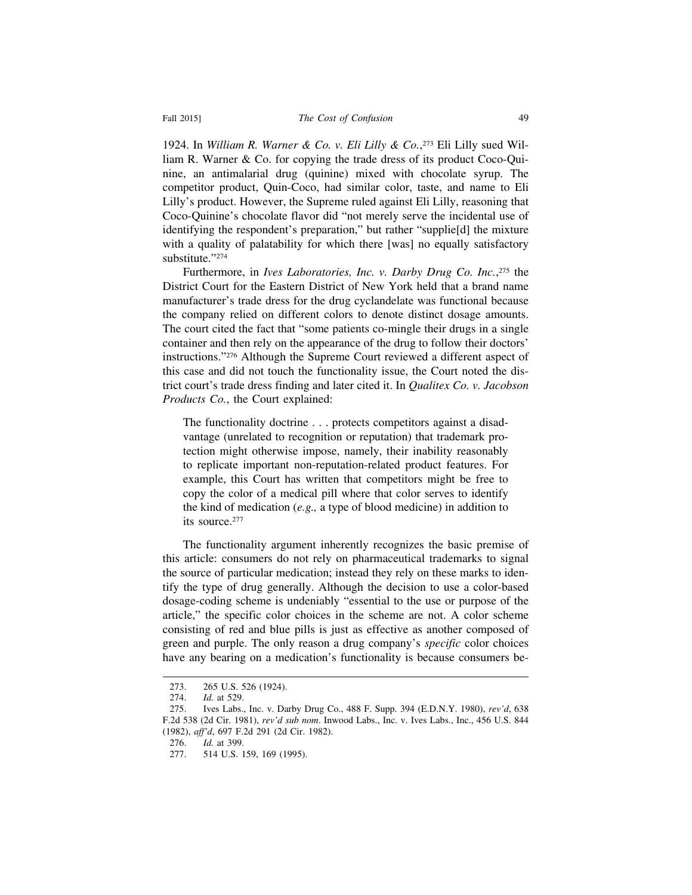1924. In *William R. Warner & Co. v. Eli Lilly & Co.*,[273] Eli Lilly sued William R. Warner & Co. for copying the trade dress of its product Coco-Quinine, an antimalarial drug (quinine) mixed with chocolate syrup. The competitor product, Quin-Coco, had similar color, taste, and name to Eli Lilly's product. However, the Supreme ruled against Eli Lilly, reasoning that Coco-Quinine's chocolate flavor did "not merely serve the incidental use of identifying the respondent's preparation," but rather "supplie[d] the mixture with a quality of palatability for which there [was] no equally satisfactory substitute."[274]

Furthermore, in *Ives Laboratories, Inc. v. Darby Drug Co. Inc.*,[275] the District Court for the Eastern District of New York held that a brand name manufacturer's trade dress for the drug cyclandelate was functional because the company relied on different colors to denote distinct dosage amounts. The court cited the fact that "some patients co-mingle their drugs in a single container and then rely on the appearance of the drug to follow their doctors' instructions."[276] Although the Supreme Court reviewed a different aspect of this case and did not touch the functionality issue, the Court noted the district court's trade dress finding and later cited it. In *Qualitex Co. v. Jacobson Products Co.*, the Court explained:

> The functionality doctrine . . . protects competitors against a disadvantage (unrelated to recognition or reputation) that trademark protection might otherwise impose, namely, their inability reasonably to replicate important non-reputation-related product features. For example, this Court has written that competitors might be free to copy the color of a medical pill where that color serves to identify the kind of medication (*e.g.,* a type of blood medicine) in addition to its source.[277]

The functionality argument inherently recognizes the basic premise of this article: consumers do not rely on pharmaceutical trademarks to signal the source of particular medication; instead they rely on these marks to identify the type of drug generally. Although the decision to use a color-based dosage-coding scheme is undeniably "essential to the use or purpose of the article," the specific color choices in the scheme are not. A color scheme consisting of red and blue pills is just as effective as another composed of green and purple. The only reason a drug company's *specific* color choices have any bearing on a medication's functionality is because consumers be-

---

273. 265 U.S. 526 (1924).

274. *Id.* at 529.

275. Ives Labs., Inc. v. Darby Drug Co., 488 F. Supp. 394 (E.D.N.Y. 1980), *rev'd*, 638 F.2d 538 (2d Cir. 1981), *rev'd sub nom*. Inwood Labs., Inc. v. Ives Labs., Inc., 456 U.S. 844 (1982), *aff'd*, 697 F.2d 291 (2d Cir. 1982).

276. *Id.* at 399.

277. 514 U.S. 159, 169 (1995).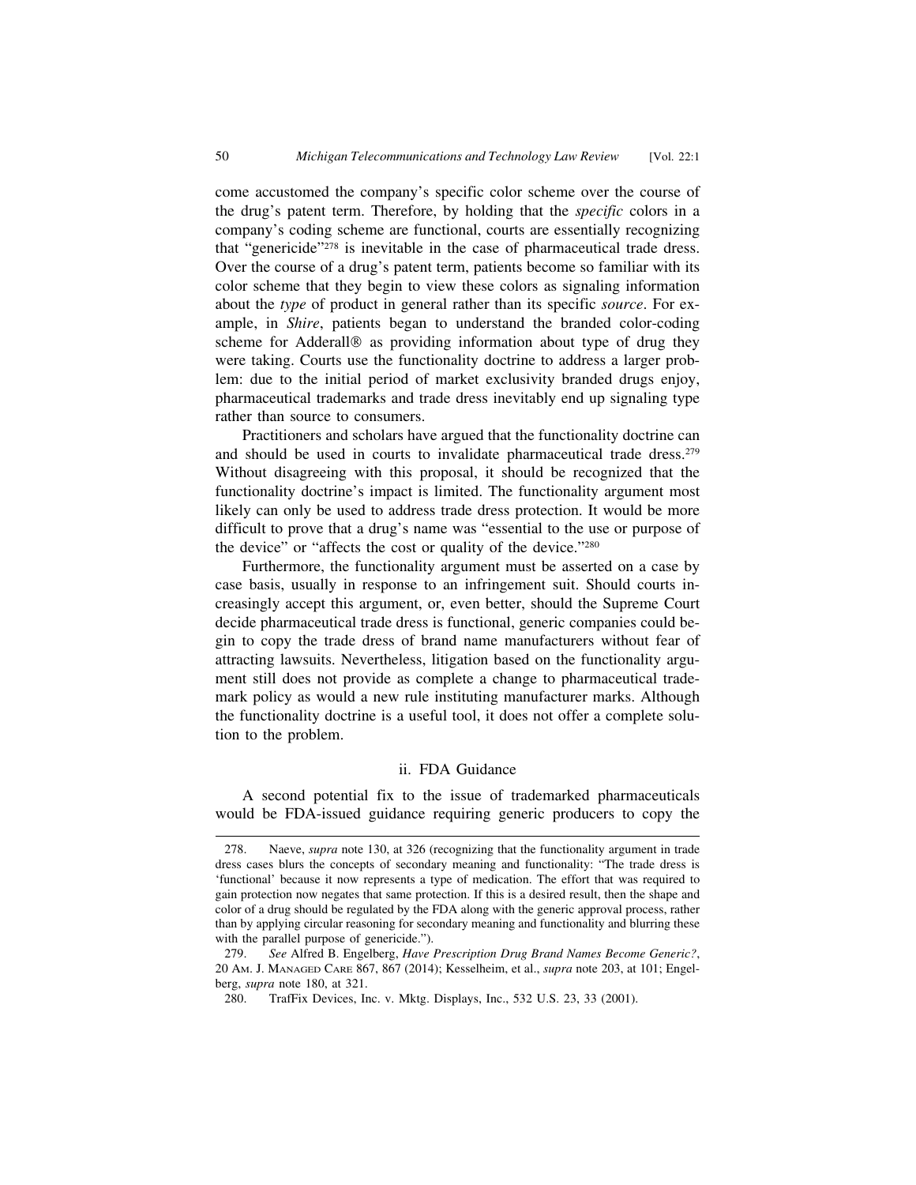come accustomed the company's specific color scheme over the course of the drug's patent term. Therefore, by holding that the *specific* colors in a company's coding scheme are functional, courts are essentially recognizing that "genericide"[278] is inevitable in the case of pharmaceutical trade dress. Over the course of a drug's patent term, patients become so familiar with its color scheme that they begin to view these colors as signaling information about the *type* of product in general rather than its specific *source*. For example, in *Shire*, patients began to understand the branded color-coding scheme for Adderall® as providing information about type of drug they were taking. Courts use the functionality doctrine to address a larger problem: due to the initial period of market exclusivity branded drugs enjoy, pharmaceutical trademarks and trade dress inevitably end up signaling type rather than source to consumers.

Practitioners and scholars have argued that the functionality doctrine can and should be used in courts to invalidate pharmaceutical trade dress.[279] Without disagreeing with this proposal, it should be recognized that the functionality doctrine's impact is limited. The functionality argument most likely can only be used to address trade dress protection. It would be more difficult to prove that a drug's name was "essential to the use or purpose of the device" or "affects the cost or quality of the device."[280]

Furthermore, the functionality argument must be asserted on a case by case basis, usually in response to an infringement suit. Should courts increasingly accept this argument, or, even better, should the Supreme Court decide pharmaceutical trade dress is functional, generic companies could begin to copy the trade dress of brand name manufacturers without fear of attracting lawsuits. Nevertheless, litigation based on the functionality argument still does not provide as complete a change to pharmaceutical trademark policy as would a new rule instituting manufacturer marks. Although the functionality doctrine is a useful tool, it does not offer a complete solution to the problem.

### ii. FDA Guidance

A second potential fix to the issue of trademarked pharmaceuticals would be FDA-issued guidance requiring generic producers to copy the

---

278. Naeve, *supra* note 130, at 326 (recognizing that the functionality argument in trade dress cases blurs the concepts of secondary meaning and functionality: "The trade dress is 'functional' because it now represents a type of medication. The effort that was required to gain protection now negates that same protection. If this is a desired result, then the shape and color of a drug should be regulated by the FDA along with the generic approval process, rather than by applying circular reasoning for secondary meaning and functionality and blurring these with the parallel purpose of genericide.").

279. *See* Alfred B. Engelberg, *Have Prescription Drug Brand Names Become Generic?*, 20 Am. J. Managed Care 867, 867 (2014); Kesselheim, et al., *supra* note 203, at 101; Engelberg, *supra* note 180, at 321.

280. TrafFix Devices, Inc. v. Mktg. Displays, Inc., 532 U.S. 23, 33 (2001).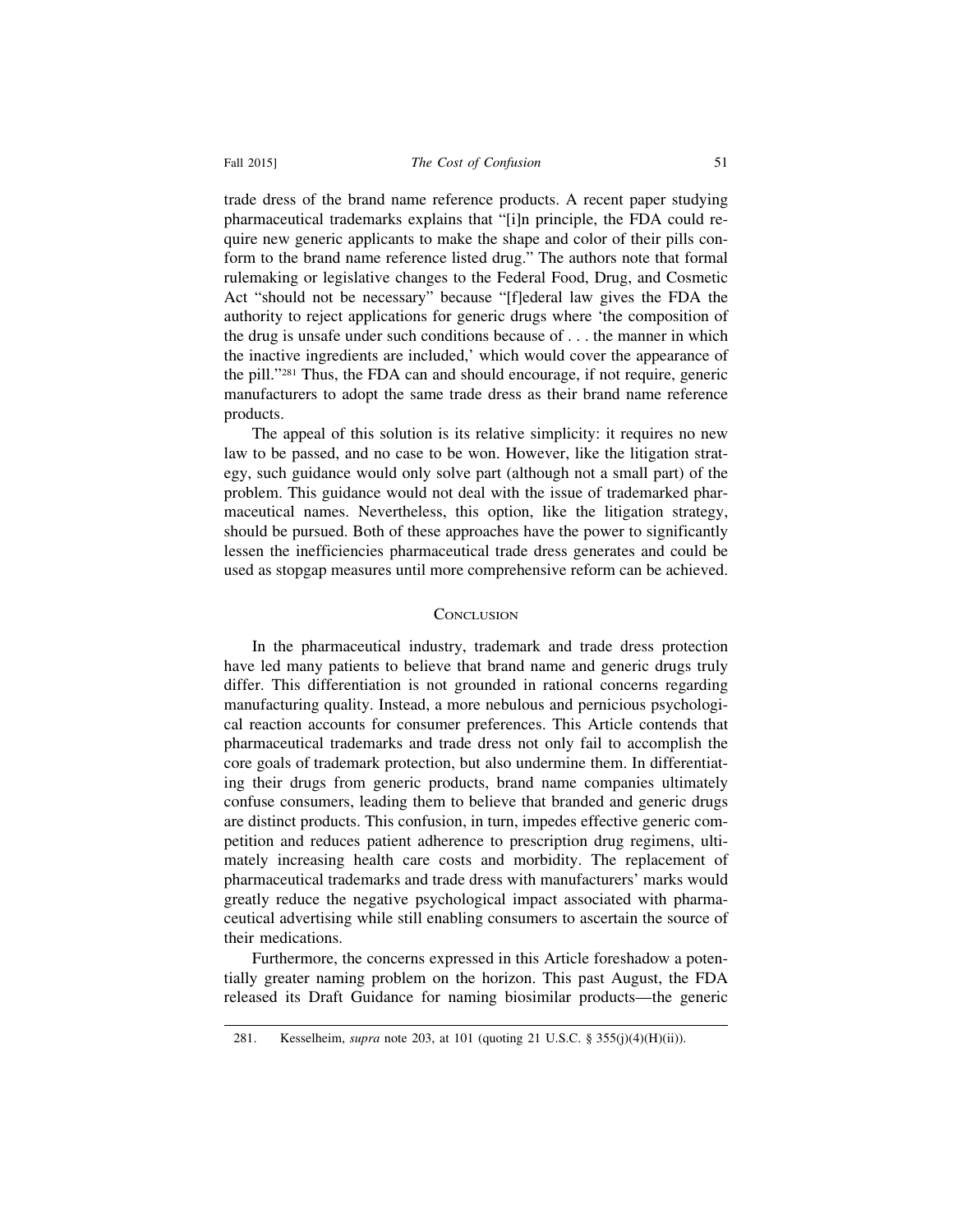trade dress of the brand name reference products. A recent paper studying pharmaceutical trademarks explains that "[i]n principle, the FDA could require new generic applicants to make the shape and color of their pills conform to the brand name reference listed drug." The authors note that formal rulemaking or legislative changes to the Federal Food, Drug, and Cosmetic Act "should not be necessary" because "[f]ederal law gives the FDA the authority to reject applications for generic drugs where 'the composition of the drug is unsafe under such conditions because of . . . the manner in which the inactive ingredients are included,' which would cover the appearance of the pill."[281] Thus, the FDA can and should encourage, if not require, generic manufacturers to adopt the same trade dress as their brand name reference products.

The appeal of this solution is its relative simplicity: it requires no new law to be passed, and no case to be won. However, like the litigation strategy, such guidance would only solve part (although not a small part) of the problem. This guidance would not deal with the issue of trademarked pharmaceutical names. Nevertheless, this option, like the litigation strategy, should be pursued. Both of these approaches have the power to significantly lessen the inefficiencies pharmaceutical trade dress generates and could be used as stopgap measures until more comprehensive reform can be achieved.

## Conclusion

In the pharmaceutical industry, trademark and trade dress protection have led many patients to believe that brand name and generic drugs truly differ. This differentiation is not grounded in rational concerns regarding manufacturing quality. Instead, a more nebulous and pernicious psychological reaction accounts for consumer preferences. This Article contends that pharmaceutical trademarks and trade dress not only fail to accomplish the core goals of trademark protection, but also undermine them. In differentiating their drugs from generic products, brand name companies ultimately confuse consumers, leading them to believe that branded and generic drugs are distinct products. This confusion, in turn, impedes effective generic competition and reduces patient adherence to prescription drug regimens, ultimately increasing health care costs and morbidity. The replacement of pharmaceutical trademarks and trade dress with manufacturers' marks would greatly reduce the negative psychological impact associated with pharmaceutical advertising while still enabling consumers to ascertain the source of their medications.

Furthermore, the concerns expressed in this Article foreshadow a potentially greater naming problem on the horizon. This past August, the FDA released its Draft Guidance for naming biosimilar products—the generic

---

281. Kesselheim, *supra* note 203, at 101 (quoting 21 U.S.C. § 355(j)(4)(H)(ii)).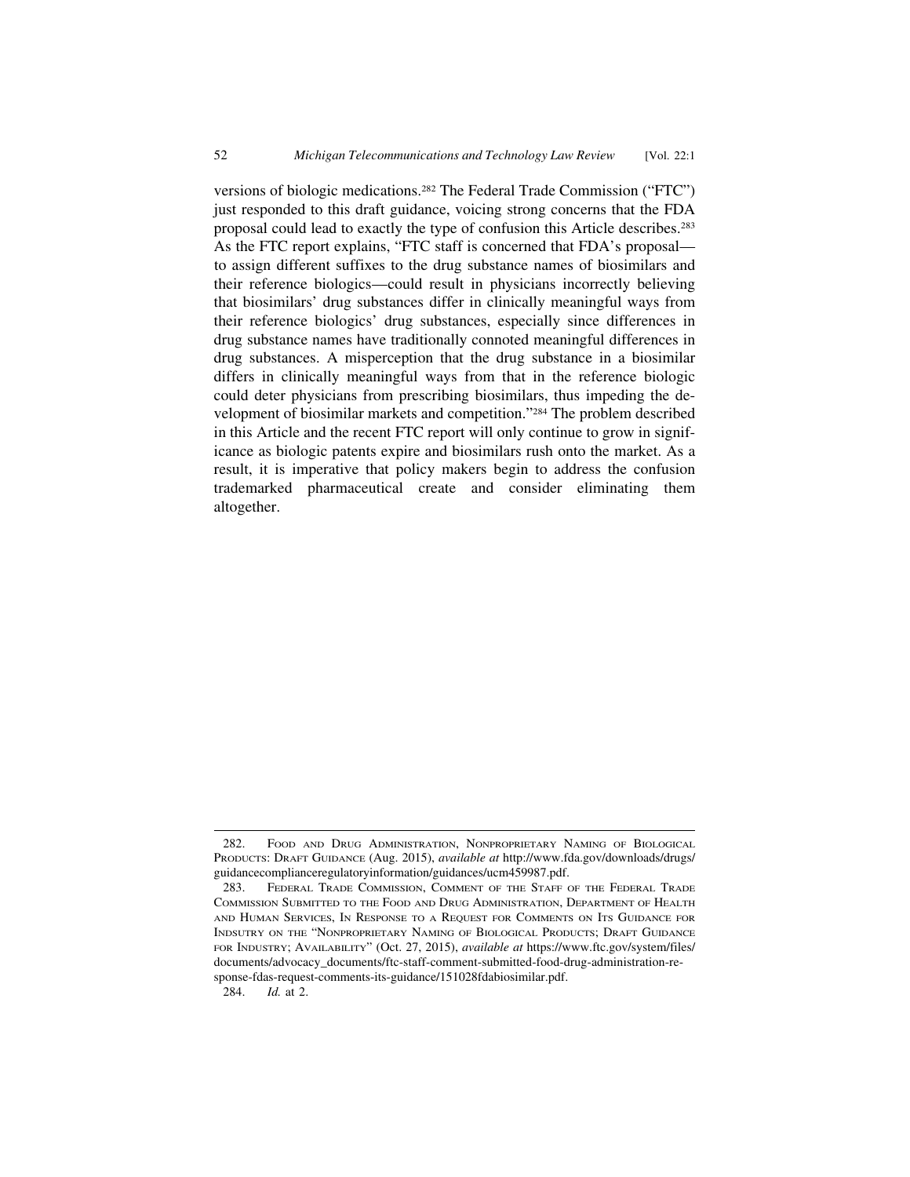versions of biologic medications.[282] The Federal Trade Commission ("FTC") just responded to this draft guidance, voicing strong concerns that the FDA proposal could lead to exactly the type of confusion this Article describes.[283] As the FTC report explains, "FTC staff is concerned that FDA's proposal—to assign different suffixes to the drug substance names of biosimilars and their reference biologics—could result in physicians incorrectly believing that biosimilars' drug substances differ in clinically meaningful ways from their reference biologics' drug substances, especially since differences in drug substance names have traditionally connoted meaningful differences in drug substances. A misperception that the drug substance in a biosimilar differs in clinically meaningful ways from that in the reference biologic could deter physicians from prescribing biosimilars, thus impeding the development of biosimilar markets and competition."[284] The problem described in this Article and the recent FTC report will only continue to grow in significance as biologic patents expire and biosimilars rush onto the market. As a result, it is imperative that policy makers begin to address the confusion trademarked pharmaceutical create and consider eliminating them altogether.

---

282. Food and Drug Administration, Nonproprietary Naming of Biological Products: Draft Guidance (Aug. 2015), *available at* http://www.fda.gov/downloads/drugs/guidancecomplianceregulatoryinformation/guidances/ucm459987.pdf.

283. Federal Trade Commission, Comment of the Staff of the Federal Trade Commission Submitted to the Food and Drug Administration, Department of Health and Human Services, In Response to a Request for Comments on Its Guidance for Indsutry on the "Nonproprietary Naming of Biological Products; Draft Guidance for Industry; Availability" (Oct. 27, 2015), *available at* https://www.ftc.gov/system/files/documents/advocacy_documents/ftc-staff-comment-submitted-food-drug-administration-response-fdas-request-comments-its-guidance/151028fdabiosimilar.pdf.

284. *Id.* at 2.